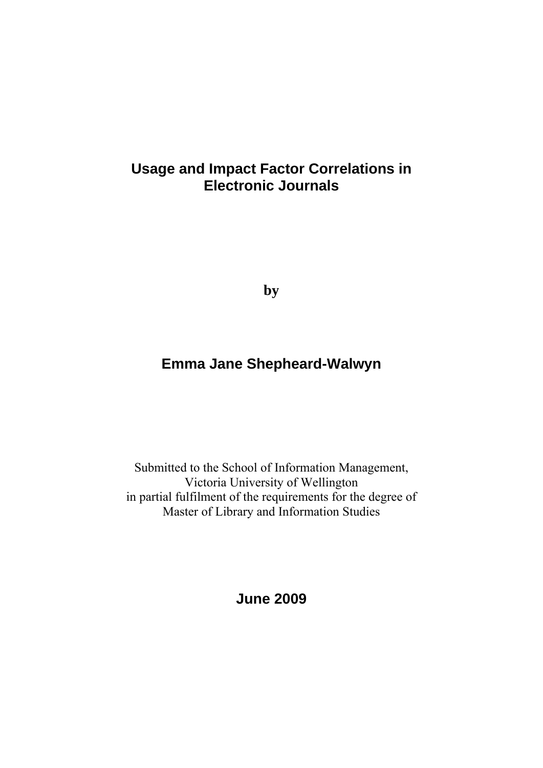# Usage and Impact Factor Correlations in Electronic Journals

**by**

## Emma Jane Shepheard-Walwyn

Submitted to the School of Information Management,
Victoria University of Wellington
in partial fulfilment of the requirements for the degree of
Master of Library and Information Studies

**June 2009**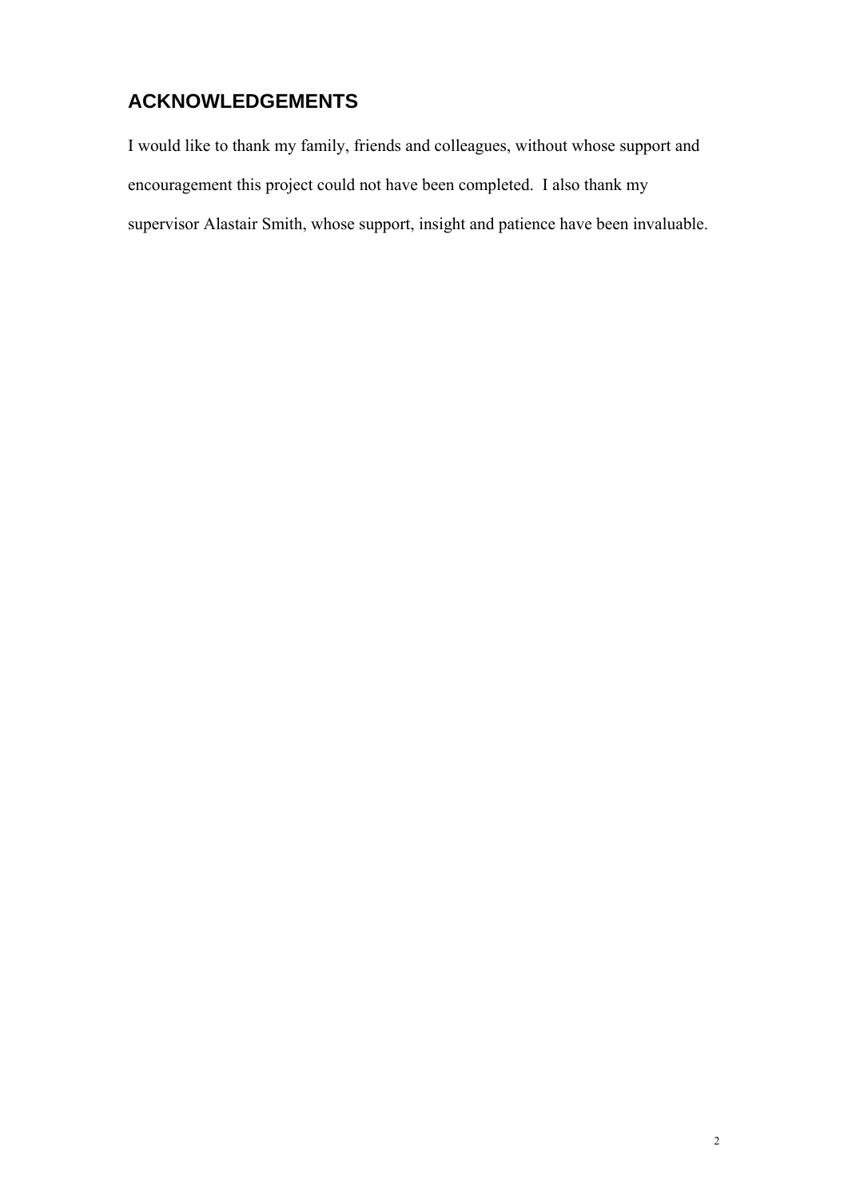## ACKNOWLEDGEMENTS

I would like to thank my family, friends and colleagues, without whose support and encouragement this project could not have been completed. I also thank my supervisor Alastair Smith, whose support, insight and patience have been invaluable.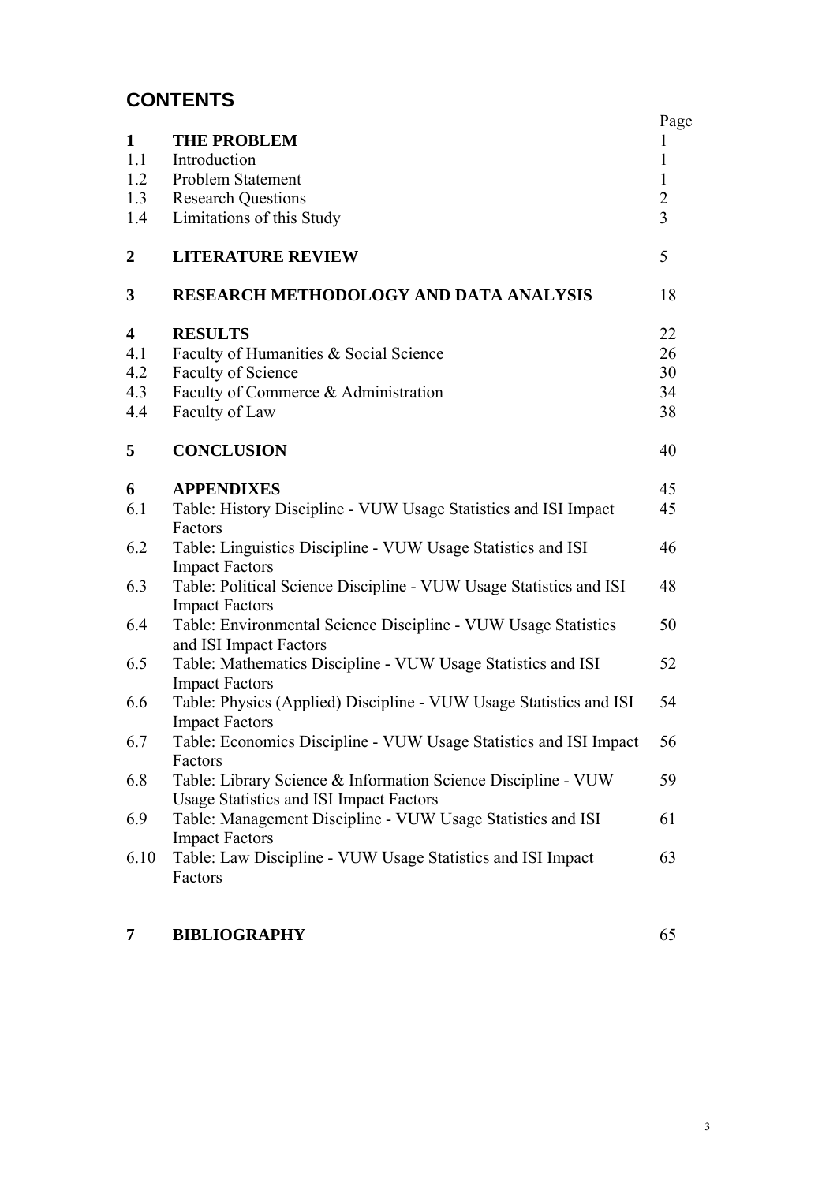# CONTENTS

| | | Page |
|---|---|---|
| **1** | **THE PROBLEM** | 1 |
| 1.1 | Introduction | 1 |
| 1.2 | Problem Statement | 1 |
| 1.3 | Research Questions | 2 |
| 1.4 | Limitations of this Study | 3 |
| **2** | **LITERATURE REVIEW** | 5 |
| **3** | **RESEARCH METHODOLOGY AND DATA ANALYSIS** | 18 |
| **4** | **RESULTS** | 22 |
| 4.1 | Faculty of Humanities & Social Science | 26 |
| 4.2 | Faculty of Science | 30 |
| 4.3 | Faculty of Commerce & Administration | 34 |
| 4.4 | Faculty of Law | 38 |
| **5** | **CONCLUSION** | 40 |
| **6** | **APPENDIXES** | 45 |
| 6.1 | Table: History Discipline - VUW Usage Statistics and ISI Impact Factors | 45 |
| 6.2 | Table: Linguistics Discipline - VUW Usage Statistics and ISI Impact Factors | 46 |
| 6.3 | Table: Political Science Discipline - VUW Usage Statistics and ISI Impact Factors | 48 |
| 6.4 | Table: Environmental Science Discipline - VUW Usage Statistics and ISI Impact Factors | 50 |
| 6.5 | Table: Mathematics Discipline - VUW Usage Statistics and ISI Impact Factors | 52 |
| 6.6 | Table: Physics (Applied) Discipline - VUW Usage Statistics and ISI Impact Factors | 54 |
| 6.7 | Table: Economics Discipline - VUW Usage Statistics and ISI Impact Factors | 56 |
| 6.8 | Table: Library Science & Information Science Discipline - VUW Usage Statistics and ISI Impact Factors | 59 |
| 6.9 | Table: Management Discipline - VUW Usage Statistics and ISI Impact Factors | 61 |
| 6.10 | Table: Law Discipline - VUW Usage Statistics and ISI Impact Factors | 63 |
| **7** | **BIBLIOGRAPHY** | 65 |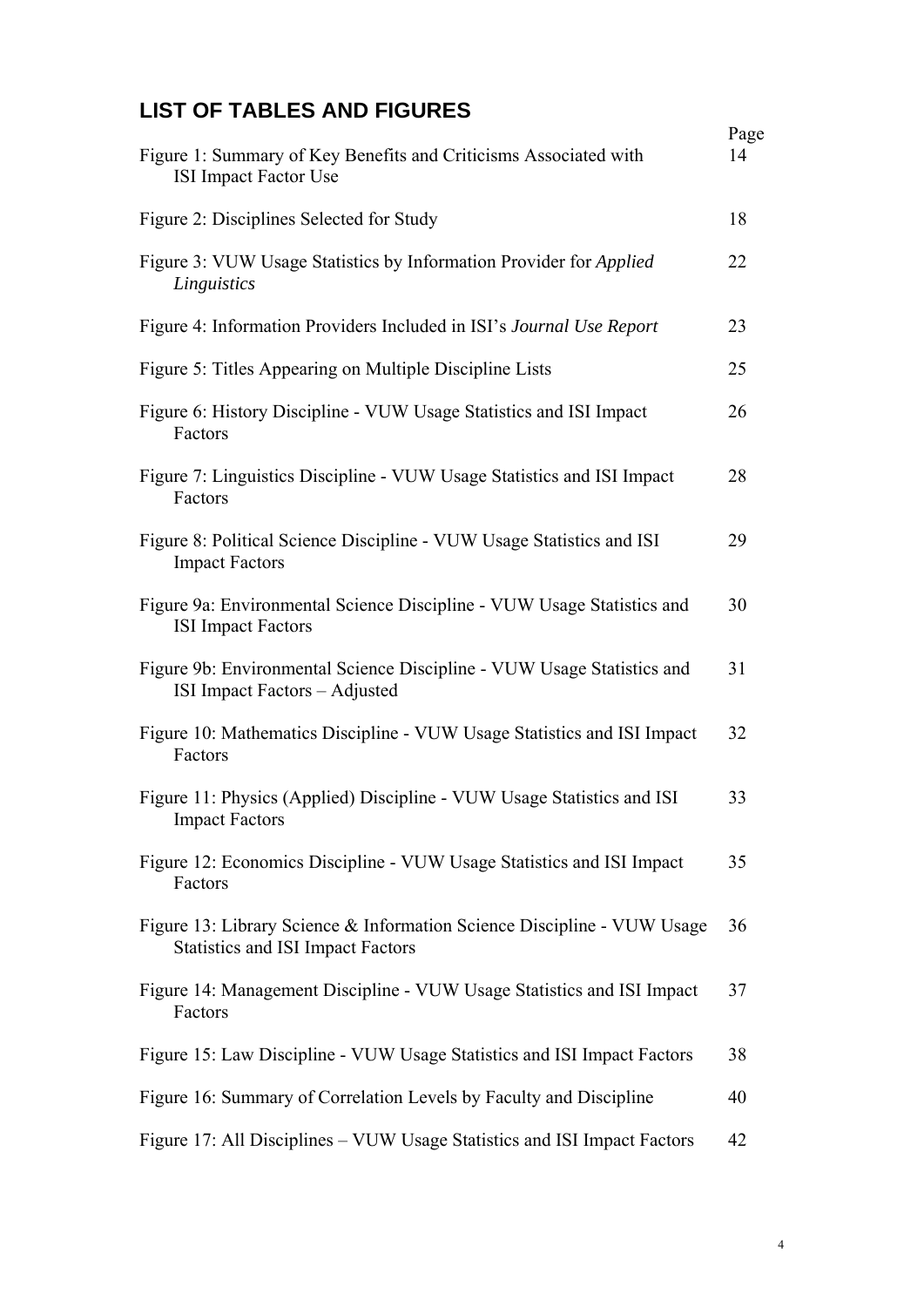## LIST OF TABLES AND FIGURES

| | Page |
|---|---|
| Figure 1: Summary of Key Benefits and Criticisms Associated with ISI Impact Factor Use | 14 |
| Figure 2: Disciplines Selected for Study | 18 |
| Figure 3: VUW Usage Statistics by Information Provider for *Applied Linguistics* | 22 |
| Figure 4: Information Providers Included in ISI's *Journal Use Report* | 23 |
| Figure 5: Titles Appearing on Multiple Discipline Lists | 25 |
| Figure 6: History Discipline - VUW Usage Statistics and ISI Impact Factors | 26 |
| Figure 7: Linguistics Discipline - VUW Usage Statistics and ISI Impact Factors | 28 |
| Figure 8: Political Science Discipline - VUW Usage Statistics and ISI Impact Factors | 29 |
| Figure 9a: Environmental Science Discipline - VUW Usage Statistics and ISI Impact Factors | 30 |
| Figure 9b: Environmental Science Discipline - VUW Usage Statistics and ISI Impact Factors – Adjusted | 31 |
| Figure 10: Mathematics Discipline - VUW Usage Statistics and ISI Impact Factors | 32 |
| Figure 11: Physics (Applied) Discipline - VUW Usage Statistics and ISI Impact Factors | 33 |
| Figure 12: Economics Discipline - VUW Usage Statistics and ISI Impact Factors | 35 |
| Figure 13: Library Science & Information Science Discipline - VUW Usage Statistics and ISI Impact Factors | 36 |
| Figure 14: Management Discipline - VUW Usage Statistics and ISI Impact Factors | 37 |
| Figure 15: Law Discipline - VUW Usage Statistics and ISI Impact Factors | 38 |
| Figure 16: Summary of Correlation Levels by Faculty and Discipline | 40 |
| Figure 17: All Disciplines – VUW Usage Statistics and ISI Impact Factors | 42 |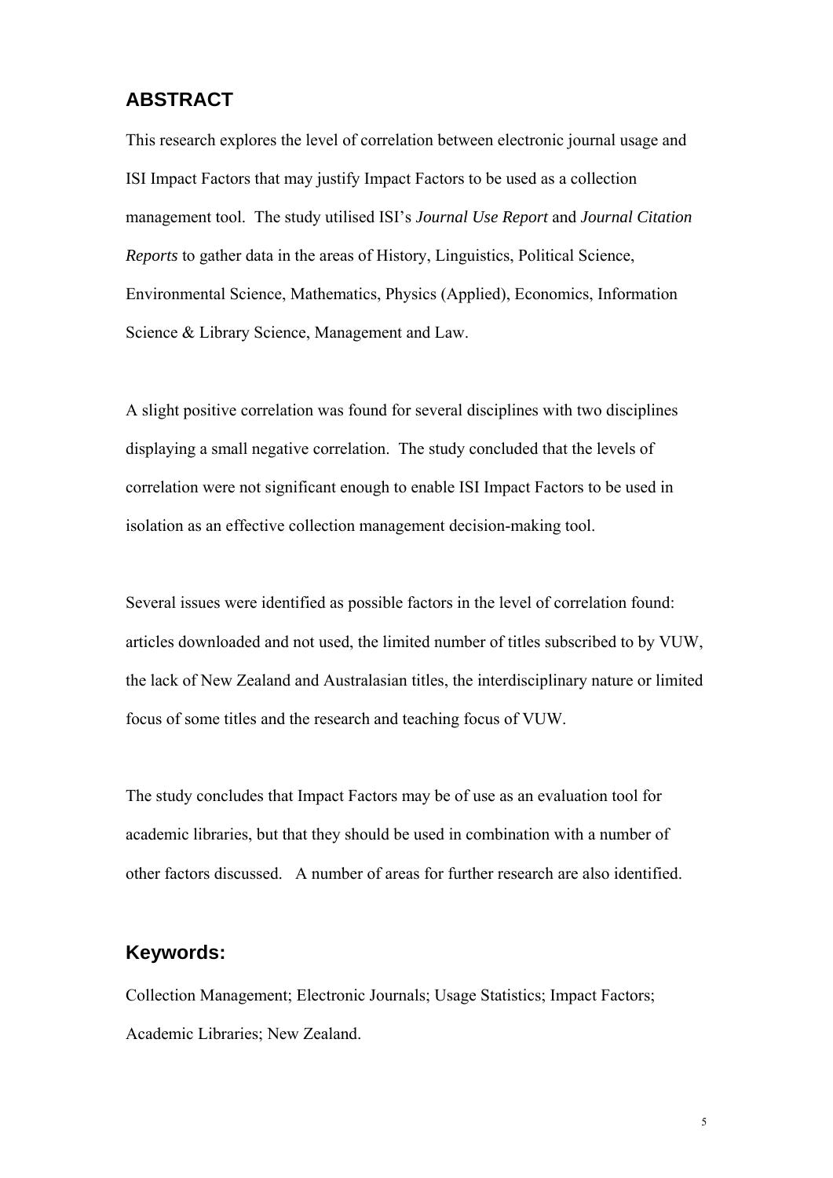## ABSTRACT

This research explores the level of correlation between electronic journal usage and ISI Impact Factors that may justify Impact Factors to be used as a collection management tool. The study utilised ISI's *Journal Use Report* and *Journal Citation Reports* to gather data in the areas of History, Linguistics, Political Science, Environmental Science, Mathematics, Physics (Applied), Economics, Information Science & Library Science, Management and Law.

A slight positive correlation was found for several disciplines with two disciplines displaying a small negative correlation. The study concluded that the levels of correlation were not significant enough to enable ISI Impact Factors to be used in isolation as an effective collection management decision-making tool.

Several issues were identified as possible factors in the level of correlation found: articles downloaded and not used, the limited number of titles subscribed to by VUW, the lack of New Zealand and Australasian titles, the interdisciplinary nature or limited focus of some titles and the research and teaching focus of VUW.

The study concludes that Impact Factors may be of use as an evaluation tool for academic libraries, but that they should be used in combination with a number of other factors discussed. A number of areas for further research are also identified.

## Keywords:

Collection Management; Electronic Journals; Usage Statistics; Impact Factors; Academic Libraries; New Zealand.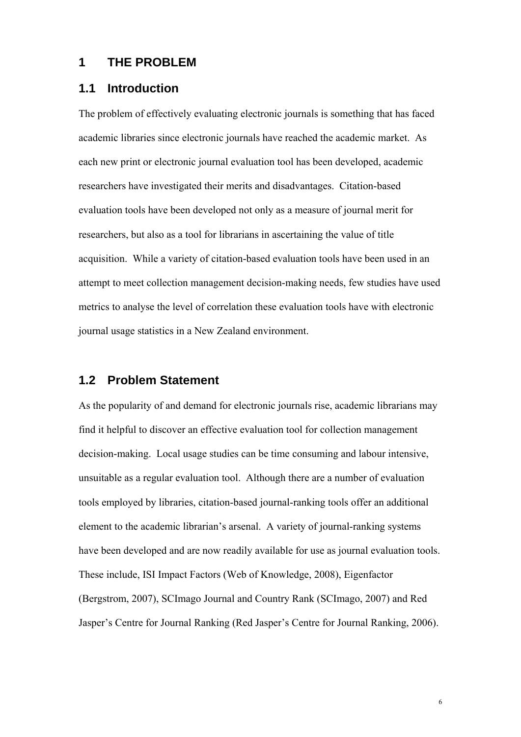# 1 THE PROBLEM

## 1.1 Introduction

The problem of effectively evaluating electronic journals is something that has faced academic libraries since electronic journals have reached the academic market. As each new print or electronic journal evaluation tool has been developed, academic researchers have investigated their merits and disadvantages. Citation-based evaluation tools have been developed not only as a measure of journal merit for researchers, but also as a tool for librarians in ascertaining the value of title acquisition. While a variety of citation-based evaluation tools have been used in an attempt to meet collection management decision-making needs, few studies have used metrics to analyse the level of correlation these evaluation tools have with electronic journal usage statistics in a New Zealand environment.

## 1.2 Problem Statement

As the popularity of and demand for electronic journals rise, academic librarians may find it helpful to discover an effective evaluation tool for collection management decision-making. Local usage studies can be time consuming and labour intensive, unsuitable as a regular evaluation tool. Although there are a number of evaluation tools employed by libraries, citation-based journal-ranking tools offer an additional element to the academic librarian's arsenal. A variety of journal-ranking systems have been developed and are now readily available for use as journal evaluation tools. These include, ISI Impact Factors (Web of Knowledge, 2008), Eigenfactor (Bergstrom, 2007), SCImago Journal and Country Rank (SCImago, 2007) and Red Jasper's Centre for Journal Ranking (Red Jasper's Centre for Journal Ranking, 2006).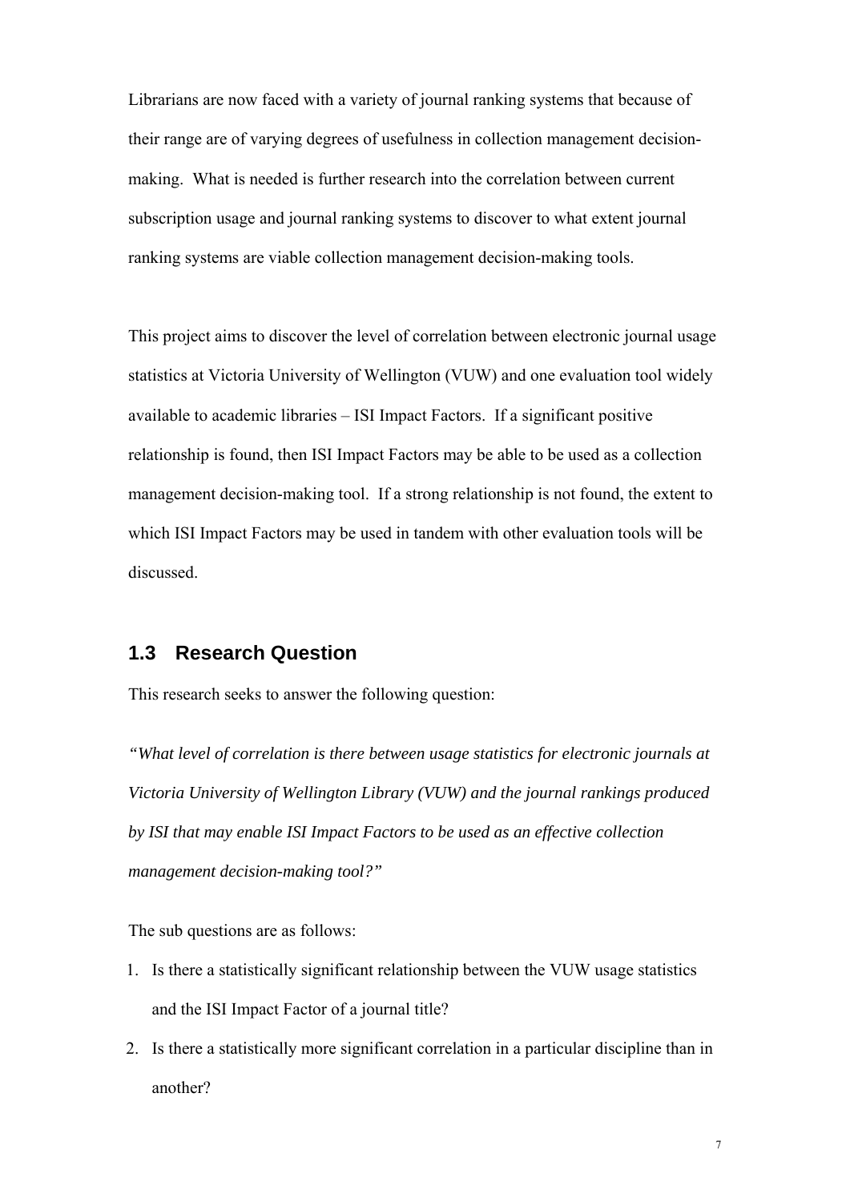Librarians are now faced with a variety of journal ranking systems that because of their range are of varying degrees of usefulness in collection management decision-making. What is needed is further research into the correlation between current subscription usage and journal ranking systems to discover to what extent journal ranking systems are viable collection management decision-making tools.

This project aims to discover the level of correlation between electronic journal usage statistics at Victoria University of Wellington (VUW) and one evaluation tool widely available to academic libraries – ISI Impact Factors. If a significant positive relationship is found, then ISI Impact Factors may be able to be used as a collection management decision-making tool. If a strong relationship is not found, the extent to which ISI Impact Factors may be used in tandem with other evaluation tools will be discussed.

## 1.3 Research Question

This research seeks to answer the following question:

*"What level of correlation is there between usage statistics for electronic journals at Victoria University of Wellington Library (VUW) and the journal rankings produced by ISI that may enable ISI Impact Factors to be used as an effective collection management decision-making tool?"*

The sub questions are as follows:

1. Is there a statistically significant relationship between the VUW usage statistics and the ISI Impact Factor of a journal title?
2. Is there a statistically more significant correlation in a particular discipline than in another?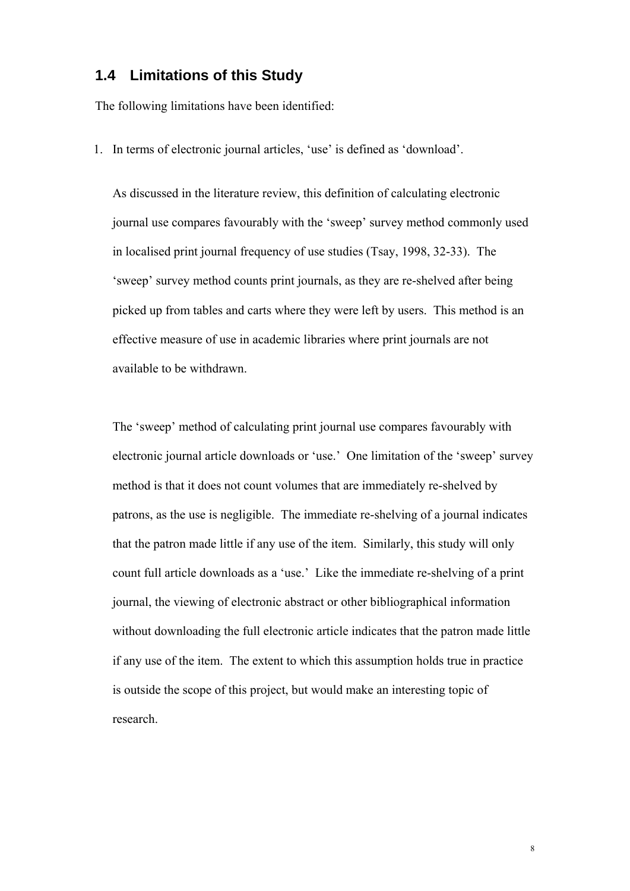## 1.4 Limitations of this Study

The following limitations have been identified:

1. In terms of electronic journal articles, 'use' is defined as 'download'.

   As discussed in the literature review, this definition of calculating electronic journal use compares favourably with the 'sweep' survey method commonly used in localised print journal frequency of use studies (Tsay, 1998, 32-33). The 'sweep' survey method counts print journals, as they are re-shelved after being picked up from tables and carts where they were left by users. This method is an effective measure of use in academic libraries where print journals are not available to be withdrawn.

   The 'sweep' method of calculating print journal use compares favourably with electronic journal article downloads or 'use.' One limitation of the 'sweep' survey method is that it does not count volumes that are immediately re-shelved by patrons, as the use is negligible. The immediate re-shelving of a journal indicates that the patron made little if any use of the item. Similarly, this study will only count full article downloads as a 'use.' Like the immediate re-shelving of a print journal, the viewing of electronic abstract or other bibliographical information without downloading the full electronic article indicates that the patron made little if any use of the item. The extent to which this assumption holds true in practice is outside the scope of this project, but would make an interesting topic of research.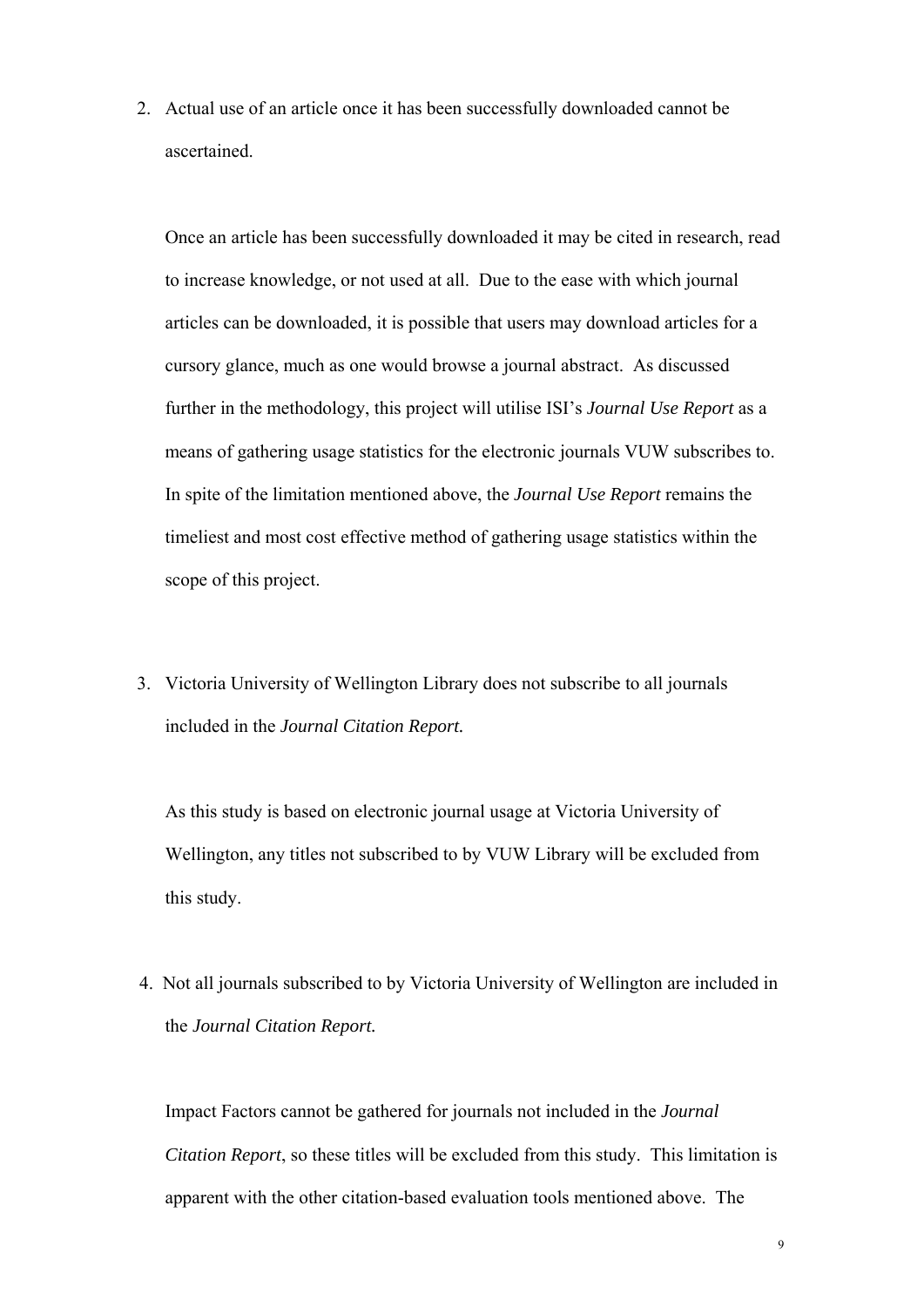2. Actual use of an article once it has been successfully downloaded cannot be ascertained.

   Once an article has been successfully downloaded it may be cited in research, read to increase knowledge, or not used at all. Due to the ease with which journal articles can be downloaded, it is possible that users may download articles for a cursory glance, much as one would browse a journal abstract. As discussed further in the methodology, this project will utilise ISI's *Journal Use Report* as a means of gathering usage statistics for the electronic journals VUW subscribes to. In spite of the limitation mentioned above, the *Journal Use Report* remains the timeliest and most cost effective method of gathering usage statistics within the scope of this project.

3. Victoria University of Wellington Library does not subscribe to all journals included in the *Journal Citation Report.*

   As this study is based on electronic journal usage at Victoria University of Wellington, any titles not subscribed to by VUW Library will be excluded from this study.

4. Not all journals subscribed to by Victoria University of Wellington are included in the *Journal Citation Report.*

   Impact Factors cannot be gathered for journals not included in the *Journal Citation Report*, so these titles will be excluded from this study. This limitation is apparent with the other citation-based evaluation tools mentioned above. The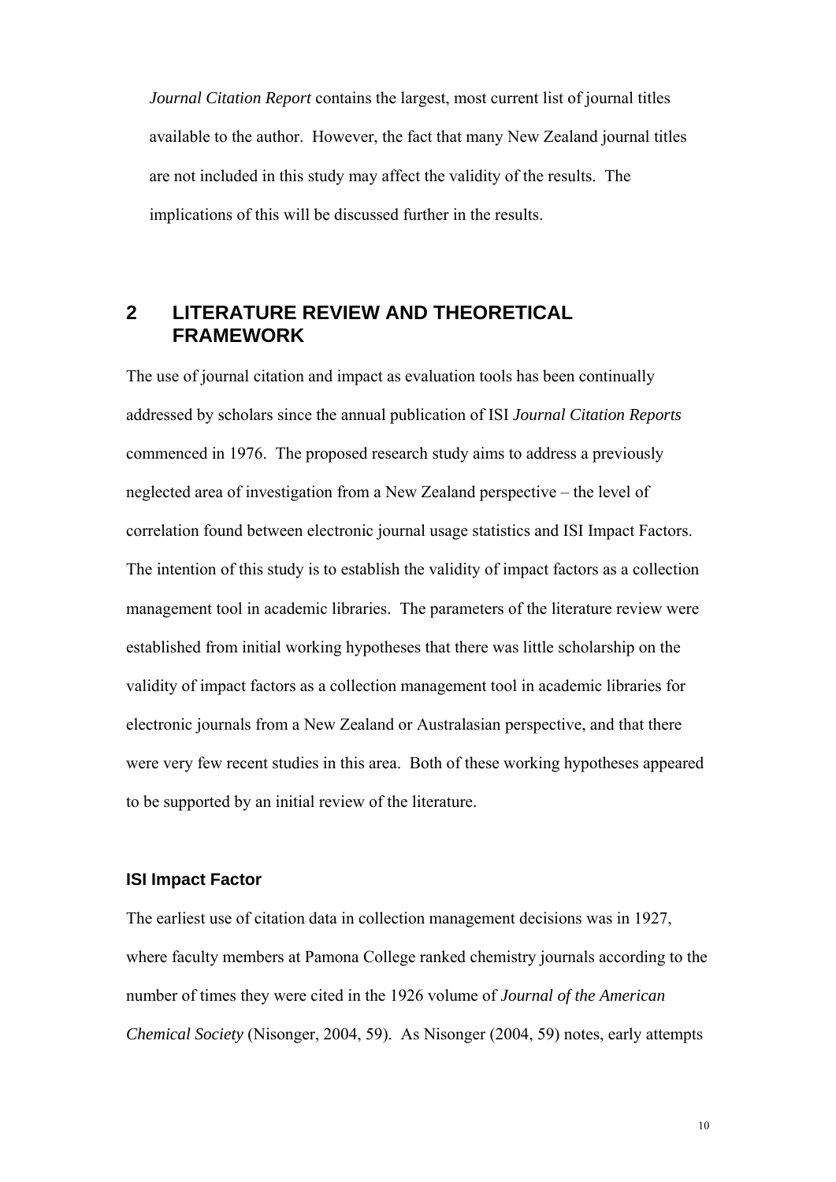*Journal Citation Report* contains the largest, most current list of journal titles available to the author. However, the fact that many New Zealand journal titles are not included in this study may affect the validity of the results. The implications of this will be discussed further in the results.

# 2 LITERATURE REVIEW AND THEORETICAL FRAMEWORK

The use of journal citation and impact as evaluation tools has been continually addressed by scholars since the annual publication of ISI *Journal Citation Reports* commenced in 1976. The proposed research study aims to address a previously neglected area of investigation from a New Zealand perspective – the level of correlation found between electronic journal usage statistics and ISI Impact Factors. The intention of this study is to establish the validity of impact factors as a collection management tool in academic libraries. The parameters of the literature review were established from initial working hypotheses that there was little scholarship on the validity of impact factors as a collection management tool in academic libraries for electronic journals from a New Zealand or Australasian perspective, and that there were very few recent studies in this area. Both of these working hypotheses appeared to be supported by an initial review of the literature.

### ISI Impact Factor

The earliest use of citation data in collection management decisions was in 1927, where faculty members at Pamona College ranked chemistry journals according to the number of times they were cited in the 1926 volume of *Journal of the American Chemical Society* (Nisonger, 2004, 59). As Nisonger (2004, 59) notes, early attempts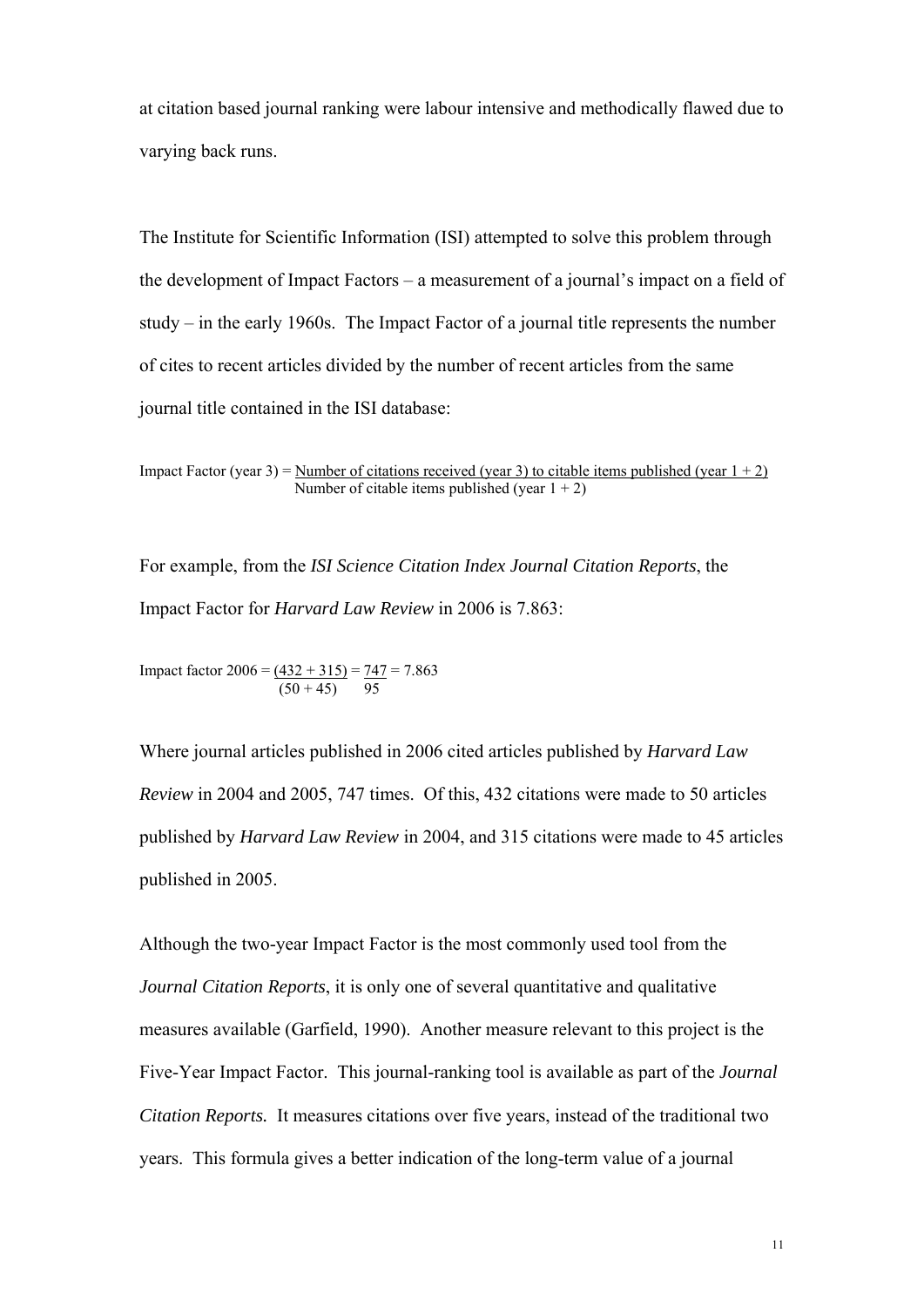at citation based journal ranking were labour intensive and methodically flawed due to varying back runs.

The Institute for Scientific Information (ISI) attempted to solve this problem through the development of Impact Factors – a measurement of a journal's impact on a field of study – in the early 1960s. The Impact Factor of a journal title represents the number of cites to recent articles divided by the number of recent articles from the same journal title contained in the ISI database:

$$\text{Impact Factor (year 3)} = \frac{\text{Number of citations received (year 3) to citable items published (year 1 + 2)}}{\text{Number of citable items published (year 1 + 2)}}$$

For example, from the *ISI Science Citation Index Journal Citation Reports*, the Impact Factor for *Harvard Law Review* in 2006 is 7.863:

$$\text{Impact factor 2006} = \frac{(432 + 315)}{(50 + 45)} = \frac{747}{95} = 7.863$$

Where journal articles published in 2006 cited articles published by *Harvard Law Review* in 2004 and 2005, 747 times. Of this, 432 citations were made to 50 articles published by *Harvard Law Review* in 2004, and 315 citations were made to 45 articles published in 2005.

Although the two-year Impact Factor is the most commonly used tool from the *Journal Citation Reports*, it is only one of several quantitative and qualitative measures available (Garfield, 1990). Another measure relevant to this project is the Five-Year Impact Factor. This journal-ranking tool is available as part of the *Journal Citation Reports.* It measures citations over five years, instead of the traditional two years. This formula gives a better indication of the long-term value of a journal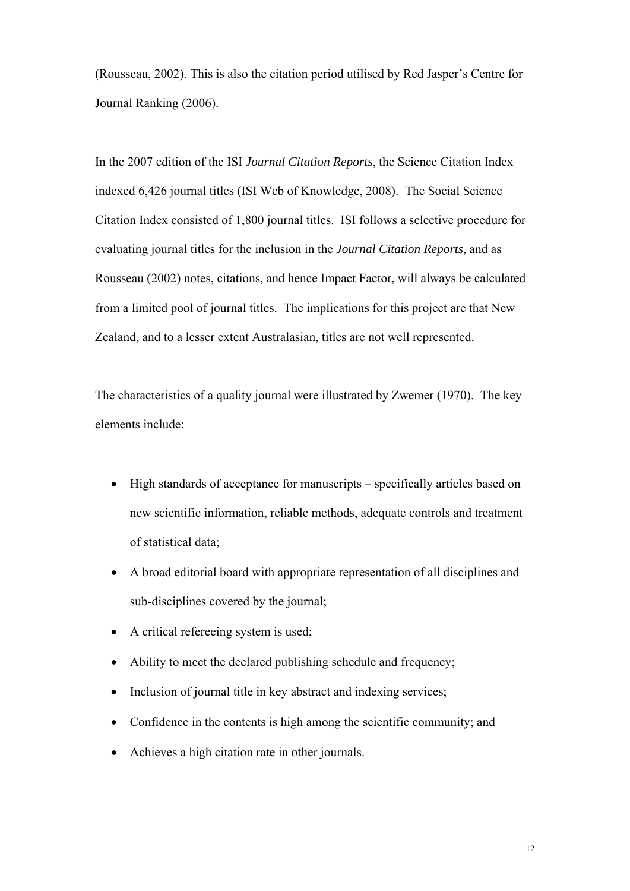(Rousseau, 2002). This is also the citation period utilised by Red Jasper's Centre for Journal Ranking (2006).

In the 2007 edition of the ISI *Journal Citation Reports*, the Science Citation Index indexed 6,426 journal titles (ISI Web of Knowledge, 2008). The Social Science Citation Index consisted of 1,800 journal titles. ISI follows a selective procedure for evaluating journal titles for the inclusion in the *Journal Citation Reports*, and as Rousseau (2002) notes, citations, and hence Impact Factor, will always be calculated from a limited pool of journal titles. The implications for this project are that New Zealand, and to a lesser extent Australasian, titles are not well represented.

The characteristics of a quality journal were illustrated by Zwemer (1970). The key elements include:

- High standards of acceptance for manuscripts – specifically articles based on new scientific information, reliable methods, adequate controls and treatment of statistical data;
- A broad editorial board with appropriate representation of all disciplines and sub-disciplines covered by the journal;
- A critical refereeing system is used;
- Ability to meet the declared publishing schedule and frequency;
- Inclusion of journal title in key abstract and indexing services;
- Confidence in the contents is high among the scientific community; and
- Achieves a high citation rate in other journals.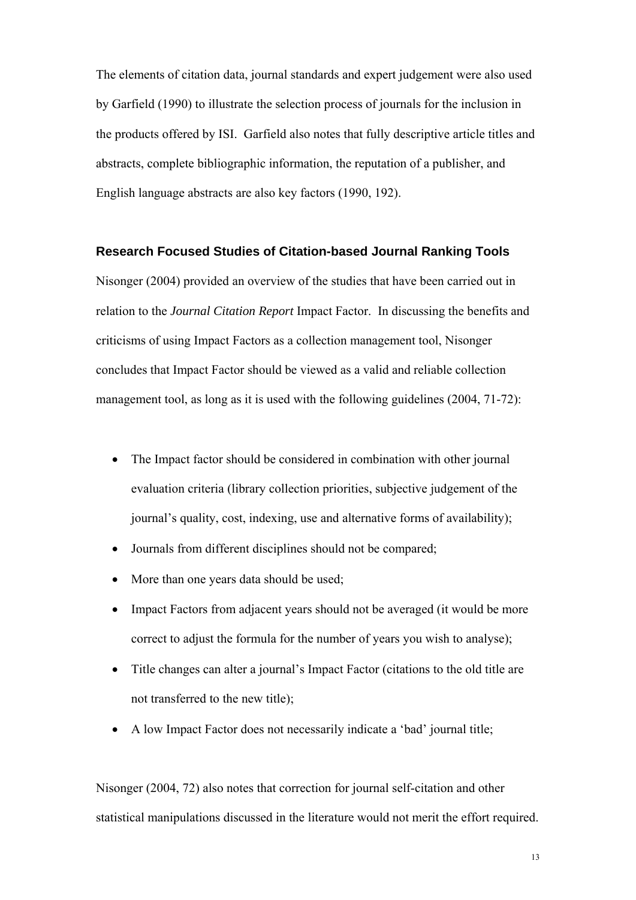The elements of citation data, journal standards and expert judgement were also used by Garfield (1990) to illustrate the selection process of journals for the inclusion in the products offered by ISI. Garfield also notes that fully descriptive article titles and abstracts, complete bibliographic information, the reputation of a publisher, and English language abstracts are also key factors (1990, 192).

### Research Focused Studies of Citation-based Journal Ranking Tools

Nisonger (2004) provided an overview of the studies that have been carried out in relation to the *Journal Citation Report* Impact Factor. In discussing the benefits and criticisms of using Impact Factors as a collection management tool, Nisonger concludes that Impact Factor should be viewed as a valid and reliable collection management tool, as long as it is used with the following guidelines (2004, 71-72):

- The Impact factor should be considered in combination with other journal evaluation criteria (library collection priorities, subjective judgement of the journal's quality, cost, indexing, use and alternative forms of availability);
- Journals from different disciplines should not be compared;
- More than one years data should be used;
- Impact Factors from adjacent years should not be averaged (it would be more correct to adjust the formula for the number of years you wish to analyse);
- Title changes can alter a journal's Impact Factor (citations to the old title are not transferred to the new title);
- A low Impact Factor does not necessarily indicate a 'bad' journal title;

Nisonger (2004, 72) also notes that correction for journal self-citation and other statistical manipulations discussed in the literature would not merit the effort required.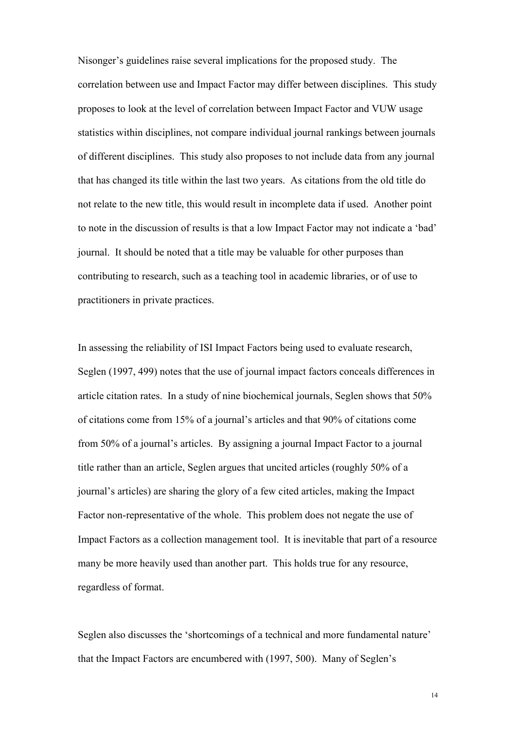Nisonger's guidelines raise several implications for the proposed study. The correlation between use and Impact Factor may differ between disciplines. This study proposes to look at the level of correlation between Impact Factor and VUW usage statistics within disciplines, not compare individual journal rankings between journals of different disciplines. This study also proposes to not include data from any journal that has changed its title within the last two years. As citations from the old title do not relate to the new title, this would result in incomplete data if used. Another point to note in the discussion of results is that a low Impact Factor may not indicate a 'bad' journal. It should be noted that a title may be valuable for other purposes than contributing to research, such as a teaching tool in academic libraries, or of use to practitioners in private practices.

In assessing the reliability of ISI Impact Factors being used to evaluate research, Seglen (1997, 499) notes that the use of journal impact factors conceals differences in article citation rates. In a study of nine biochemical journals, Seglen shows that 50% of citations come from 15% of a journal's articles and that 90% of citations come from 50% of a journal's articles. By assigning a journal Impact Factor to a journal title rather than an article, Seglen argues that uncited articles (roughly 50% of a journal's articles) are sharing the glory of a few cited articles, making the Impact Factor non-representative of the whole. This problem does not negate the use of Impact Factors as a collection management tool. It is inevitable that part of a resource many be more heavily used than another part. This holds true for any resource, regardless of format.

Seglen also discusses the 'shortcomings of a technical and more fundamental nature' that the Impact Factors are encumbered with (1997, 500). Many of Seglen's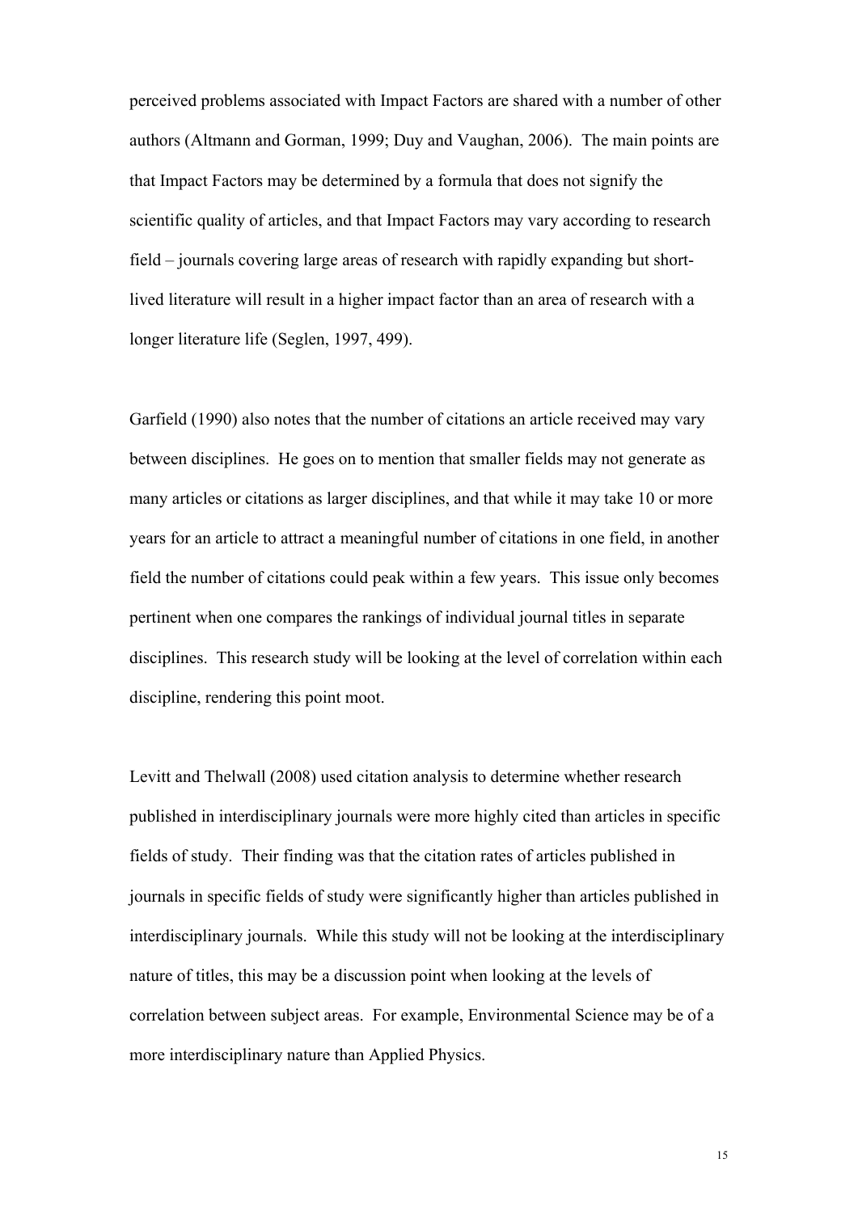perceived problems associated with Impact Factors are shared with a number of other authors (Altmann and Gorman, 1999; Duy and Vaughan, 2006). The main points are that Impact Factors may be determined by a formula that does not signify the scientific quality of articles, and that Impact Factors may vary according to research field – journals covering large areas of research with rapidly expanding but short-lived literature will result in a higher impact factor than an area of research with a longer literature life (Seglen, 1997, 499).

Garfield (1990) also notes that the number of citations an article received may vary between disciplines. He goes on to mention that smaller fields may not generate as many articles or citations as larger disciplines, and that while it may take 10 or more years for an article to attract a meaningful number of citations in one field, in another field the number of citations could peak within a few years. This issue only becomes pertinent when one compares the rankings of individual journal titles in separate disciplines. This research study will be looking at the level of correlation within each discipline, rendering this point moot.

Levitt and Thelwall (2008) used citation analysis to determine whether research published in interdisciplinary journals were more highly cited than articles in specific fields of study. Their finding was that the citation rates of articles published in journals in specific fields of study were significantly higher than articles published in interdisciplinary journals. While this study will not be looking at the interdisciplinary nature of titles, this may be a discussion point when looking at the levels of correlation between subject areas. For example, Environmental Science may be of a more interdisciplinary nature than Applied Physics.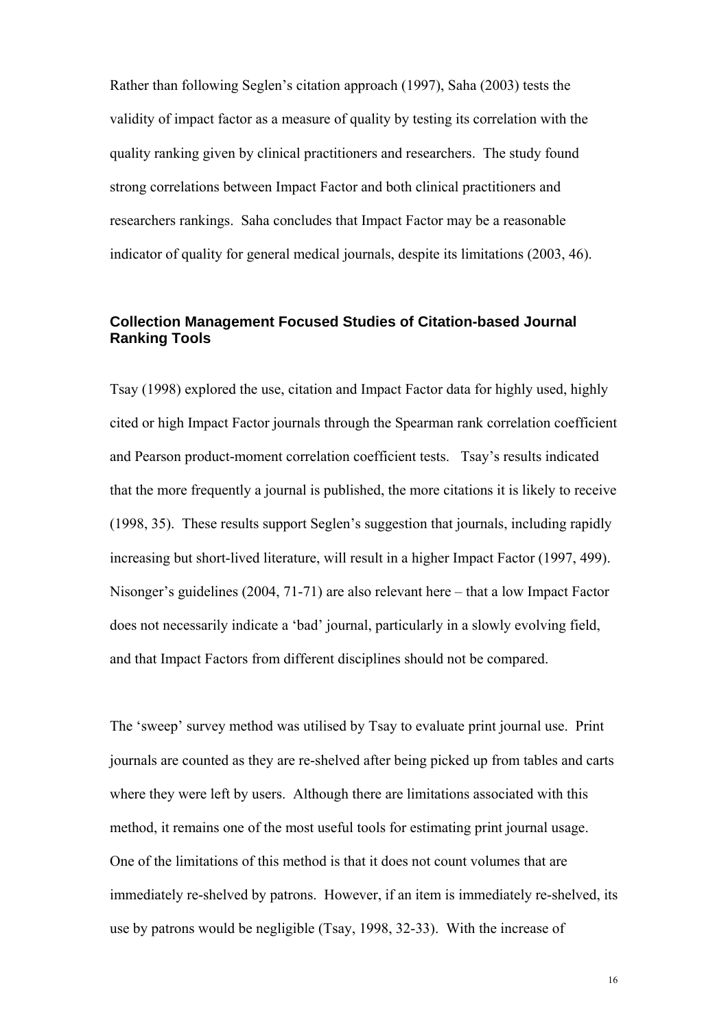Rather than following Seglen's citation approach (1997), Saha (2003) tests the validity of impact factor as a measure of quality by testing its correlation with the quality ranking given by clinical practitioners and researchers. The study found strong correlations between Impact Factor and both clinical practitioners and researchers rankings. Saha concludes that Impact Factor may be a reasonable indicator of quality for general medical journals, despite its limitations (2003, 46).

### Collection Management Focused Studies of Citation-based Journal Ranking Tools

Tsay (1998) explored the use, citation and Impact Factor data for highly used, highly cited or high Impact Factor journals through the Spearman rank correlation coefficient and Pearson product-moment correlation coefficient tests. Tsay's results indicated that the more frequently a journal is published, the more citations it is likely to receive (1998, 35). These results support Seglen's suggestion that journals, including rapidly increasing but short-lived literature, will result in a higher Impact Factor (1997, 499). Nisonger's guidelines (2004, 71-71) are also relevant here – that a low Impact Factor does not necessarily indicate a 'bad' journal, particularly in a slowly evolving field, and that Impact Factors from different disciplines should not be compared.

The 'sweep' survey method was utilised by Tsay to evaluate print journal use. Print journals are counted as they are re-shelved after being picked up from tables and carts where they were left by users. Although there are limitations associated with this method, it remains one of the most useful tools for estimating print journal usage. One of the limitations of this method is that it does not count volumes that are immediately re-shelved by patrons. However, if an item is immediately re-shelved, its use by patrons would be negligible (Tsay, 1998, 32-33). With the increase of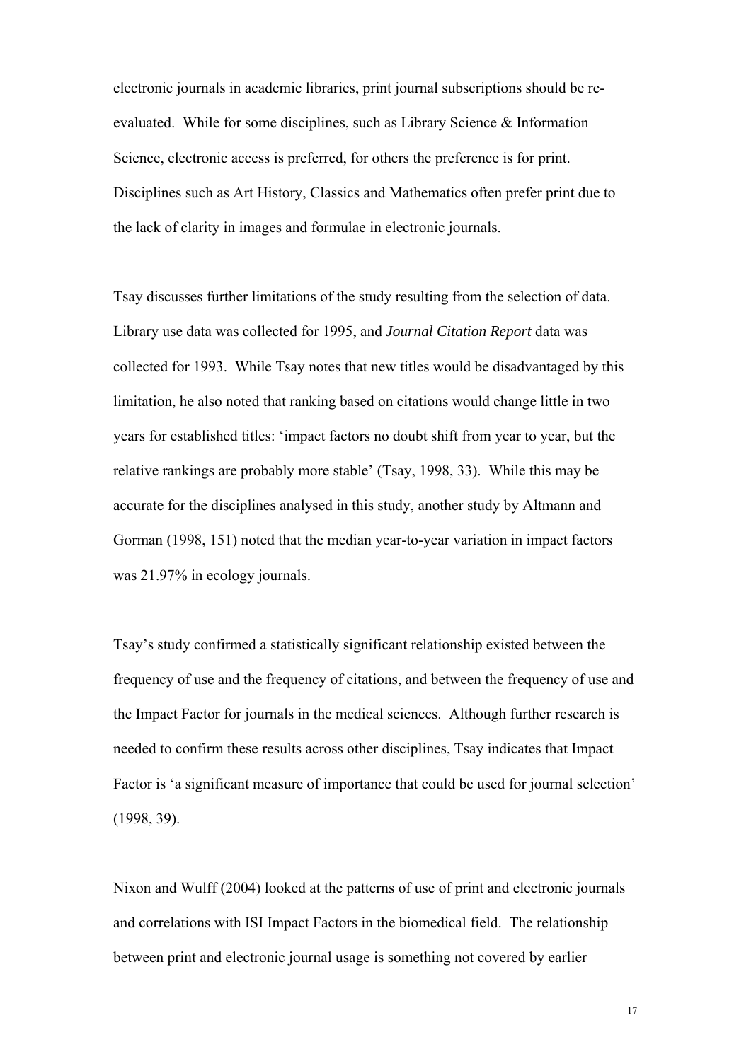electronic journals in academic libraries, print journal subscriptions should be re-evaluated. While for some disciplines, such as Library Science & Information Science, electronic access is preferred, for others the preference is for print. Disciplines such as Art History, Classics and Mathematics often prefer print due to the lack of clarity in images and formulae in electronic journals.

Tsay discusses further limitations of the study resulting from the selection of data. Library use data was collected for 1995, and *Journal Citation Report* data was collected for 1993. While Tsay notes that new titles would be disadvantaged by this limitation, he also noted that ranking based on citations would change little in two years for established titles: 'impact factors no doubt shift from year to year, but the relative rankings are probably more stable' (Tsay, 1998, 33). While this may be accurate for the disciplines analysed in this study, another study by Altmann and Gorman (1998, 151) noted that the median year-to-year variation in impact factors was 21.97% in ecology journals.

Tsay's study confirmed a statistically significant relationship existed between the frequency of use and the frequency of citations, and between the frequency of use and the Impact Factor for journals in the medical sciences. Although further research is needed to confirm these results across other disciplines, Tsay indicates that Impact Factor is 'a significant measure of importance that could be used for journal selection' (1998, 39).

Nixon and Wulff (2004) looked at the patterns of use of print and electronic journals and correlations with ISI Impact Factors in the biomedical field. The relationship between print and electronic journal usage is something not covered by earlier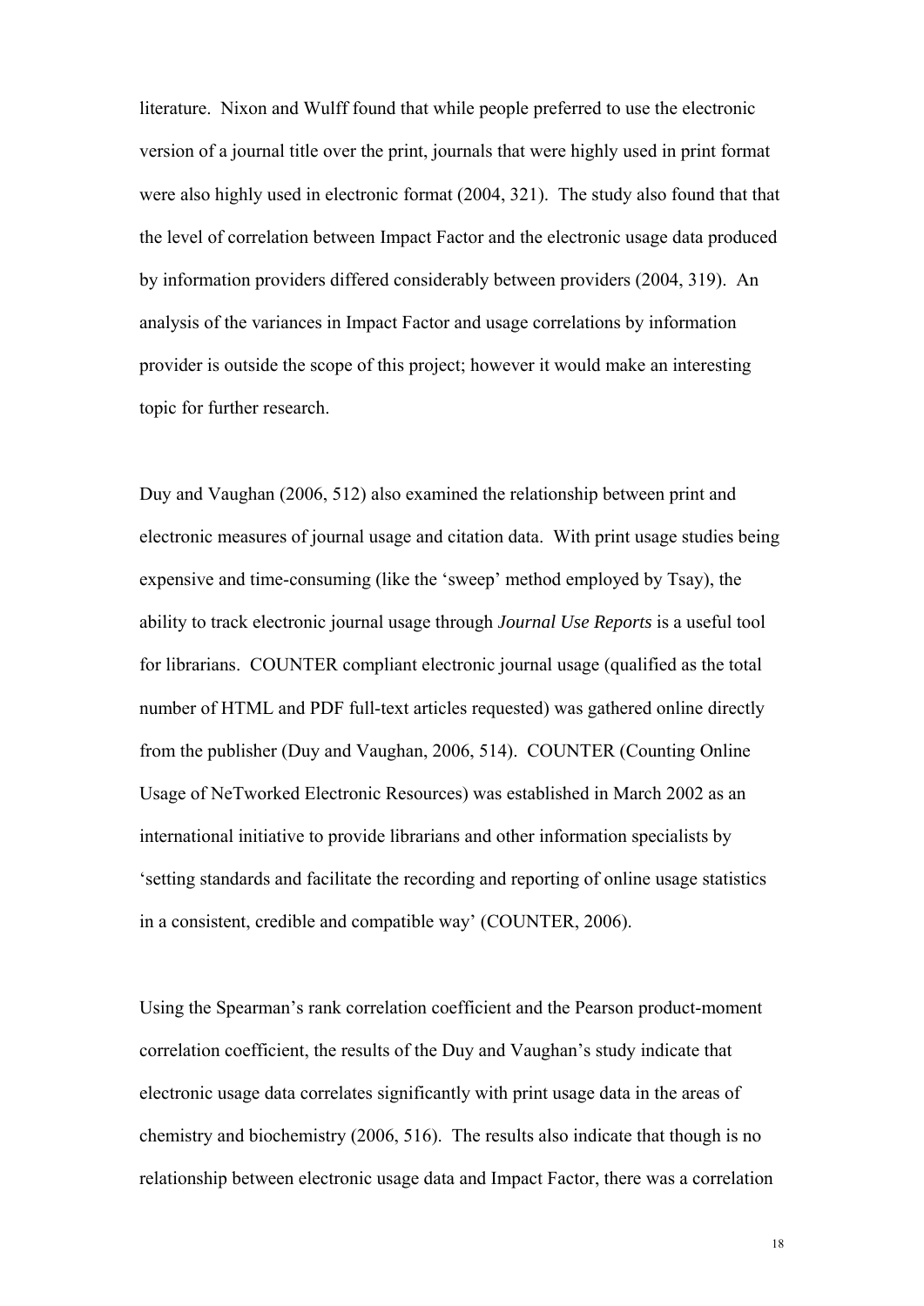literature. Nixon and Wulff found that while people preferred to use the electronic version of a journal title over the print, journals that were highly used in print format were also highly used in electronic format (2004, 321). The study also found that that the level of correlation between Impact Factor and the electronic usage data produced by information providers differed considerably between providers (2004, 319). An analysis of the variances in Impact Factor and usage correlations by information provider is outside the scope of this project; however it would make an interesting topic for further research.

Duy and Vaughan (2006, 512) also examined the relationship between print and electronic measures of journal usage and citation data. With print usage studies being expensive and time-consuming (like the 'sweep' method employed by Tsay), the ability to track electronic journal usage through *Journal Use Reports* is a useful tool for librarians. COUNTER compliant electronic journal usage (qualified as the total number of HTML and PDF full-text articles requested) was gathered online directly from the publisher (Duy and Vaughan, 2006, 514). COUNTER (Counting Online Usage of NeTworked Electronic Resources) was established in March 2002 as an international initiative to provide librarians and other information specialists by 'setting standards and facilitate the recording and reporting of online usage statistics in a consistent, credible and compatible way' (COUNTER, 2006).

Using the Spearman's rank correlation coefficient and the Pearson product-moment correlation coefficient, the results of the Duy and Vaughan's study indicate that electronic usage data correlates significantly with print usage data in the areas of chemistry and biochemistry (2006, 516). The results also indicate that though is no relationship between electronic usage data and Impact Factor, there was a correlation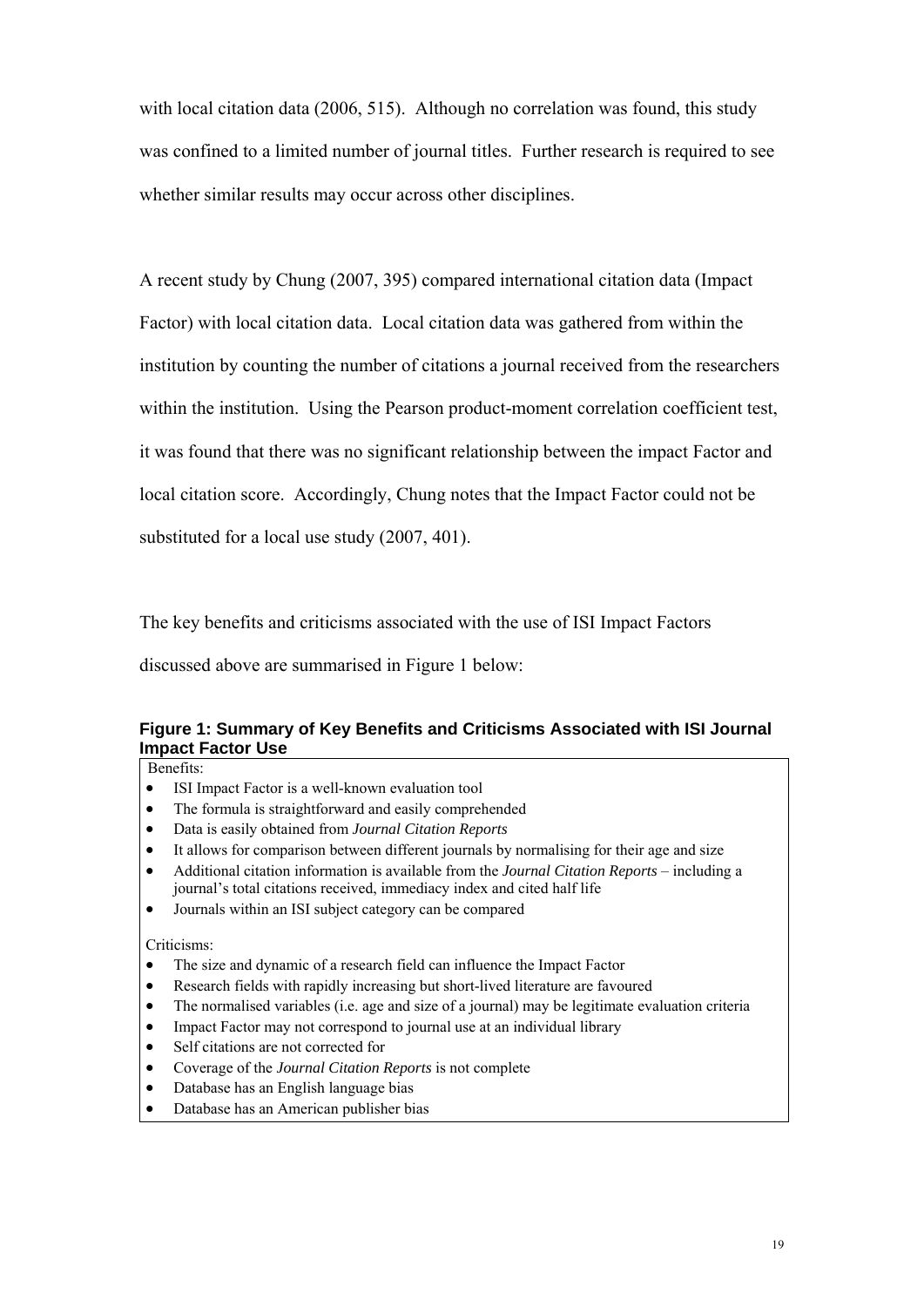with local citation data (2006, 515). Although no correlation was found, this study was confined to a limited number of journal titles. Further research is required to see whether similar results may occur across other disciplines.

A recent study by Chung (2007, 395) compared international citation data (Impact Factor) with local citation data. Local citation data was gathered from within the institution by counting the number of citations a journal received from the researchers within the institution. Using the Pearson product-moment correlation coefficient test, it was found that there was no significant relationship between the impact Factor and local citation score. Accordingly, Chung notes that the Impact Factor could not be substituted for a local use study (2007, 401).

The key benefits and criticisms associated with the use of ISI Impact Factors discussed above are summarised in Figure 1 below:

**Figure 1: Summary of Key Benefits and Criticisms Associated with ISI Journal Impact Factor Use**

Benefits:

- ISI Impact Factor is a well-known evaluation tool
- The formula is straightforward and easily comprehended
- Data is easily obtained from *Journal Citation Reports*
- It allows for comparison between different journals by normalising for their age and size
- Additional citation information is available from the *Journal Citation Reports* – including a journal's total citations received, immediacy index and cited half life
- Journals within an ISI subject category can be compared

Criticisms:

- The size and dynamic of a research field can influence the Impact Factor
- Research fields with rapidly increasing but short-lived literature are favoured
- The normalised variables (i.e. age and size of a journal) may be legitimate evaluation criteria
- Impact Factor may not correspond to journal use at an individual library
- Self citations are not corrected for
- Coverage of the *Journal Citation Reports* is not complete
- Database has an English language bias
- Database has an American publisher bias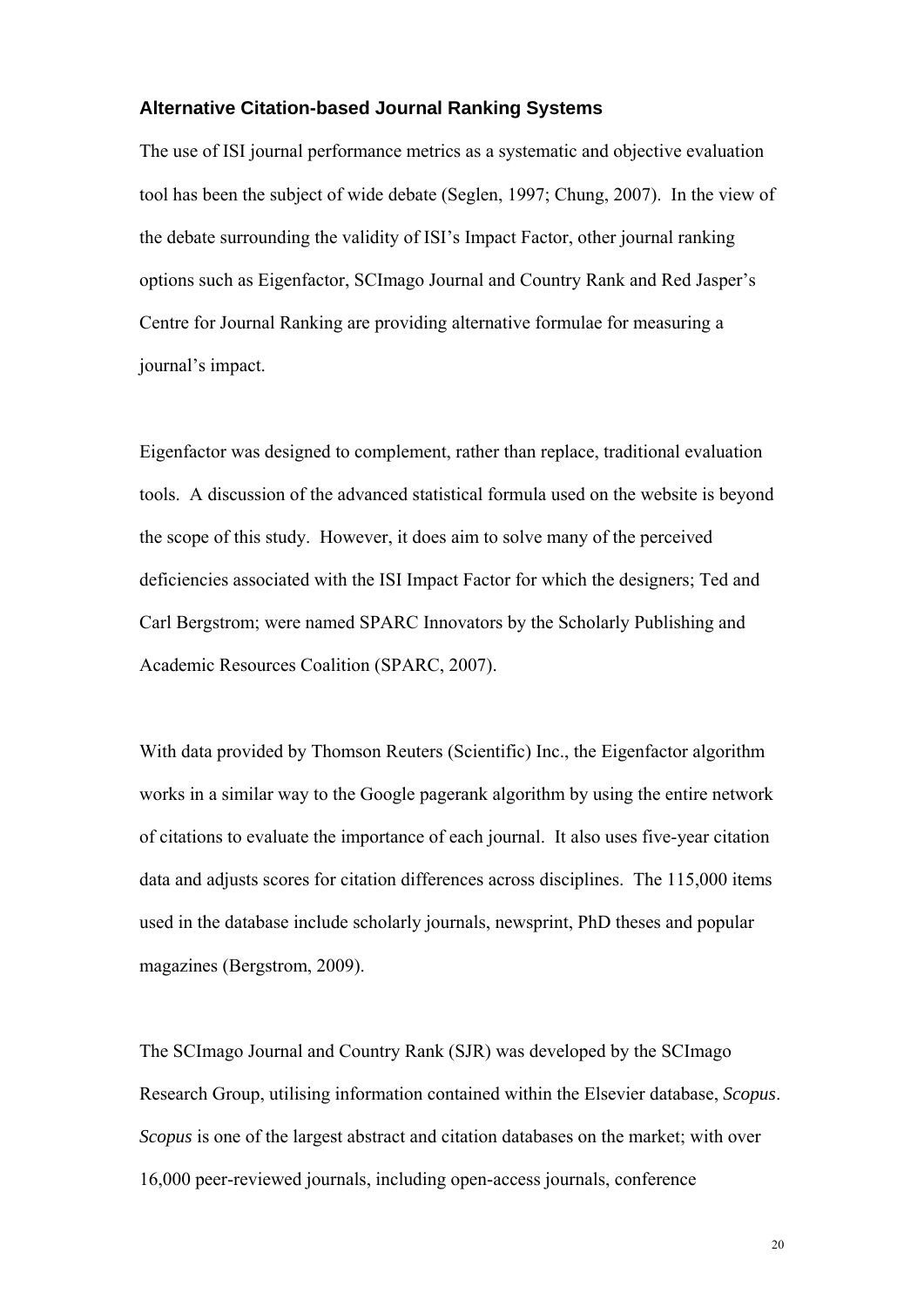### Alternative Citation-based Journal Ranking Systems

The use of ISI journal performance metrics as a systematic and objective evaluation tool has been the subject of wide debate (Seglen, 1997; Chung, 2007). In the view of the debate surrounding the validity of ISI's Impact Factor, other journal ranking options such as Eigenfactor, SCImago Journal and Country Rank and Red Jasper's Centre for Journal Ranking are providing alternative formulae for measuring a journal's impact.

Eigenfactor was designed to complement, rather than replace, traditional evaluation tools. A discussion of the advanced statistical formula used on the website is beyond the scope of this study. However, it does aim to solve many of the perceived deficiencies associated with the ISI Impact Factor for which the designers; Ted and Carl Bergstrom; were named SPARC Innovators by the Scholarly Publishing and Academic Resources Coalition (SPARC, 2007).

With data provided by Thomson Reuters (Scientific) Inc., the Eigenfactor algorithm works in a similar way to the Google pagerank algorithm by using the entire network of citations to evaluate the importance of each journal. It also uses five-year citation data and adjusts scores for citation differences across disciplines. The 115,000 items used in the database include scholarly journals, newsprint, PhD theses and popular magazines (Bergstrom, 2009).

The SCImago Journal and Country Rank (SJR) was developed by the SCImago Research Group, utilising information contained within the Elsevier database, *Scopus*. *Scopus* is one of the largest abstract and citation databases on the market; with over 16,000 peer-reviewed journals, including open-access journals, conference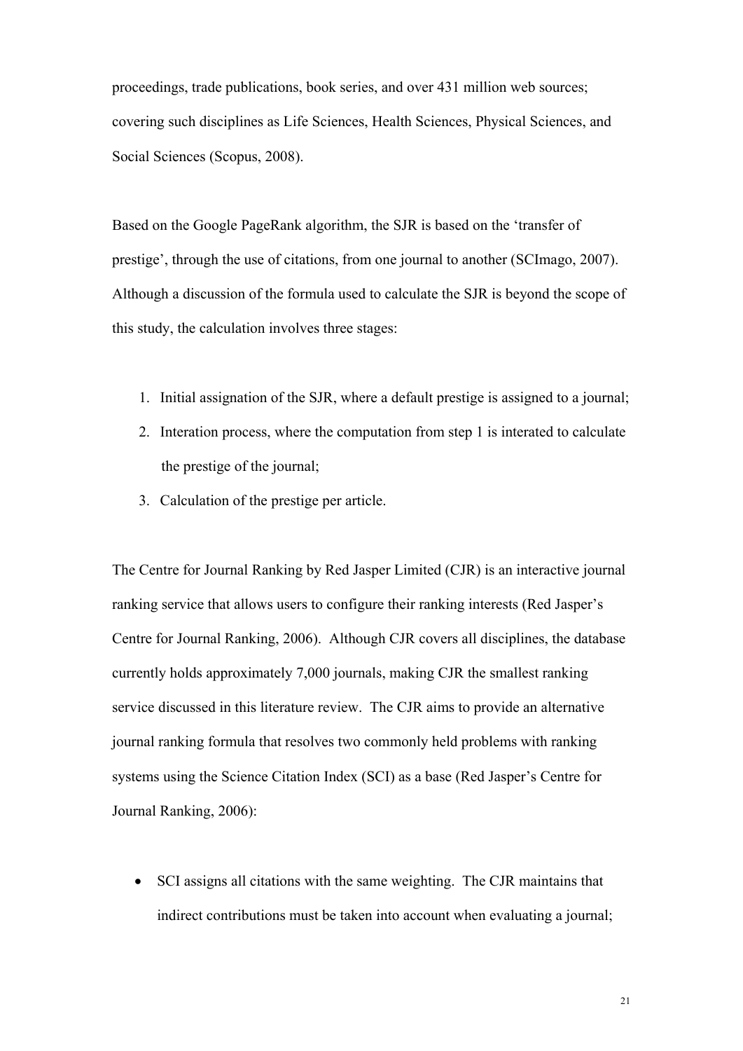proceedings, trade publications, book series, and over 431 million web sources; covering such disciplines as Life Sciences, Health Sciences, Physical Sciences, and Social Sciences (Scopus, 2008).

Based on the Google PageRank algorithm, the SJR is based on the 'transfer of prestige', through the use of citations, from one journal to another (SCImago, 2007). Although a discussion of the formula used to calculate the SJR is beyond the scope of this study, the calculation involves three stages:

1. Initial assignation of the SJR, where a default prestige is assigned to a journal;
2. Interation process, where the computation from step 1 is interated to calculate the prestige of the journal;
3. Calculation of the prestige per article.

The Centre for Journal Ranking by Red Jasper Limited (CJR) is an interactive journal ranking service that allows users to configure their ranking interests (Red Jasper's Centre for Journal Ranking, 2006). Although CJR covers all disciplines, the database currently holds approximately 7,000 journals, making CJR the smallest ranking service discussed in this literature review. The CJR aims to provide an alternative journal ranking formula that resolves two commonly held problems with ranking systems using the Science Citation Index (SCI) as a base (Red Jasper's Centre for Journal Ranking, 2006):

- SCI assigns all citations with the same weighting. The CJR maintains that indirect contributions must be taken into account when evaluating a journal;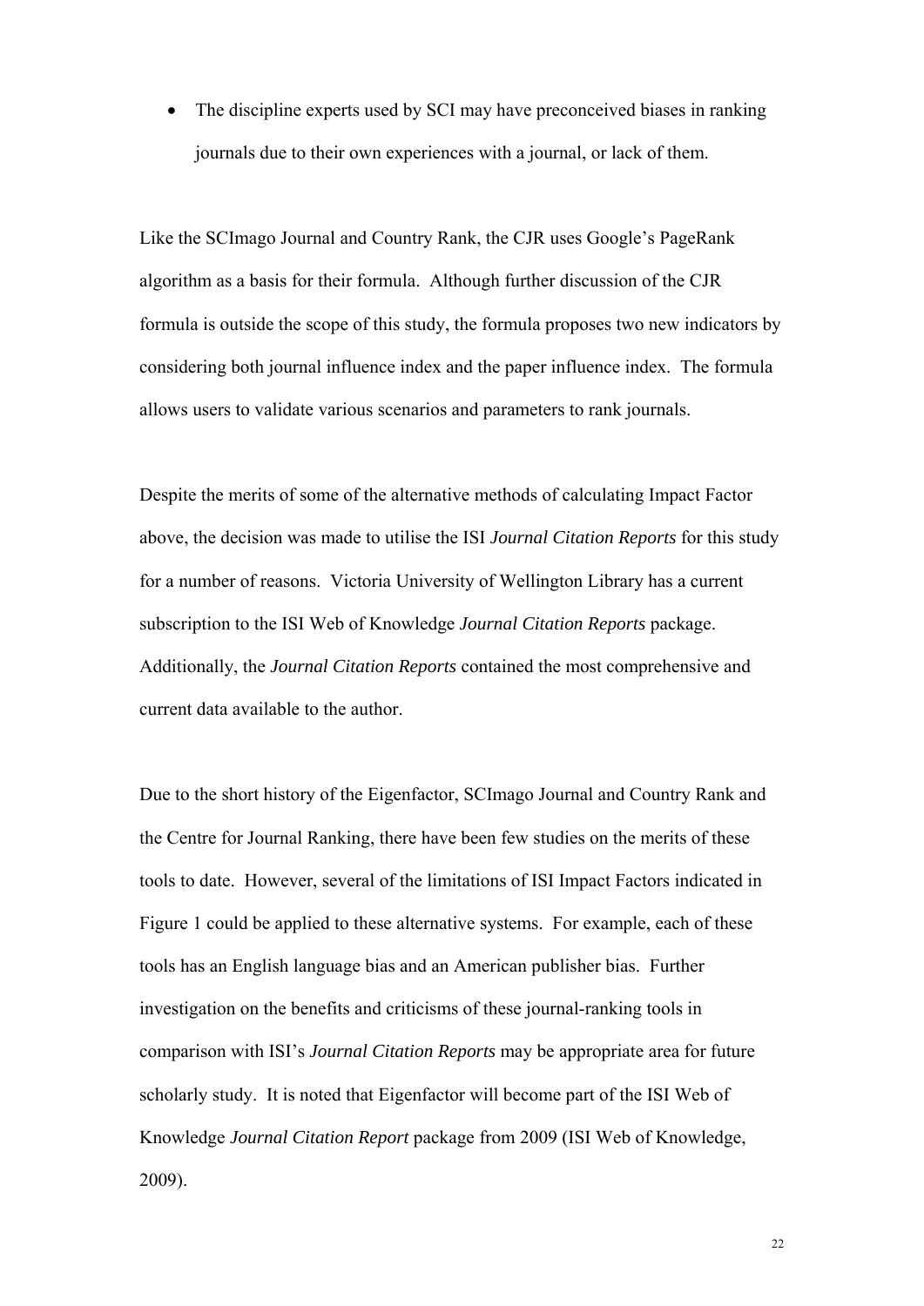- The discipline experts used by SCI may have preconceived biases in ranking journals due to their own experiences with a journal, or lack of them.

Like the SCImago Journal and Country Rank, the CJR uses Google's PageRank algorithm as a basis for their formula. Although further discussion of the CJR formula is outside the scope of this study, the formula proposes two new indicators by considering both journal influence index and the paper influence index. The formula allows users to validate various scenarios and parameters to rank journals.

Despite the merits of some of the alternative methods of calculating Impact Factor above, the decision was made to utilise the ISI *Journal Citation Reports* for this study for a number of reasons. Victoria University of Wellington Library has a current subscription to the ISI Web of Knowledge *Journal Citation Reports* package. Additionally, the *Journal Citation Reports* contained the most comprehensive and current data available to the author.

Due to the short history of the Eigenfactor, SCImago Journal and Country Rank and the Centre for Journal Ranking, there have been few studies on the merits of these tools to date. However, several of the limitations of ISI Impact Factors indicated in Figure 1 could be applied to these alternative systems. For example, each of these tools has an English language bias and an American publisher bias. Further investigation on the benefits and criticisms of these journal-ranking tools in comparison with ISI's *Journal Citation Reports* may be appropriate area for future scholarly study. It is noted that Eigenfactor will become part of the ISI Web of Knowledge *Journal Citation Report* package from 2009 (ISI Web of Knowledge, 2009).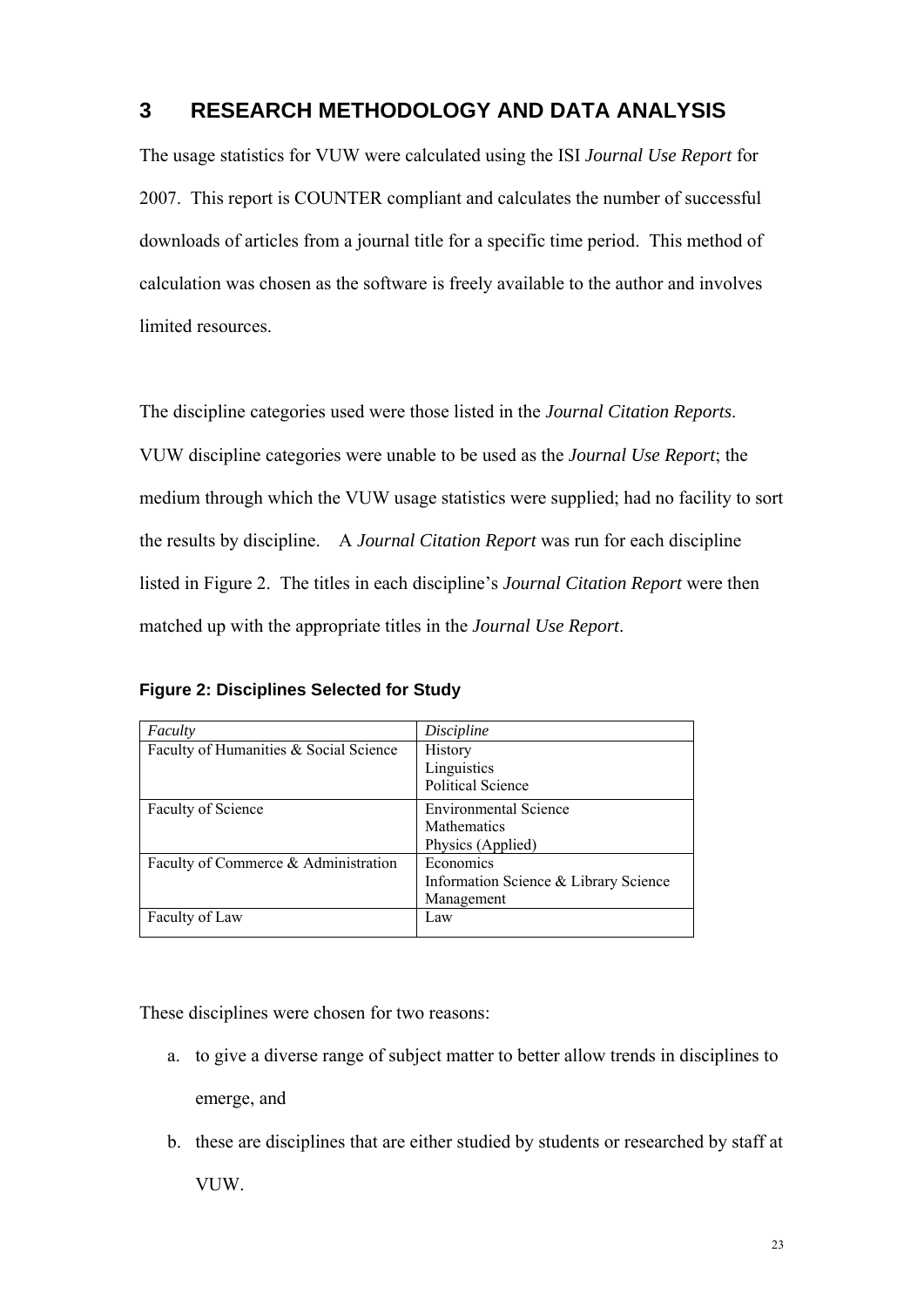# 3 RESEARCH METHODOLOGY AND DATA ANALYSIS

The usage statistics for VUW were calculated using the ISI *Journal Use Report* for 2007. This report is COUNTER compliant and calculates the number of successful downloads of articles from a journal title for a specific time period. This method of calculation was chosen as the software is freely available to the author and involves limited resources.

The discipline categories used were those listed in the *Journal Citation Reports*. VUW discipline categories were unable to be used as the *Journal Use Report*; the medium through which the VUW usage statistics were supplied; had no facility to sort the results by discipline. A *Journal Citation Report* was run for each discipline listed in Figure 2. The titles in each discipline's *Journal Citation Report* were then matched up with the appropriate titles in the *Journal Use Report*.

**Figure 2: Disciplines Selected for Study**

| *Faculty* | *Discipline* |
|---|---|
| Faculty of Humanities & Social Science | History<br>Linguistics<br>Political Science |
| Faculty of Science | Environmental Science<br>Mathematics<br>Physics (Applied) |
| Faculty of Commerce & Administration | Economics<br>Information Science & Library Science<br>Management |
| Faculty of Law | Law |

These disciplines were chosen for two reasons:

a. to give a diverse range of subject matter to better allow trends in disciplines to emerge, and
b. these are disciplines that are either studied by students or researched by staff at VUW.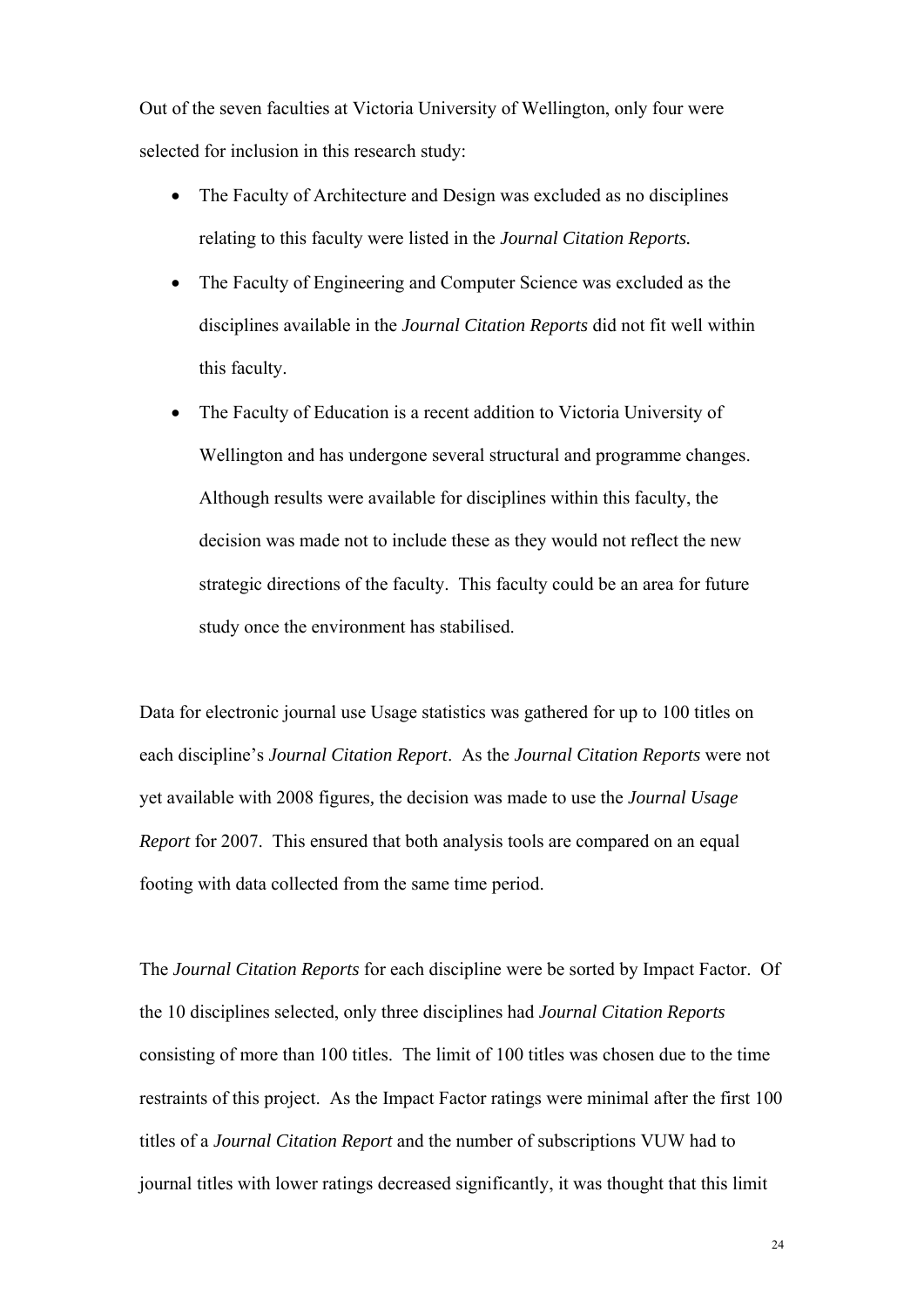Out of the seven faculties at Victoria University of Wellington, only four were selected for inclusion in this research study:

- The Faculty of Architecture and Design was excluded as no disciplines relating to this faculty were listed in the *Journal Citation Reports.*
- The Faculty of Engineering and Computer Science was excluded as the disciplines available in the *Journal Citation Reports* did not fit well within this faculty.
- The Faculty of Education is a recent addition to Victoria University of Wellington and has undergone several structural and programme changes. Although results were available for disciplines within this faculty, the decision was made not to include these as they would not reflect the new strategic directions of the faculty. This faculty could be an area for future study once the environment has stabilised.

Data for electronic journal use Usage statistics was gathered for up to 100 titles on each discipline's *Journal Citation Report*. As the *Journal Citation Reports* were not yet available with 2008 figures, the decision was made to use the *Journal Usage Report* for 2007. This ensured that both analysis tools are compared on an equal footing with data collected from the same time period.

The *Journal Citation Reports* for each discipline were be sorted by Impact Factor. Of the 10 disciplines selected, only three disciplines had *Journal Citation Reports* consisting of more than 100 titles. The limit of 100 titles was chosen due to the time restraints of this project. As the Impact Factor ratings were minimal after the first 100 titles of a *Journal Citation Report* and the number of subscriptions VUW had to journal titles with lower ratings decreased significantly, it was thought that this limit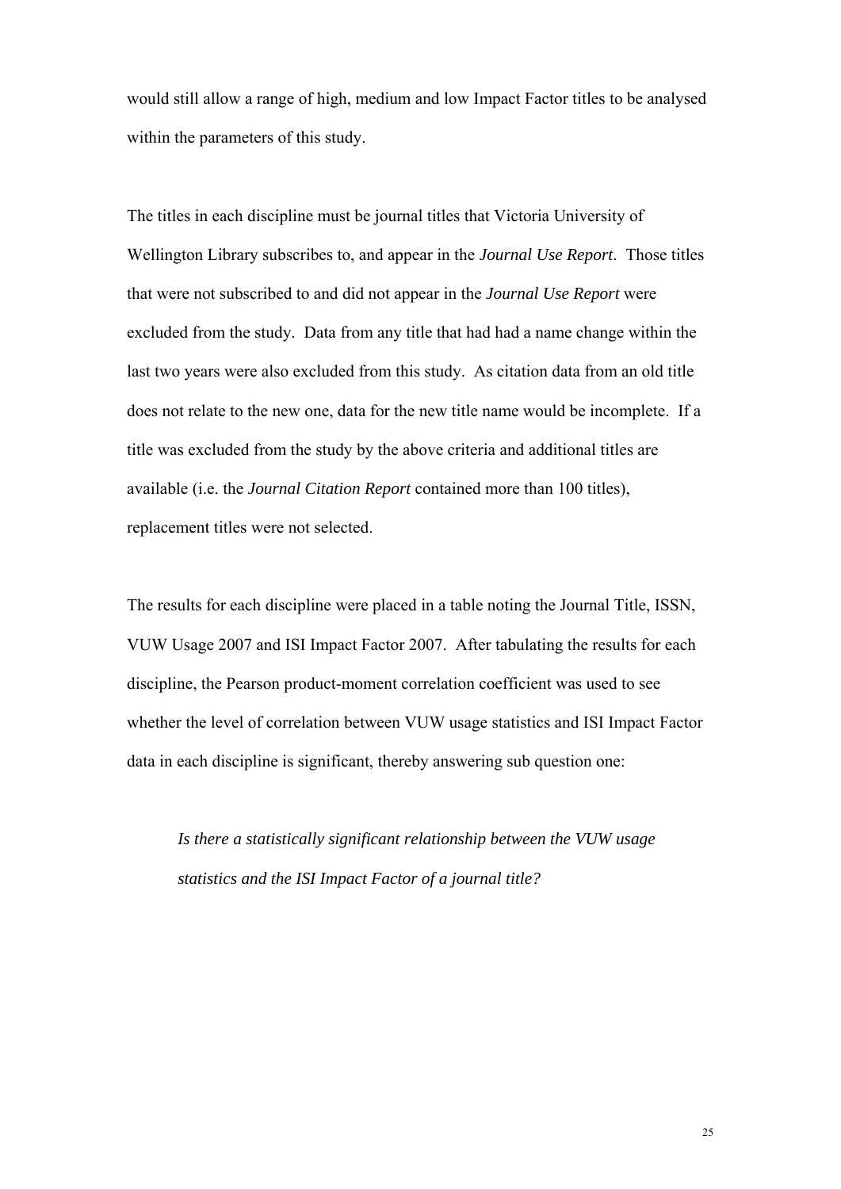would still allow a range of high, medium and low Impact Factor titles to be analysed within the parameters of this study.

The titles in each discipline must be journal titles that Victoria University of Wellington Library subscribes to, and appear in the *Journal Use Report*. Those titles that were not subscribed to and did not appear in the *Journal Use Report* were excluded from the study. Data from any title that had had a name change within the last two years were also excluded from this study. As citation data from an old title does not relate to the new one, data for the new title name would be incomplete. If a title was excluded from the study by the above criteria and additional titles are available (i.e. the *Journal Citation Report* contained more than 100 titles), replacement titles were not selected.

The results for each discipline were placed in a table noting the Journal Title, ISSN, VUW Usage 2007 and ISI Impact Factor 2007. After tabulating the results for each discipline, the Pearson product-moment correlation coefficient was used to see whether the level of correlation between VUW usage statistics and ISI Impact Factor data in each discipline is significant, thereby answering sub question one:

> *Is there a statistically significant relationship between the VUW usage statistics and the ISI Impact Factor of a journal title?*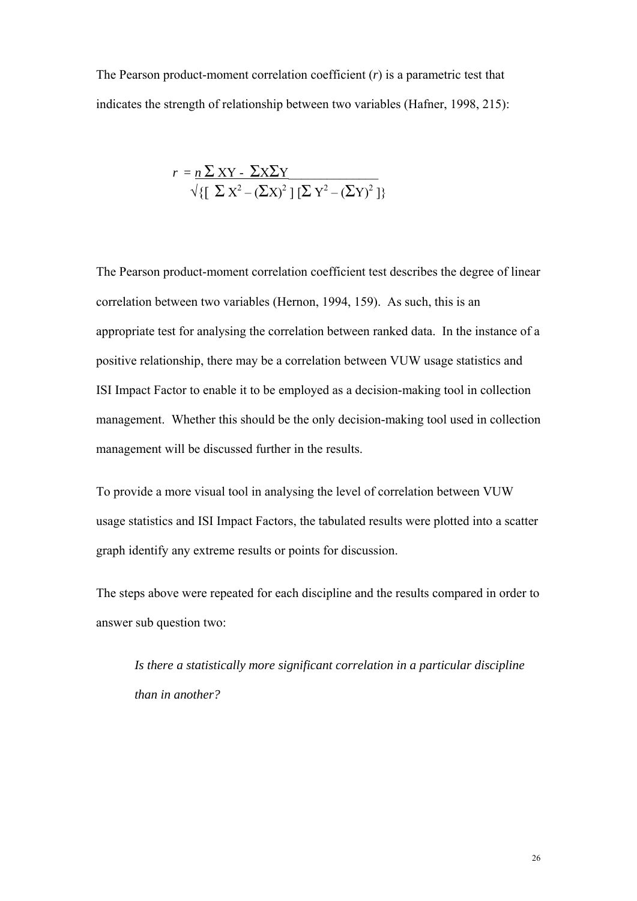The Pearson product-moment correlation coefficient (*r*) is a parametric test that indicates the strength of relationship between two variables (Hafner, 1998, 215):

$$r = \frac{n \Sigma XY - \Sigma X \Sigma Y}{\sqrt{\{[\Sigma X^2 - (\Sigma X)^2][\Sigma Y^2 - (\Sigma Y)^2]\}}}$$

The Pearson product-moment correlation coefficient test describes the degree of linear correlation between two variables (Hernon, 1994, 159). As such, this is an appropriate test for analysing the correlation between ranked data. In the instance of a positive relationship, there may be a correlation between VUW usage statistics and ISI Impact Factor to enable it to be employed as a decision-making tool in collection management. Whether this should be the only decision-making tool used in collection management will be discussed further in the results.

To provide a more visual tool in analysing the level of correlation between VUW usage statistics and ISI Impact Factors, the tabulated results were plotted into a scatter graph identify any extreme results or points for discussion.

The steps above were repeated for each discipline and the results compared in order to answer sub question two:

> *Is there a statistically more significant correlation in a particular discipline than in another?*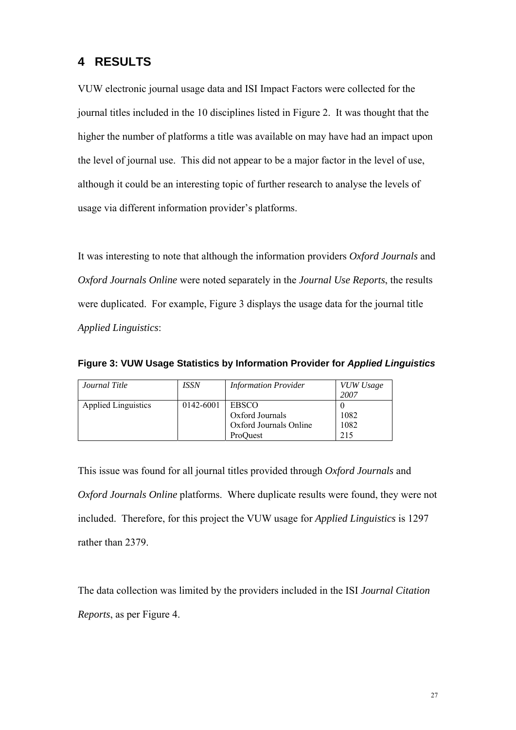# 4 RESULTS

VUW electronic journal usage data and ISI Impact Factors were collected for the journal titles included in the 10 disciplines listed in Figure 2. It was thought that the higher the number of platforms a title was available on may have had an impact upon the level of journal use. This did not appear to be a major factor in the level of use, although it could be an interesting topic of further research to analyse the levels of usage via different information provider's platforms.

It was interesting to note that although the information providers *Oxford Journals* and *Oxford Journals Online* were noted separately in the *Journal Use Reports*, the results were duplicated. For example, Figure 3 displays the usage data for the journal title *Applied Linguistics*:

**Figure 3: VUW Usage Statistics by Information Provider for *Applied Linguistics***

| *Journal Title* | *ISSN* | *Information Provider* | *VUW Usage 2007* |
|---|---|---|---|
| Applied Linguistics | 0142-6001 | EBSCO<br>Oxford Journals<br>Oxford Journals Online<br>ProQuest | 0<br>1082<br>1082<br>215 |

This issue was found for all journal titles provided through *Oxford Journals* and *Oxford Journals Online* platforms. Where duplicate results were found, they were not included. Therefore, for this project the VUW usage for *Applied Linguistics* is 1297 rather than 2379.

The data collection was limited by the providers included in the ISI *Journal Citation Reports*, as per Figure 4.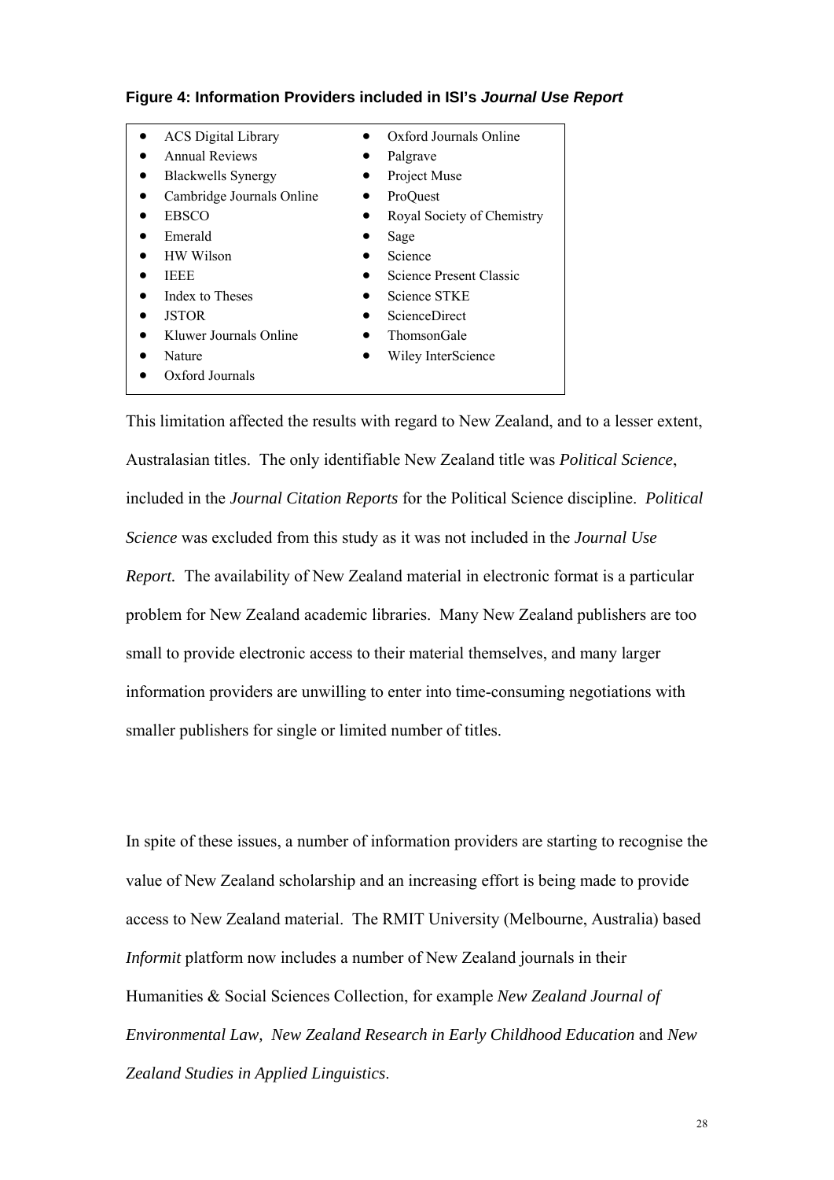**Figure 4: Information Providers included in ISI's *Journal Use Report***

- ACS Digital Library
- Annual Reviews
- Blackwells Synergy
- Cambridge Journals Online
- EBSCO
- Emerald
- HW Wilson
- IEEE
- Index to Theses
- JSTOR
- Kluwer Journals Online
- Nature
- Oxford Journals
- Oxford Journals Online
- Palgrave
- Project Muse
- ProQuest
- Royal Society of Chemistry
- Sage
- Science
- Science Present Classic
- Science STKE
- ScienceDirect
- ThomsonGale
- Wiley InterScience

This limitation affected the results with regard to New Zealand, and to a lesser extent, Australasian titles. The only identifiable New Zealand title was *Political Science*, included in the *Journal Citation Reports* for the Political Science discipline. *Political Science* was excluded from this study as it was not included in the *Journal Use Report.* The availability of New Zealand material in electronic format is a particular problem for New Zealand academic libraries. Many New Zealand publishers are too small to provide electronic access to their material themselves, and many larger information providers are unwilling to enter into time-consuming negotiations with smaller publishers for single or limited number of titles.

In spite of these issues, a number of information providers are starting to recognise the value of New Zealand scholarship and an increasing effort is being made to provide access to New Zealand material. The RMIT University (Melbourne, Australia) based *Informit* platform now includes a number of New Zealand journals in their Humanities & Social Sciences Collection, for example *New Zealand Journal of Environmental Law, New Zealand Research in Early Childhood Education* and *New Zealand Studies in Applied Linguistics*.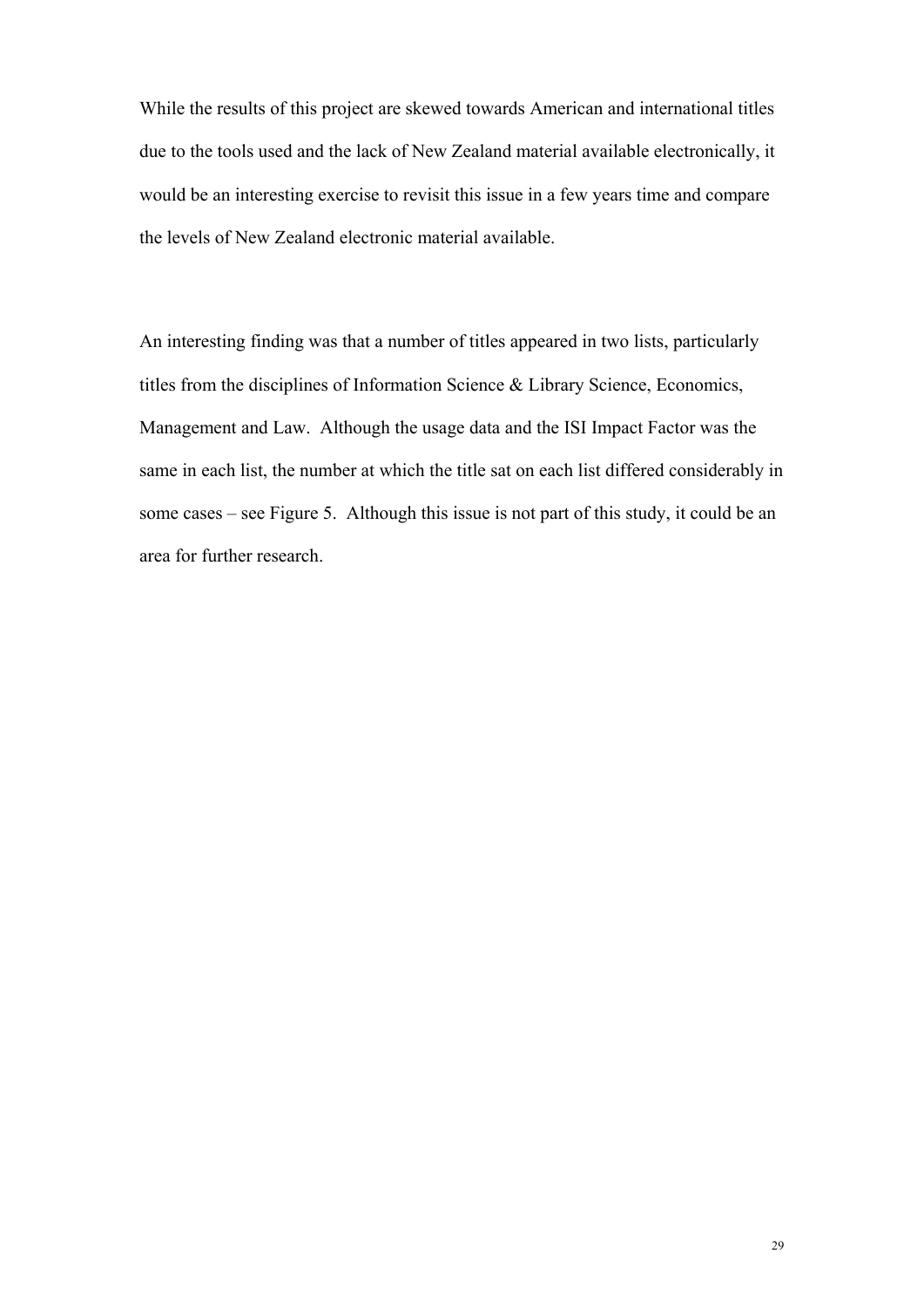While the results of this project are skewed towards American and international titles due to the tools used and the lack of New Zealand material available electronically, it would be an interesting exercise to revisit this issue in a few years time and compare the levels of New Zealand electronic material available.

An interesting finding was that a number of titles appeared in two lists, particularly titles from the disciplines of Information Science & Library Science, Economics, Management and Law. Although the usage data and the ISI Impact Factor was the same in each list, the number at which the title sat on each list differed considerably in some cases – see Figure 5. Although this issue is not part of this study, it could be an area for further research.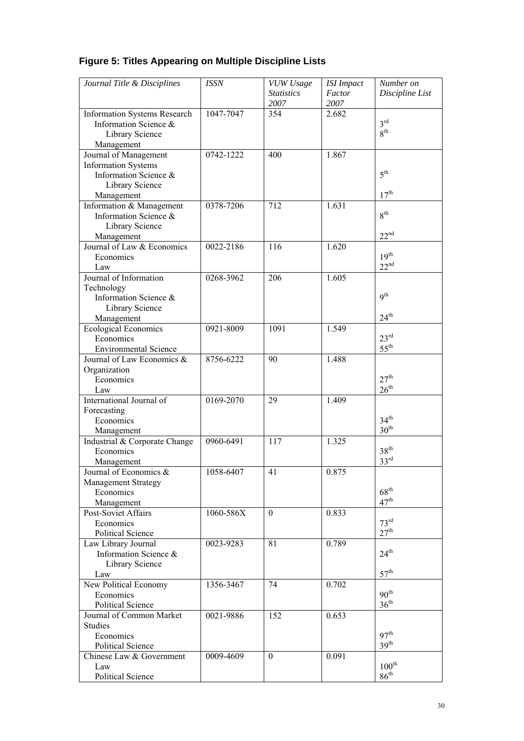## Figure 5: Titles Appearing on Multiple Discipline Lists

| *Journal Title & Disciplines* | *ISSN* | *VUW Usage Statistics 2007* | *ISI Impact Factor 2007* | *Number on Discipline List* |
|---|---|---|---|---|
| Information Systems Research | 1047-7047 | 354 | 2.682 | |
| Information Science & Library Science | | | | 3rd |
| Management | | | | 8th |
| Journal of Management Information Systems | 0742-1222 | 400 | 1.867 | |
| Information Science & Library Science | | | | 5th |
| Management | | | | 17th |
| Information & Management | 0378-7206 | 712 | 1.631 | |
| Information Science & Library Science | | | | 8th |
| Management | | | | 22nd |
| Journal of Law & Economics | 0022-2186 | 116 | 1.620 | |
| Economics | | | | 19th |
| Law | | | | 22nd |
| Journal of Information Technology | 0268-3962 | 206 | 1.605 | |
| Information Science & Library Science | | | | 9th |
| Management | | | | 24th |
| Ecological Economics | 0921-8009 | 1091 | 1.549 | |
| Economics | | | | 23rd |
| Environmental Science | | | | 55th |
| Journal of Law Economics & Organization | 8756-6222 | 90 | 1.488 | |
| Economics | | | | 27th |
| Law | | | | 26th |
| International Journal of Forecasting | 0169-2070 | 29 | 1.409 | |
| Economics | | | | 34th |
| Management | | | | 30th |
| Industrial & Corporate Change | 0960-6491 | 117 | 1.325 | |
| Economics | | | | 38th |
| Management | | | | 33rd |
| Journal of Economics & Management Strategy | 1058-6407 | 41 | 0.875 | |
| Economics | | | | 68th |
| Management | | | | 47th |
| Post-Soviet Affairs | 1060-586X | 0 | 0.833 | |
| Economics | | | | 73rd |
| Political Science | | | | 27th |
| Law Library Journal | 0023-9283 | 81 | 0.789 | |
| Information Science & Library Science | | | | 24th |
| Law | | | | 57th |
| New Political Economy | 1356-3467 | 74 | 0.702 | |
| Economics | | | | 90th |
| Political Science | | | | 36th |
| Journal of Common Market Studies | 0021-9886 | 152 | 0.653 | |
| Economics | | | | 97th |
| Political Science | | | | 39th |
| Chinese Law & Government | 0009-4609 | 0 | 0.091 | |
| Law | | | | 100th |
| Political Science | | | | 86th |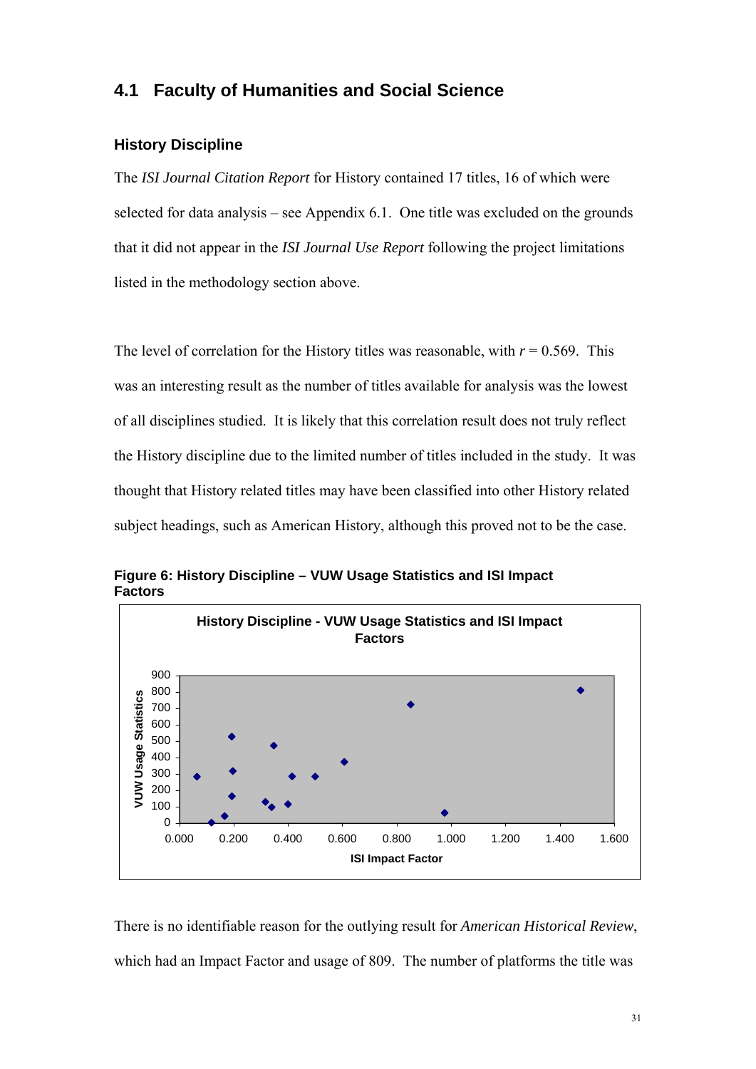## 4.1 Faculty of Humanities and Social Science

### History Discipline

The *ISI Journal Citation Report* for History contained 17 titles, 16 of which were selected for data analysis – see Appendix 6.1. One title was excluded on the grounds that it did not appear in the *ISI Journal Use Report* following the project limitations listed in the methodology section above.

The level of correlation for the History titles was reasonable, with $r = 0.569$. This was an interesting result as the number of titles available for analysis was the lowest of all disciplines studied. It is likely that this correlation result does not truly reflect the History discipline due to the limited number of titles included in the study. It was thought that History related titles may have been classified into other History related subject headings, such as American History, although this proved not to be the case.

**Figure 6: History Discipline – VUW Usage Statistics and ISI Impact Factors**

There is no identifiable reason for the outlying result for *American Historical Review*, which had an Impact Factor and usage of 809. The number of platforms the title was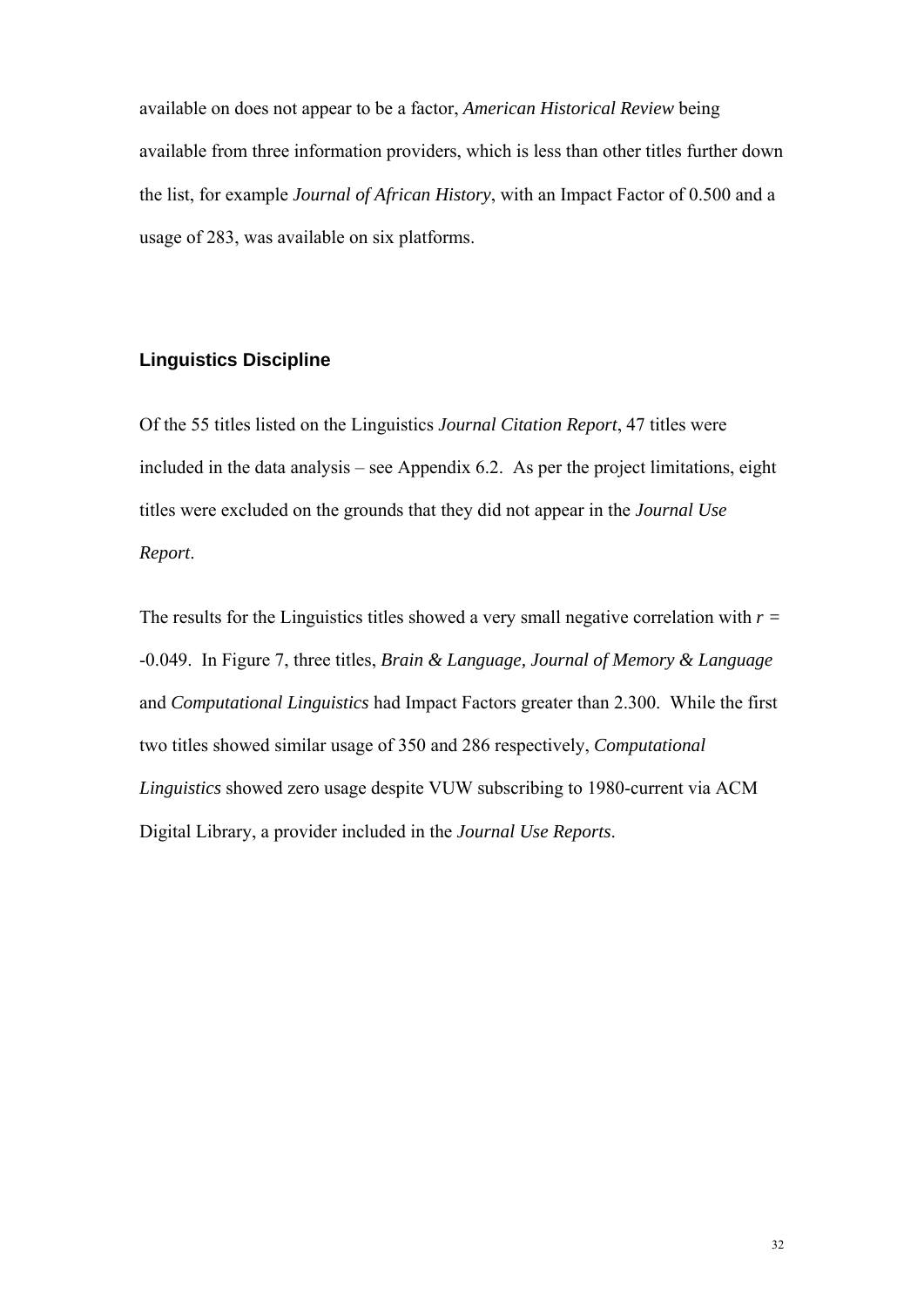available on does not appear to be a factor, *American Historical Review* being available from three information providers, which is less than other titles further down the list, for example *Journal of African History*, with an Impact Factor of 0.500 and a usage of 283, was available on six platforms.

### Linguistics Discipline

Of the 55 titles listed on the Linguistics *Journal Citation Report*, 47 titles were included in the data analysis – see Appendix 6.2. As per the project limitations, eight titles were excluded on the grounds that they did not appear in the *Journal Use Report*.

The results for the Linguistics titles showed a very small negative correlation with $r = -0.049$. In Figure 7, three titles, *Brain & Language, Journal of Memory & Language* and *Computational Linguistics* had Impact Factors greater than 2.300. While the first two titles showed similar usage of 350 and 286 respectively, *Computational Linguistics* showed zero usage despite VUW subscribing to 1980-current via ACM Digital Library, a provider included in the *Journal Use Reports*.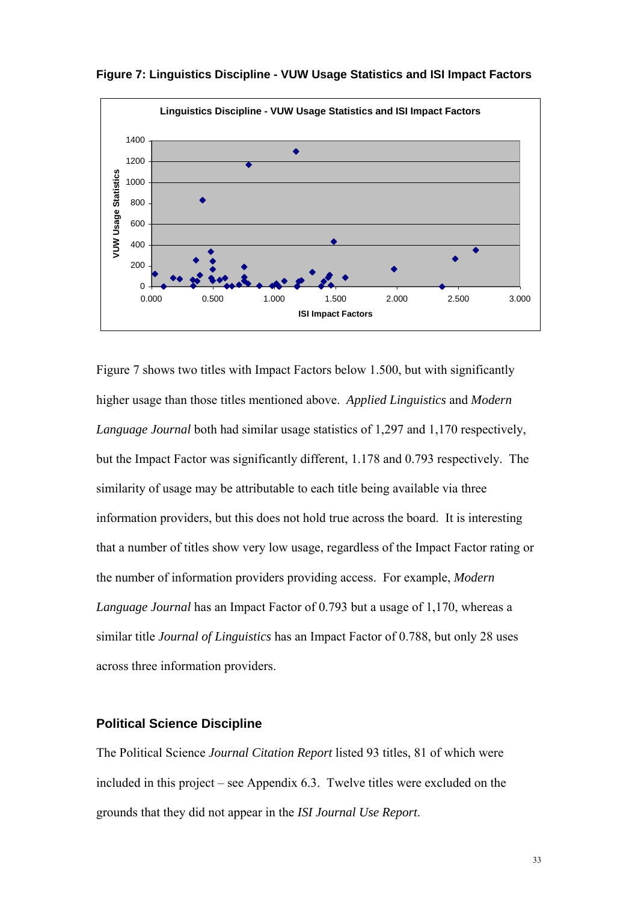**Figure 7: Linguistics Discipline - VUW Usage Statistics and ISI Impact Factors**

Figure 7 shows two titles with Impact Factors below 1.500, but with significantly higher usage than those titles mentioned above. *Applied Linguistics* and *Modern Language Journal* both had similar usage statistics of 1,297 and 1,170 respectively, but the Impact Factor was significantly different, 1.178 and 0.793 respectively. The similarity of usage may be attributable to each title being available via three information providers, but this does not hold true across the board. It is interesting that a number of titles show very low usage, regardless of the Impact Factor rating or the number of information providers providing access. For example, *Modern Language Journal* has an Impact Factor of 0.793 but a usage of 1,170, whereas a similar title *Journal of Linguistics* has an Impact Factor of 0.788, but only 28 uses across three information providers.

## Political Science Discipline

The Political Science *Journal Citation Report* listed 93 titles, 81 of which were included in this project – see Appendix 6.3. Twelve titles were excluded on the grounds that they did not appear in the *ISI Journal Use Report*.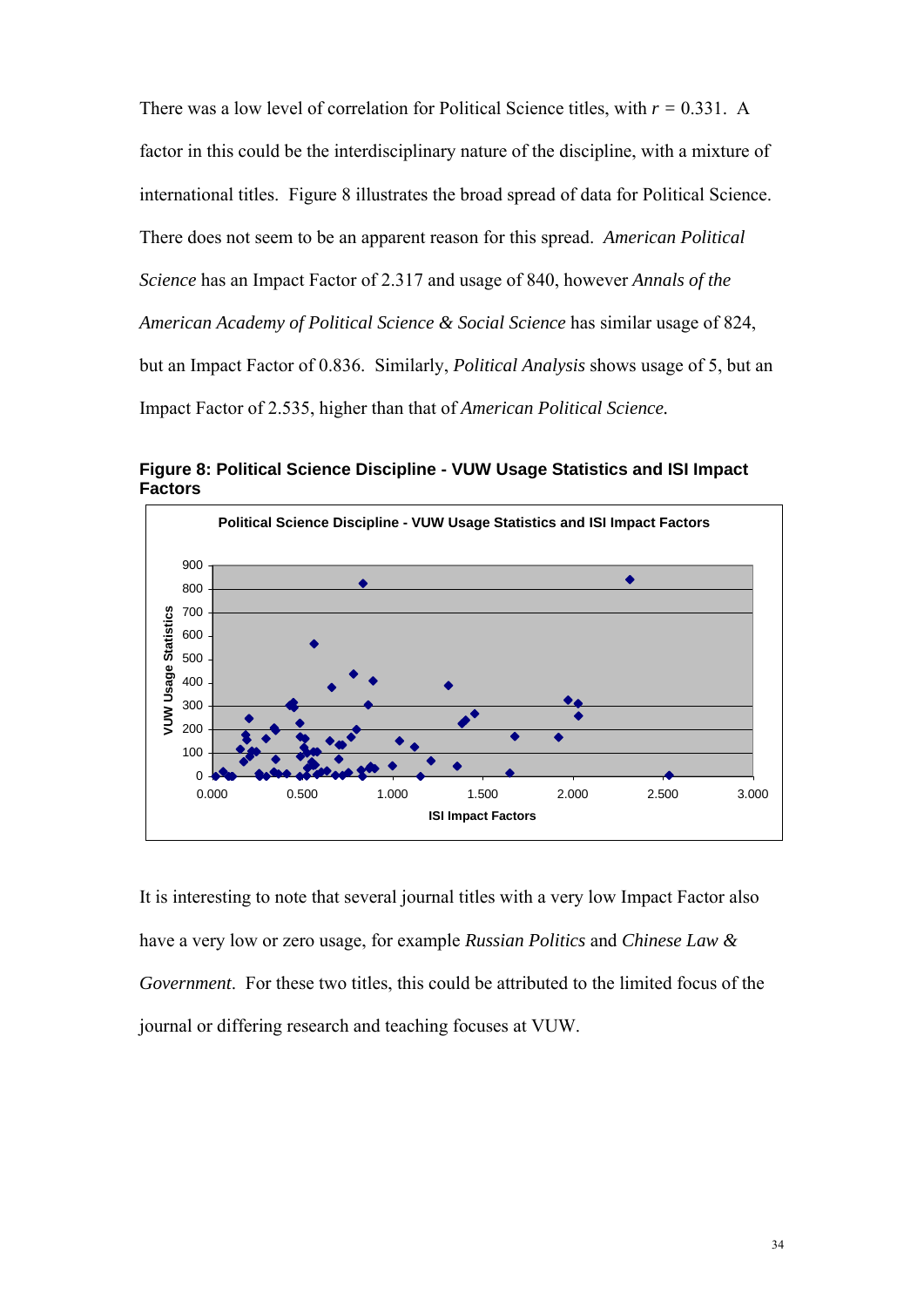There was a low level of correlation for Political Science titles, with $r = 0.331$. A factor in this could be the interdisciplinary nature of the discipline, with a mixture of international titles. Figure 8 illustrates the broad spread of data for Political Science. There does not seem to be an apparent reason for this spread. *American Political Science* has an Impact Factor of 2.317 and usage of 840, however *Annals of the American Academy of Political Science & Social Science* has similar usage of 824, but an Impact Factor of 0.836. Similarly, *Political Analysis* shows usage of 5, but an Impact Factor of 2.535, higher than that of *American Political Science.*

**Figure 8: Political Science Discipline - VUW Usage Statistics and ISI Impact Factors**

It is interesting to note that several journal titles with a very low Impact Factor also have a very low or zero usage, for example *Russian Politics* and *Chinese Law & Government*. For these two titles, this could be attributed to the limited focus of the journal or differing research and teaching focuses at VUW.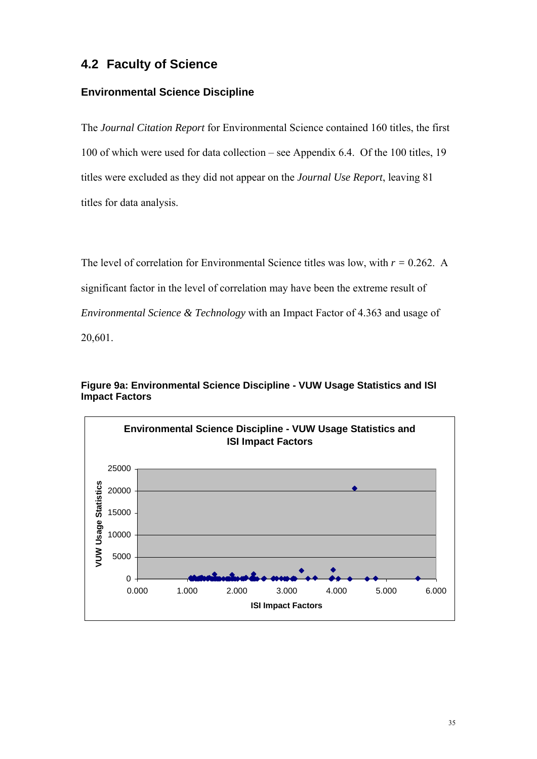## 4.2 Faculty of Science

### Environmental Science Discipline

The *Journal Citation Report* for Environmental Science contained 160 titles, the first 100 of which were used for data collection – see Appendix 6.4. Of the 100 titles, 19 titles were excluded as they did not appear on the *Journal Use Report*, leaving 81 titles for data analysis.

The level of correlation for Environmental Science titles was low, with $r = 0.262$. A significant factor in the level of correlation may have been the extreme result of *Environmental Science & Technology* with an Impact Factor of 4.363 and usage of 20,601.

**Figure 9a: Environmental Science Discipline - VUW Usage Statistics and ISI Impact Factors**

**Environmental Science Discipline - VUW Usage Statistics and ISI Impact Factors**

VUW Usage Statistics (y-axis: 0, 5000, 10000, 15000, 20000, 25000)

ISI Impact Factors (x-axis: 0.000, 1.000, 2.000, 3.000, 4.000, 5.000, 6.000)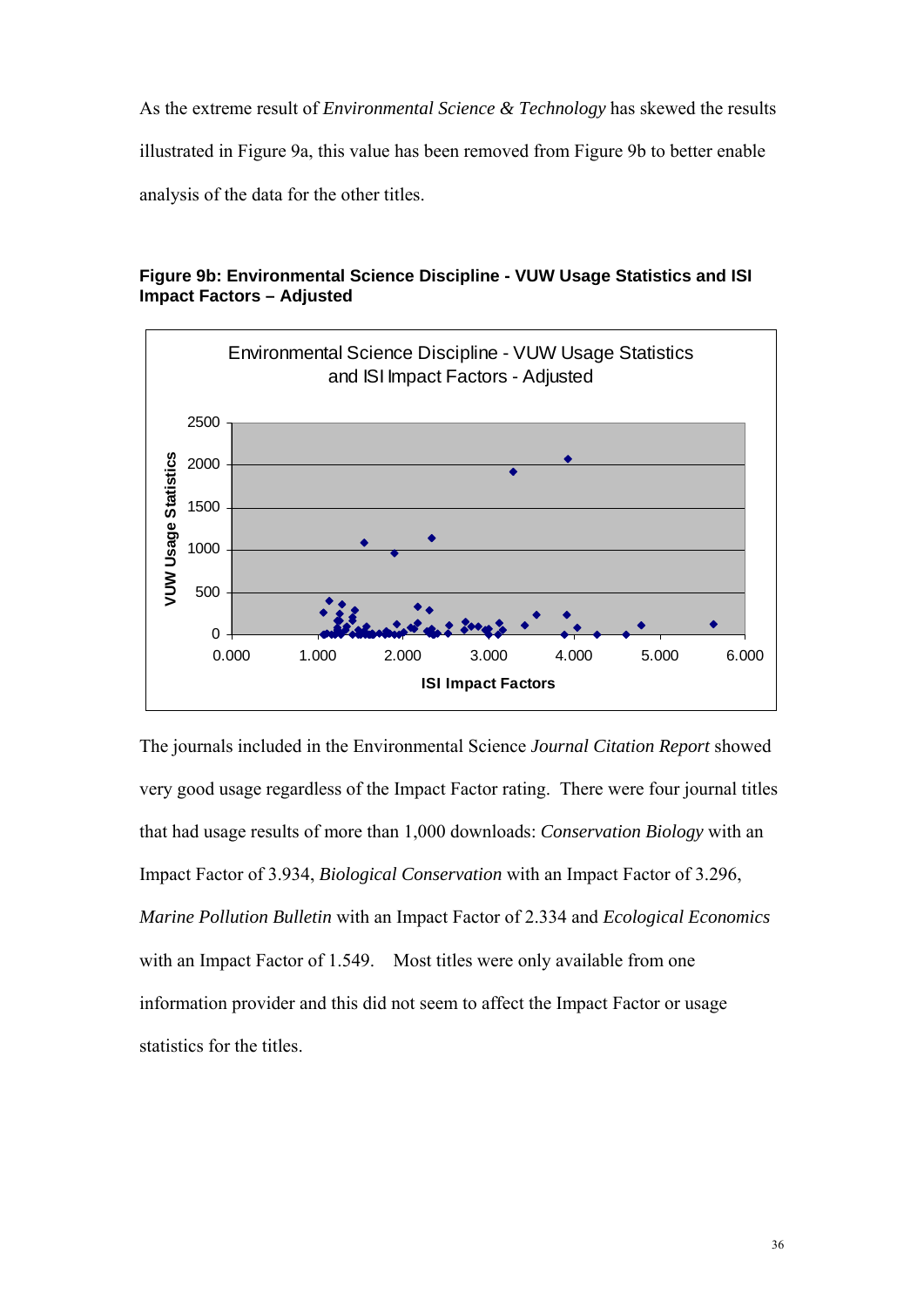As the extreme result of *Environmental Science & Technology* has skewed the results illustrated in Figure 9a, this value has been removed from Figure 9b to better enable analysis of the data for the other titles.

**Figure 9b: Environmental Science Discipline - VUW Usage Statistics and ISI Impact Factors – Adjusted**

The journals included in the Environmental Science *Journal Citation Report* showed very good usage regardless of the Impact Factor rating. There were four journal titles that had usage results of more than 1,000 downloads: *Conservation Biology* with an Impact Factor of 3.934, *Biological Conservation* with an Impact Factor of 3.296, *Marine Pollution Bulletin* with an Impact Factor of 2.334 and *Ecological Economics* with an Impact Factor of 1.549. Most titles were only available from one information provider and this did not seem to affect the Impact Factor or usage statistics for the titles.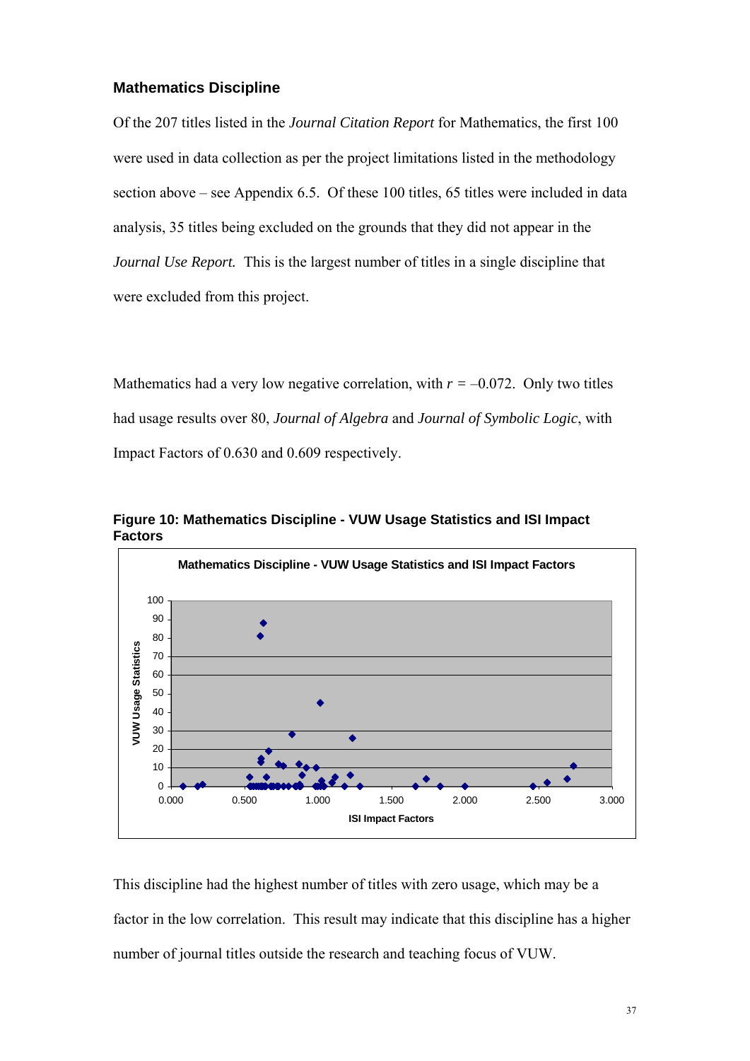### Mathematics Discipline

Of the 207 titles listed in the *Journal Citation Report* for Mathematics, the first 100 were used in data collection as per the project limitations listed in the methodology section above – see Appendix 6.5. Of these 100 titles, 65 titles were included in data analysis, 35 titles being excluded on the grounds that they did not appear in the *Journal Use Report.* This is the largest number of titles in a single discipline that were excluded from this project.

Mathematics had a very low negative correlation, with $r = -0.072$. Only two titles had usage results over 80, *Journal of Algebra* and *Journal of Symbolic Logic*, with Impact Factors of 0.630 and 0.609 respectively.

**Figure 10: Mathematics Discipline - VUW Usage Statistics and ISI Impact Factors**

This discipline had the highest number of titles with zero usage, which may be a factor in the low correlation. This result may indicate that this discipline has a higher number of journal titles outside the research and teaching focus of VUW.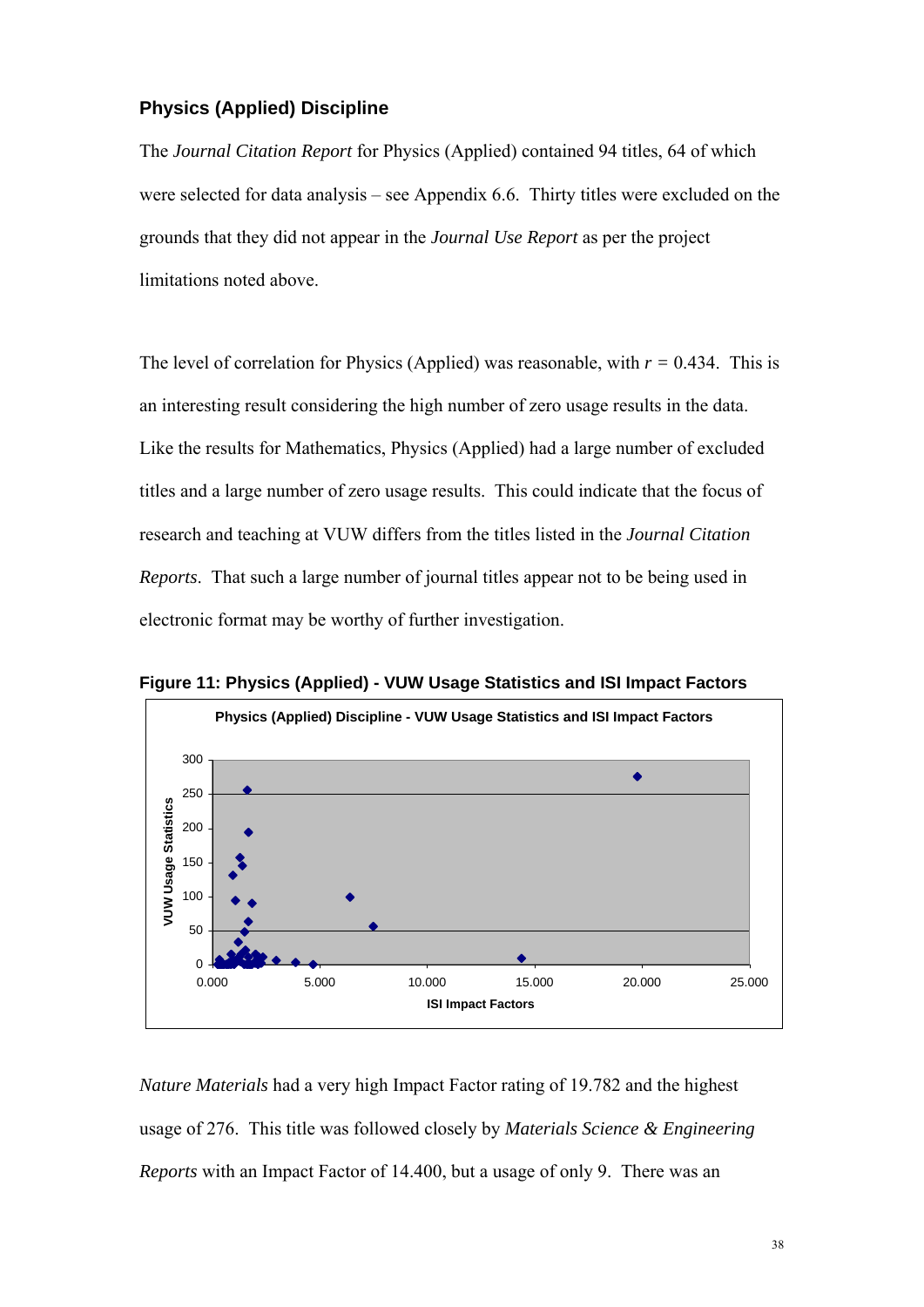### Physics (Applied) Discipline

The *Journal Citation Report* for Physics (Applied) contained 94 titles, 64 of which were selected for data analysis – see Appendix 6.6. Thirty titles were excluded on the grounds that they did not appear in the *Journal Use Report* as per the project limitations noted above.

The level of correlation for Physics (Applied) was reasonable, with $r$ = 0.434. This is an interesting result considering the high number of zero usage results in the data. Like the results for Mathematics, Physics (Applied) had a large number of excluded titles and a large number of zero usage results. This could indicate that the focus of research and teaching at VUW differs from the titles listed in the *Journal Citation Reports*. That such a large number of journal titles appear not to be being used in electronic format may be worthy of further investigation.

**Figure 11: Physics (Applied) - VUW Usage Statistics and ISI Impact Factors**

*Nature Materials* had a very high Impact Factor rating of 19.782 and the highest usage of 276. This title was followed closely by *Materials Science & Engineering Reports* with an Impact Factor of 14.400, but a usage of only 9. There was an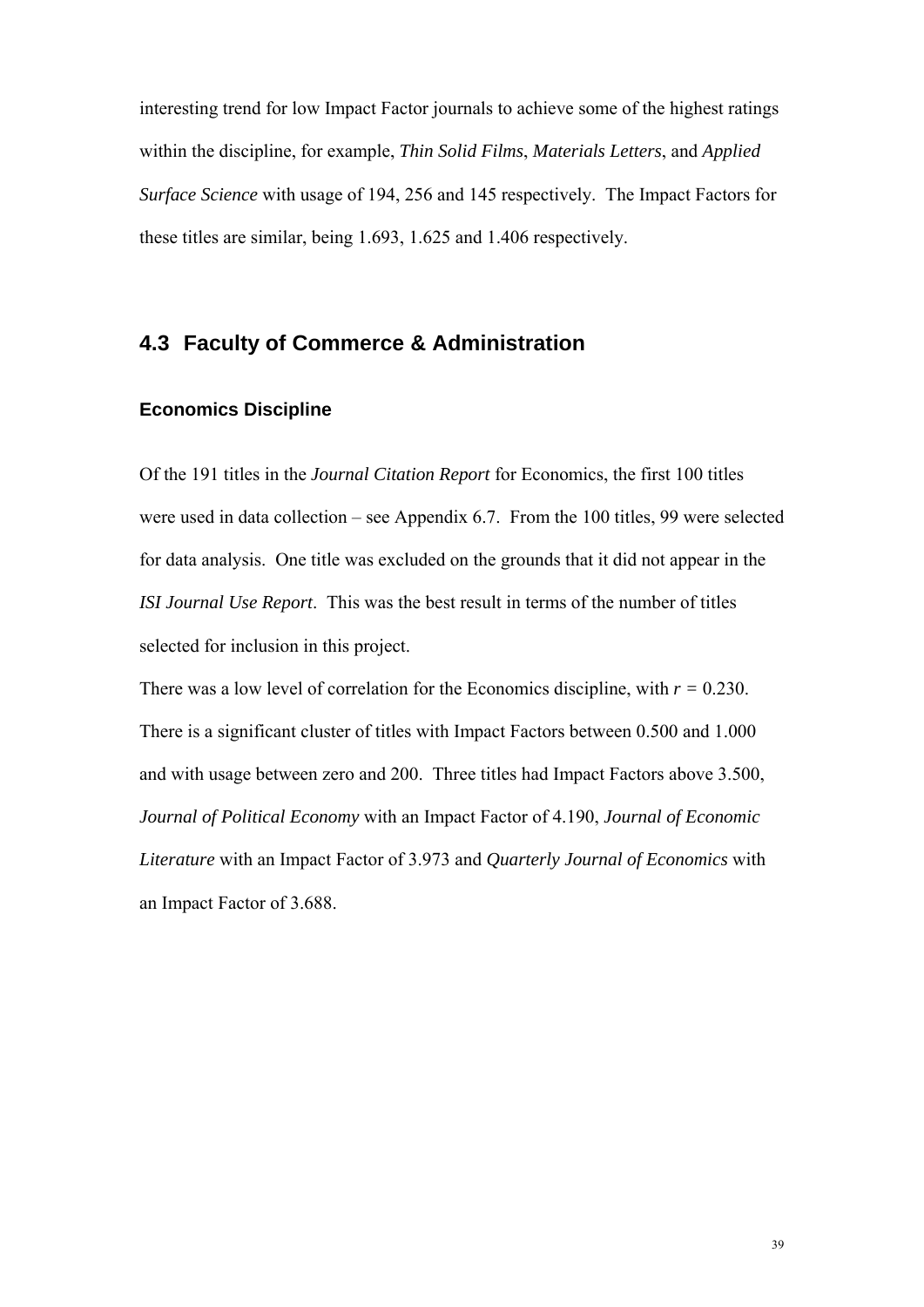interesting trend for low Impact Factor journals to achieve some of the highest ratings within the discipline, for example, *Thin Solid Films*, *Materials Letters*, and *Applied Surface Science* with usage of 194, 256 and 145 respectively. The Impact Factors for these titles are similar, being 1.693, 1.625 and 1.406 respectively.

## 4.3 Faculty of Commerce & Administration

### Economics Discipline

Of the 191 titles in the *Journal Citation Report* for Economics, the first 100 titles were used in data collection – see Appendix 6.7. From the 100 titles, 99 were selected for data analysis. One title was excluded on the grounds that it did not appear in the *ISI Journal Use Report*. This was the best result in terms of the number of titles selected for inclusion in this project.

There was a low level of correlation for the Economics discipline, with $r = 0.230$. There is a significant cluster of titles with Impact Factors between 0.500 and 1.000 and with usage between zero and 200. Three titles had Impact Factors above 3.500, *Journal of Political Economy* with an Impact Factor of 4.190, *Journal of Economic Literature* with an Impact Factor of 3.973 and *Quarterly Journal of Economics* with an Impact Factor of 3.688.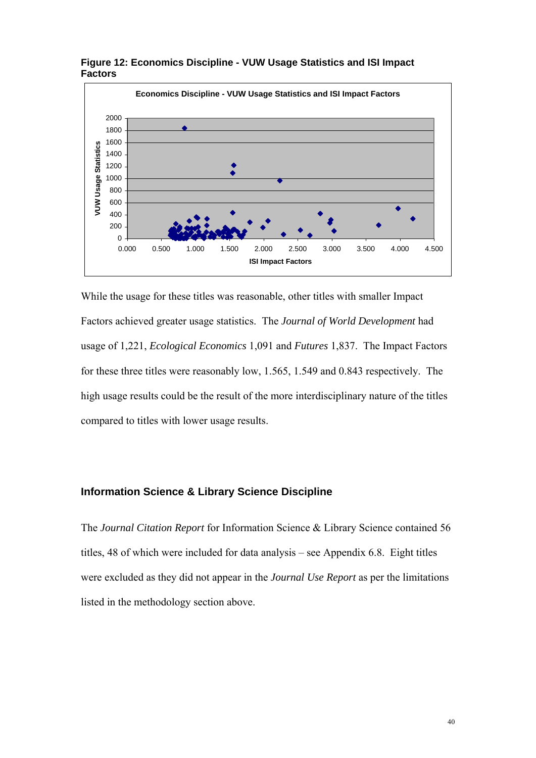**Figure 12: Economics Discipline - VUW Usage Statistics and ISI Impact Factors**

While the usage for these titles was reasonable, other titles with smaller Impact Factors achieved greater usage statistics. The *Journal of World Development* had usage of 1,221, *Ecological Economics* 1,091 and *Futures* 1,837. The Impact Factors for these three titles were reasonably low, 1.565, 1.549 and 0.843 respectively. The high usage results could be the result of the more interdisciplinary nature of the titles compared to titles with lower usage results.

### Information Science & Library Science Discipline

The *Journal Citation Report* for Information Science & Library Science contained 56 titles, 48 of which were included for data analysis – see Appendix 6.8. Eight titles were excluded as they did not appear in the *Journal Use Report* as per the limitations listed in the methodology section above.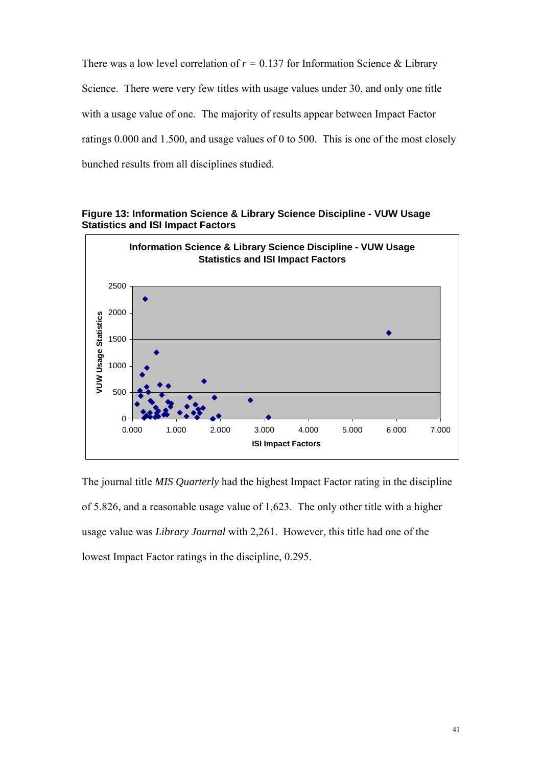There was a low level correlation of $r$ = 0.137 for Information Science & Library Science. There were very few titles with usage values under 30, and only one title with a usage value of one. The majority of results appear between Impact Factor ratings 0.000 and 1.500, and usage values of 0 to 500. This is one of the most closely bunched results from all disciplines studied.

**Figure 13: Information Science & Library Science Discipline - VUW Usage Statistics and ISI Impact Factors**

The journal title *MIS Quarterly* had the highest Impact Factor rating in the discipline of 5.826, and a reasonable usage value of 1,623. The only other title with a higher usage value was *Library Journal* with 2,261. However, this title had one of the lowest Impact Factor ratings in the discipline, 0.295.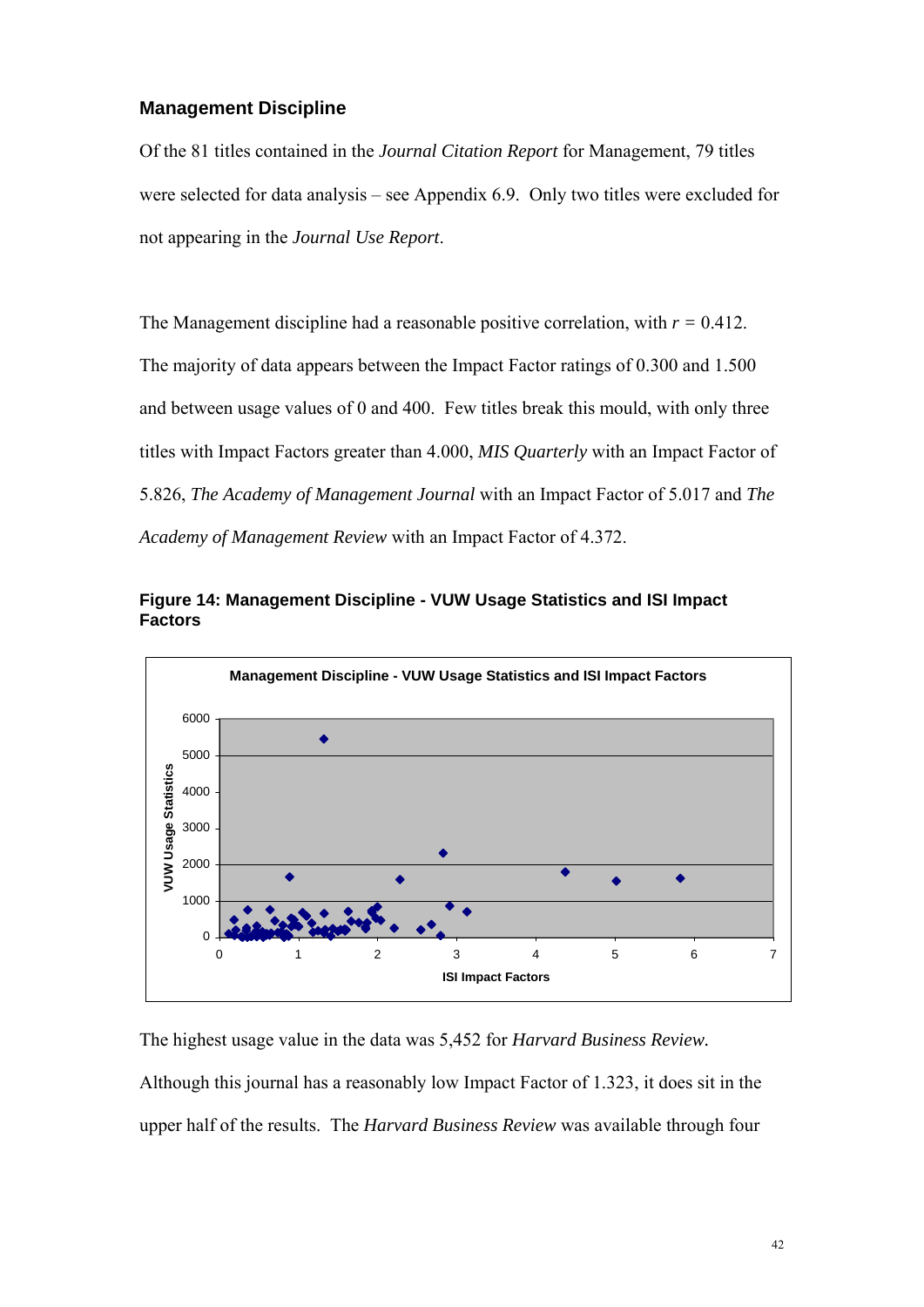## Management Discipline

Of the 81 titles contained in the *Journal Citation Report* for Management, 79 titles were selected for data analysis – see Appendix 6.9. Only two titles were excluded for not appearing in the *Journal Use Report*.

The Management discipline had a reasonable positive correlation, with $r$ = 0.412. The majority of data appears between the Impact Factor ratings of 0.300 and 1.500 and between usage values of 0 and 400. Few titles break this mould, with only three titles with Impact Factors greater than 4.000, *MIS Quarterly* with an Impact Factor of 5.826, *The Academy of Management Journal* with an Impact Factor of 5.017 and *The Academy of Management Review* with an Impact Factor of 4.372.

**Figure 14: Management Discipline - VUW Usage Statistics and ISI Impact Factors**

The highest usage value in the data was 5,452 for *Harvard Business Review.* Although this journal has a reasonably low Impact Factor of 1.323, it does sit in the upper half of the results. The *Harvard Business Review* was available through four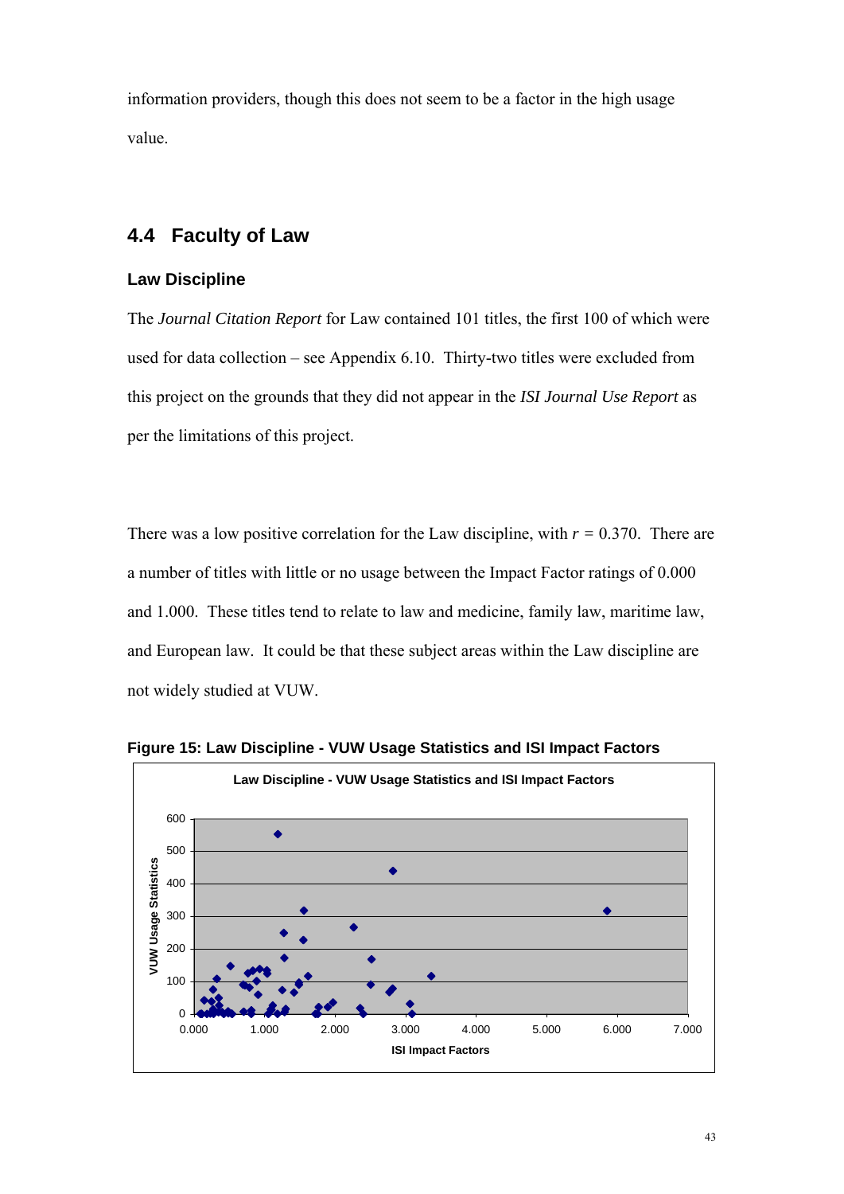information providers, though this does not seem to be a factor in the high usage value.

## 4.4 Faculty of Law

### Law Discipline

The *Journal Citation Report* for Law contained 101 titles, the first 100 of which were used for data collection – see Appendix 6.10. Thirty-two titles were excluded from this project on the grounds that they did not appear in the *ISI Journal Use Report* as per the limitations of this project.

There was a low positive correlation for the Law discipline, with $r = 0.370$. There are a number of titles with little or no usage between the Impact Factor ratings of 0.000 and 1.000. These titles tend to relate to law and medicine, family law, maritime law, and European law. It could be that these subject areas within the Law discipline are not widely studied at VUW.

**Figure 15: Law Discipline - VUW Usage Statistics and ISI Impact Factors**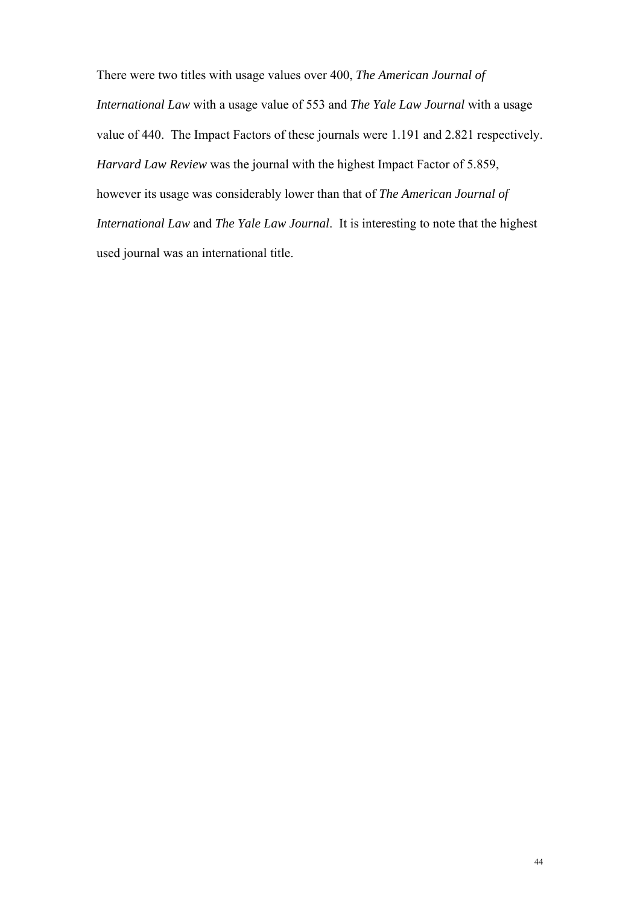There were two titles with usage values over 400, *The American Journal of International Law* with a usage value of 553 and *The Yale Law Journal* with a usage value of 440. The Impact Factors of these journals were 1.191 and 2.821 respectively. *Harvard Law Review* was the journal with the highest Impact Factor of 5.859, however its usage was considerably lower than that of *The American Journal of International Law* and *The Yale Law Journal*. It is interesting to note that the highest used journal was an international title.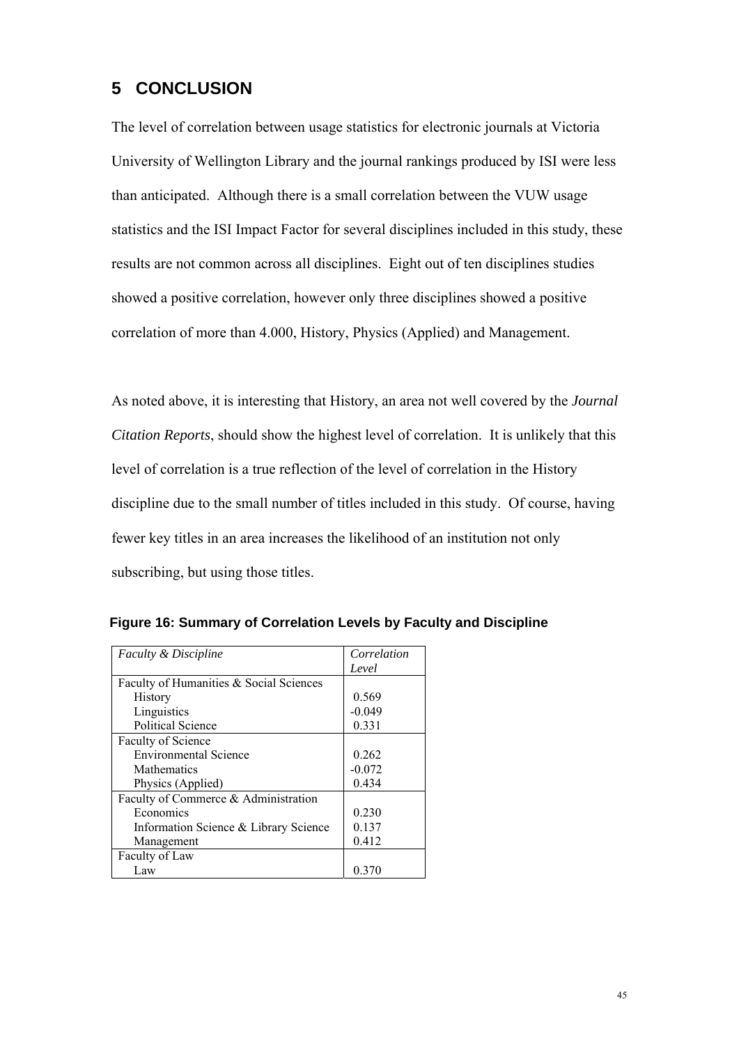# 5 CONCLUSION

The level of correlation between usage statistics for electronic journals at Victoria University of Wellington Library and the journal rankings produced by ISI were less than anticipated. Although there is a small correlation between the VUW usage statistics and the ISI Impact Factor for several disciplines included in this study, these results are not common across all disciplines. Eight out of ten disciplines studies showed a positive correlation, however only three disciplines showed a positive correlation of more than 4.000, History, Physics (Applied) and Management.

As noted above, it is interesting that History, an area not well covered by the *Journal Citation Reports*, should show the highest level of correlation. It is unlikely that this level of correlation is a true reflection of the level of correlation in the History discipline due to the small number of titles included in this study. Of course, having fewer key titles in an area increases the likelihood of an institution not only subscribing, but using those titles.

**Figure 16: Summary of Correlation Levels by Faculty and Discipline**

| *Faculty & Discipline* | *Correlation Level* |
|---|---|
| Faculty of Humanities & Social Sciences | |
| History | 0.569 |
| Linguistics | -0.049 |
| Political Science | 0.331 |
| Faculty of Science | |
| Environmental Science | 0.262 |
| Mathematics | -0.072 |
| Physics (Applied) | 0.434 |
| Faculty of Commerce & Administration | |
| Economics | 0.230 |
| Information Science & Library Science | 0.137 |
| Management | 0.412 |
| Faculty of Law | |
| Law | 0.370 |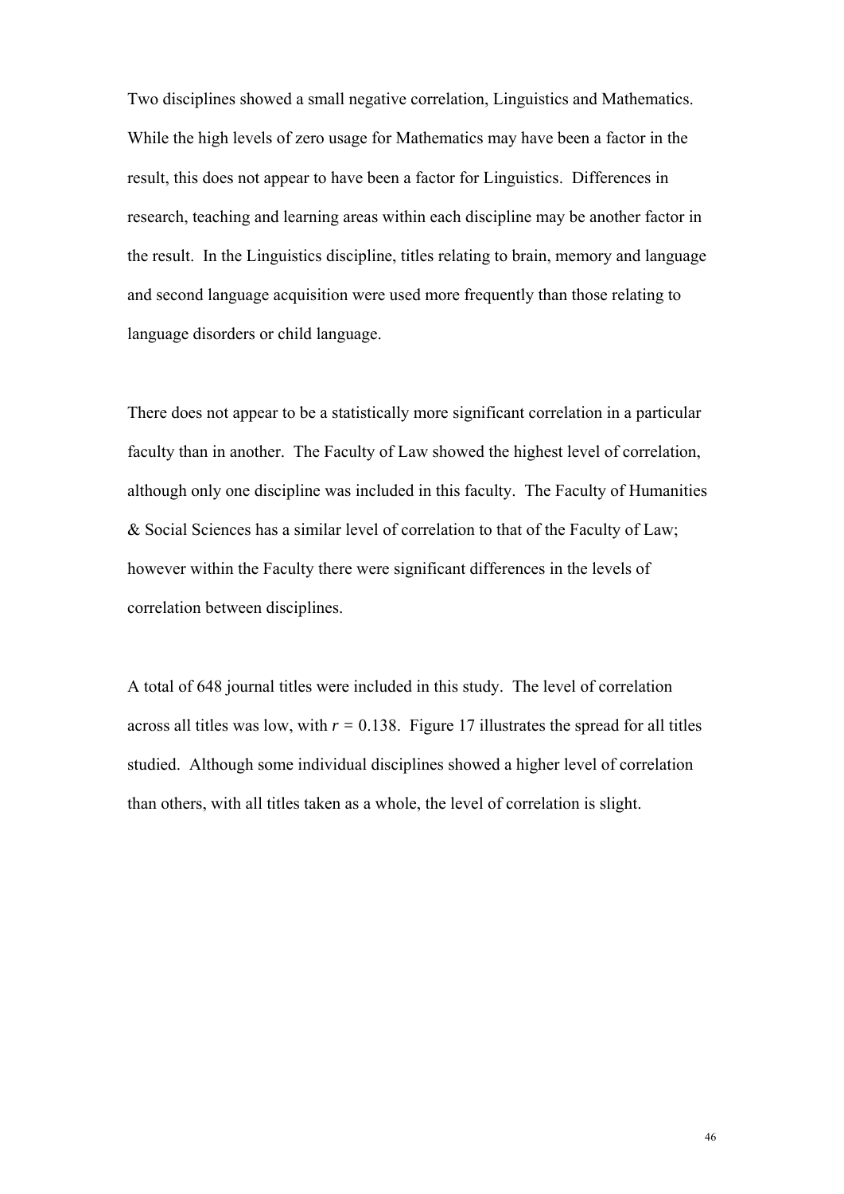Two disciplines showed a small negative correlation, Linguistics and Mathematics. While the high levels of zero usage for Mathematics may have been a factor in the result, this does not appear to have been a factor for Linguistics. Differences in research, teaching and learning areas within each discipline may be another factor in the result. In the Linguistics discipline, titles relating to brain, memory and language and second language acquisition were used more frequently than those relating to language disorders or child language.

There does not appear to be a statistically more significant correlation in a particular faculty than in another. The Faculty of Law showed the highest level of correlation, although only one discipline was included in this faculty. The Faculty of Humanities & Social Sciences has a similar level of correlation to that of the Faculty of Law; however within the Faculty there were significant differences in the levels of correlation between disciplines.

A total of 648 journal titles were included in this study. The level of correlation across all titles was low, with $r = 0.138$. Figure 17 illustrates the spread for all titles studied. Although some individual disciplines showed a higher level of correlation than others, with all titles taken as a whole, the level of correlation is slight.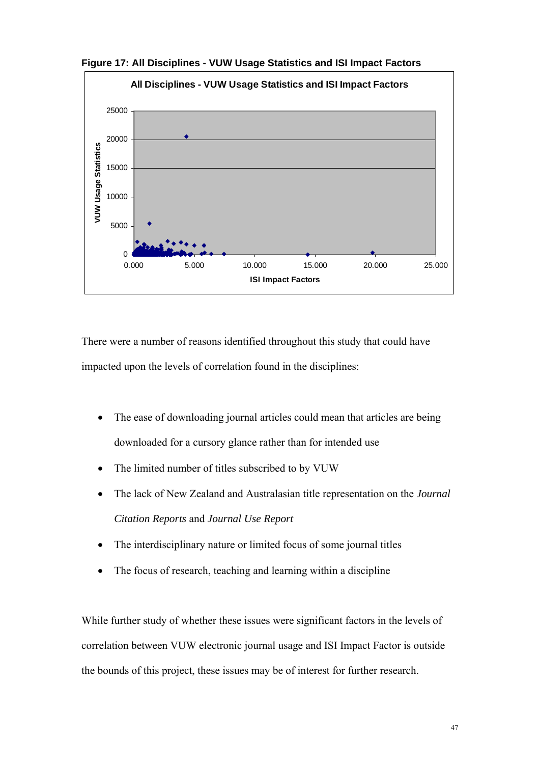**Figure 17: All Disciplines - VUW Usage Statistics and ISI Impact Factors**

There were a number of reasons identified throughout this study that could have impacted upon the levels of correlation found in the disciplines:

- The ease of downloading journal articles could mean that articles are being downloaded for a cursory glance rather than for intended use
- The limited number of titles subscribed to by VUW
- The lack of New Zealand and Australasian title representation on the *Journal Citation Reports* and *Journal Use Report*
- The interdisciplinary nature or limited focus of some journal titles
- The focus of research, teaching and learning within a discipline

While further study of whether these issues were significant factors in the levels of correlation between VUW electronic journal usage and ISI Impact Factor is outside the bounds of this project, these issues may be of interest for further research.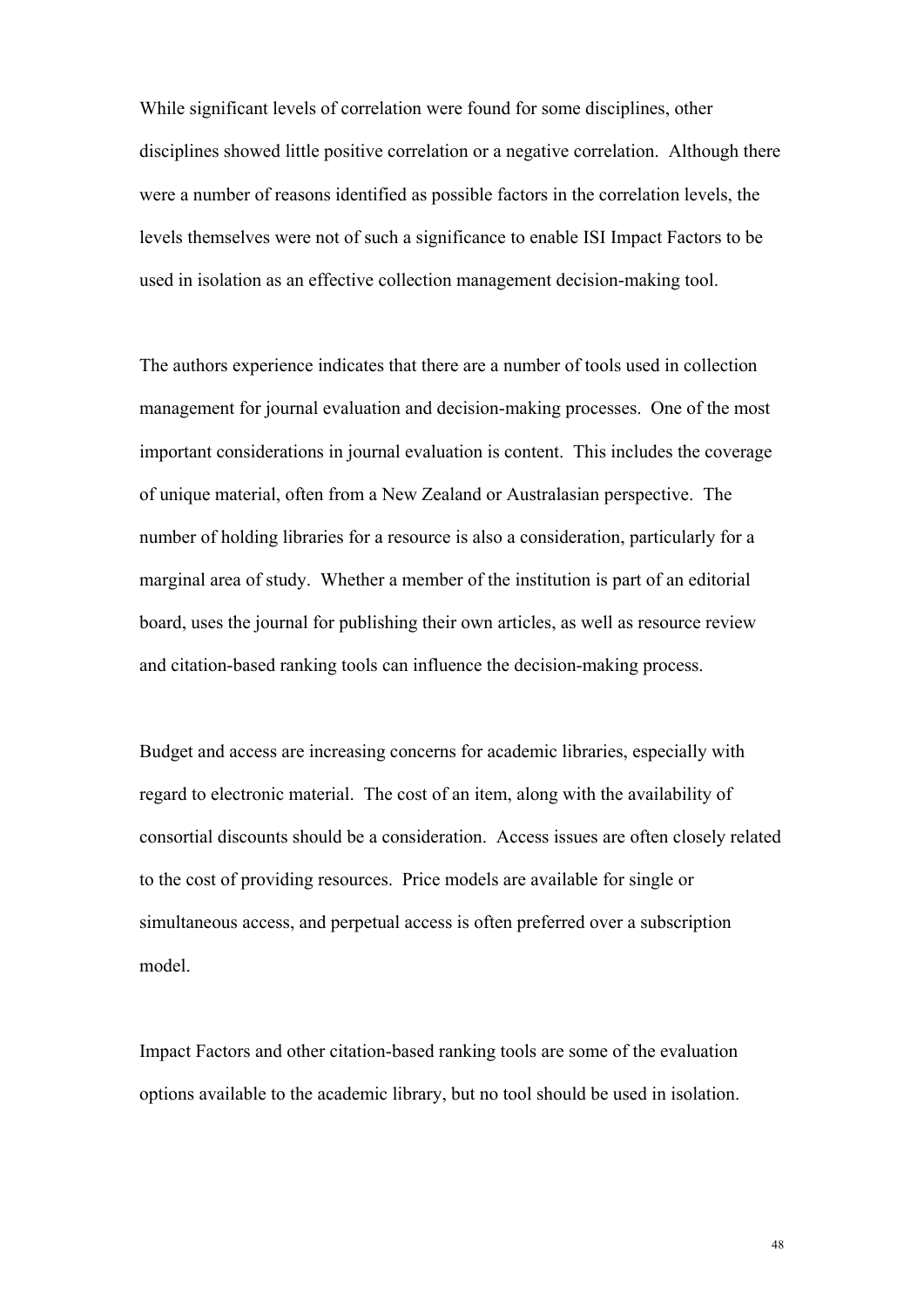While significant levels of correlation were found for some disciplines, other disciplines showed little positive correlation or a negative correlation. Although there were a number of reasons identified as possible factors in the correlation levels, the levels themselves were not of such a significance to enable ISI Impact Factors to be used in isolation as an effective collection management decision-making tool.

The authors experience indicates that there are a number of tools used in collection management for journal evaluation and decision-making processes. One of the most important considerations in journal evaluation is content. This includes the coverage of unique material, often from a New Zealand or Australasian perspective. The number of holding libraries for a resource is also a consideration, particularly for a marginal area of study. Whether a member of the institution is part of an editorial board, uses the journal for publishing their own articles, as well as resource review and citation-based ranking tools can influence the decision-making process.

Budget and access are increasing concerns for academic libraries, especially with regard to electronic material. The cost of an item, along with the availability of consortial discounts should be a consideration. Access issues are often closely related to the cost of providing resources. Price models are available for single or simultaneous access, and perpetual access is often preferred over a subscription model.

Impact Factors and other citation-based ranking tools are some of the evaluation options available to the academic library, but no tool should be used in isolation.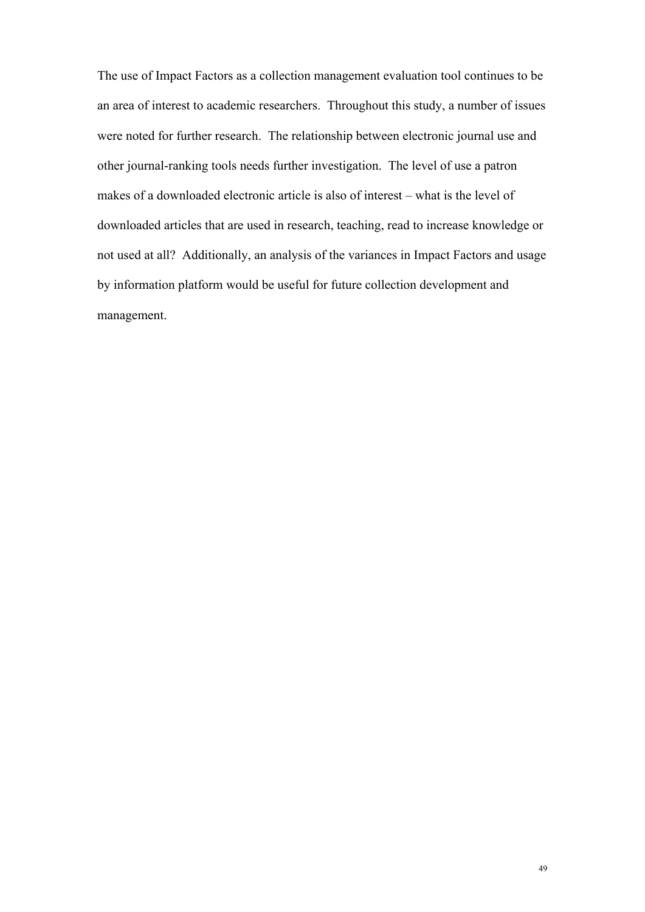The use of Impact Factors as a collection management evaluation tool continues to be an area of interest to academic researchers. Throughout this study, a number of issues were noted for further research. The relationship between electronic journal use and other journal-ranking tools needs further investigation. The level of use a patron makes of a downloaded electronic article is also of interest – what is the level of downloaded articles that are used in research, teaching, read to increase knowledge or not used at all? Additionally, an analysis of the variances in Impact Factors and usage by information platform would be useful for future collection development and management.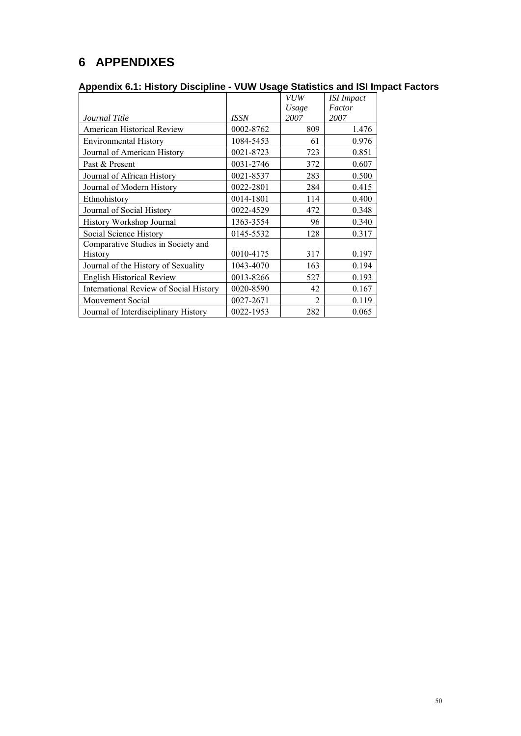# 6 APPENDIXES

## Appendix 6.1: History Discipline - VUW Usage Statistics and ISI Impact Factors

| *Journal Title* | *ISSN* | *VUW Usage 2007* | *ISI Impact Factor 2007* |
|---|---|---|---|
| American Historical Review | 0002-8762 | 809 | 1.476 |
| Environmental History | 1084-5453 | 61 | 0.976 |
| Journal of American History | 0021-8723 | 723 | 0.851 |
| Past & Present | 0031-2746 | 372 | 0.607 |
| Journal of African History | 0021-8537 | 283 | 0.500 |
| Journal of Modern History | 0022-2801 | 284 | 0.415 |
| Ethnohistory | 0014-1801 | 114 | 0.400 |
| Journal of Social History | 0022-4529 | 472 | 0.348 |
| History Workshop Journal | 1363-3554 | 96 | 0.340 |
| Social Science History | 0145-5532 | 128 | 0.317 |
| Comparative Studies in Society and History | 0010-4175 | 317 | 0.197 |
| Journal of the History of Sexuality | 1043-4070 | 163 | 0.194 |
| English Historical Review | 0013-8266 | 527 | 0.193 |
| International Review of Social History | 0020-8590 | 42 | 0.167 |
| Mouvement Social | 0027-2671 | 2 | 0.119 |
| Journal of Interdisciplinary History | 0022-1953 | 282 | 0.065 |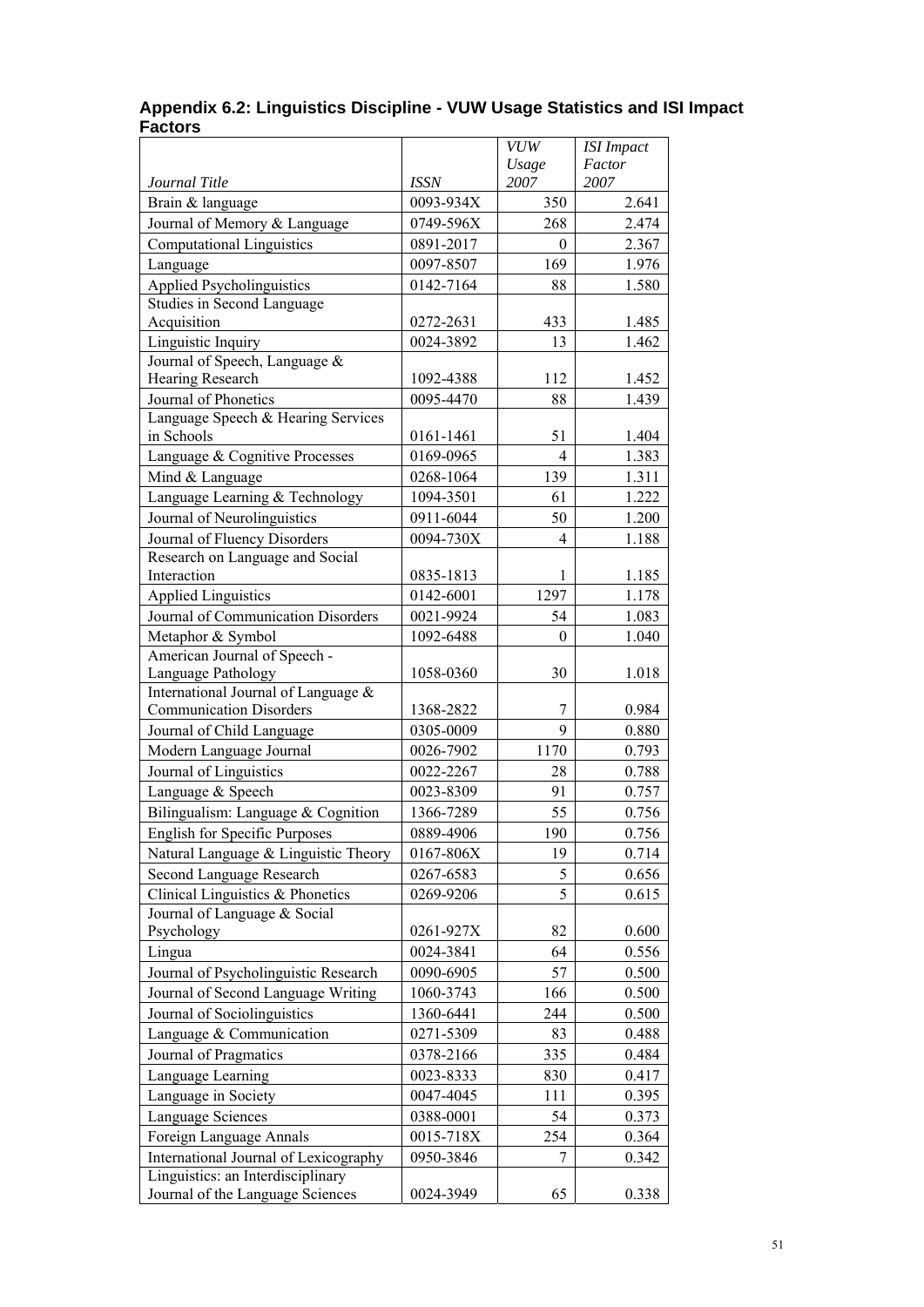## Appendix 6.2: Linguistics Discipline - VUW Usage Statistics and ISI Impact Factors

| *Journal Title* | *ISSN* | *VUW Usage 2007* | *ISI Impact Factor 2007* |
|---|---|---|---|
| Brain & language | 0093-934X | 350 | 2.641 |
| Journal of Memory & Language | 0749-596X | 268 | 2.474 |
| Computational Linguistics | 0891-2017 | 0 | 2.367 |
| Language | 0097-8507 | 169 | 1.976 |
| Applied Psycholinguistics | 0142-7164 | 88 | 1.580 |
| Studies in Second Language Acquisition | 0272-2631 | 433 | 1.485 |
| Linguistic Inquiry | 0024-3892 | 13 | 1.462 |
| Journal of Speech, Language & Hearing Research | 1092-4388 | 112 | 1.452 |
| Journal of Phonetics | 0095-4470 | 88 | 1.439 |
| Language Speech & Hearing Services in Schools | 0161-1461 | 51 | 1.404 |
| Language & Cognitive Processes | 0169-0965 | 4 | 1.383 |
| Mind & Language | 0268-1064 | 139 | 1.311 |
| Language Learning & Technology | 1094-3501 | 61 | 1.222 |
| Journal of Neurolinguistics | 0911-6044 | 50 | 1.200 |
| Journal of Fluency Disorders | 0094-730X | 4 | 1.188 |
| Research on Language and Social Interaction | 0835-1813 | 1 | 1.185 |
| Applied Linguistics | 0142-6001 | 1297 | 1.178 |
| Journal of Communication Disorders | 0021-9924 | 54 | 1.083 |
| Metaphor & Symbol | 1092-6488 | 0 | 1.040 |
| American Journal of Speech - Language Pathology | 1058-0360 | 30 | 1.018 |
| International Journal of Language & Communication Disorders | 1368-2822 | 7 | 0.984 |
| Journal of Child Language | 0305-0009 | 9 | 0.880 |
| Modern Language Journal | 0026-7902 | 1170 | 0.793 |
| Journal of Linguistics | 0022-2267 | 28 | 0.788 |
| Language & Speech | 0023-8309 | 91 | 0.757 |
| Bilingualism: Language & Cognition | 1366-7289 | 55 | 0.756 |
| English for Specific Purposes | 0889-4906 | 190 | 0.756 |
| Natural Language & Linguistic Theory | 0167-806X | 19 | 0.714 |
| Second Language Research | 0267-6583 | 5 | 0.656 |
| Clinical Linguistics & Phonetics | 0269-9206 | 5 | 0.615 |
| Journal of Language & Social Psychology | 0261-927X | 82 | 0.600 |
| Lingua | 0024-3841 | 64 | 0.556 |
| Journal of Psycholinguistic Research | 0090-6905 | 57 | 0.500 |
| Journal of Second Language Writing | 1060-3743 | 166 | 0.500 |
| Journal of Sociolinguistics | 1360-6441 | 244 | 0.500 |
| Language & Communication | 0271-5309 | 83 | 0.488 |
| Journal of Pragmatics | 0378-2166 | 335 | 0.484 |
| Language Learning | 0023-8333 | 830 | 0.417 |
| Language in Society | 0047-4045 | 111 | 0.395 |
| Language Sciences | 0388-0001 | 54 | 0.373 |
| Foreign Language Annals | 0015-718X | 254 | 0.364 |
| International Journal of Lexicography | 0950-3846 | 7 | 0.342 |
| Linguistics: an Interdisciplinary Journal of the Language Sciences | 0024-3949 | 65 | 0.338 |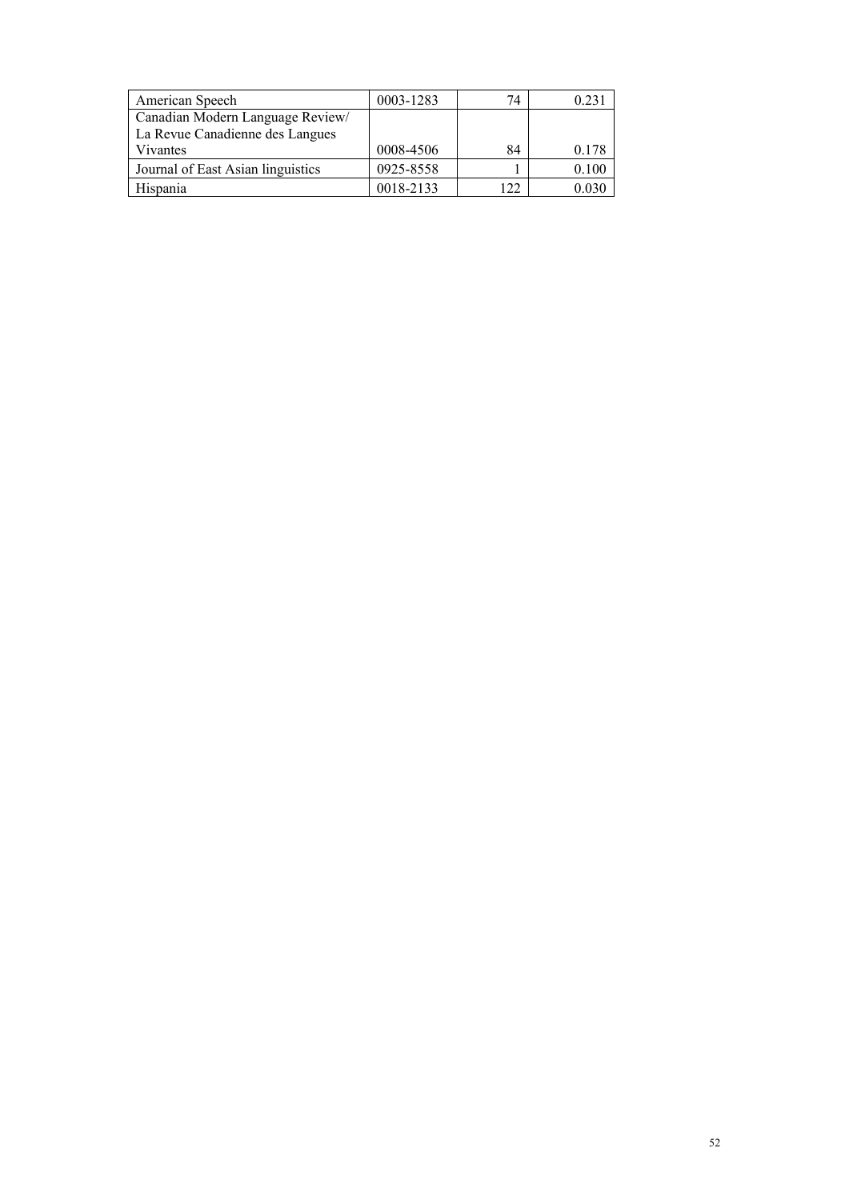| American Speech | 0003-1283 | 74 | 0.231 |
|---|---|---|---|
| Canadian Modern Language Review/ La Revue Canadienne des Langues Vivantes | 0008-4506 | 84 | 0.178 |
| Journal of East Asian linguistics | 0925-8558 | 1 | 0.100 |
| Hispania | 0018-2133 | 122 | 0.030 |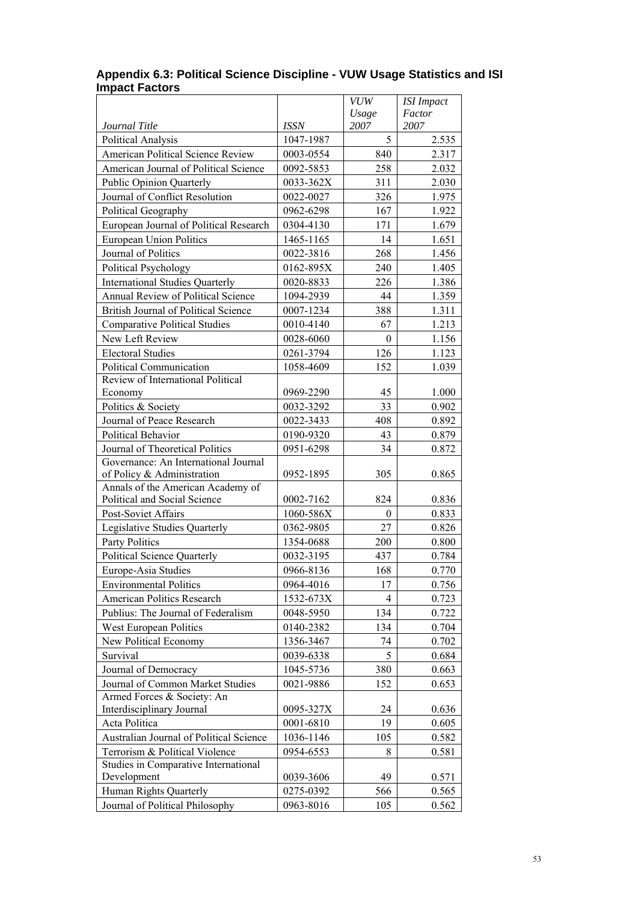### Appendix 6.3: Political Science Discipline - VUW Usage Statistics and ISI Impact Factors

| *Journal Title* | *ISSN* | *VUW Usage 2007* | *ISI Impact Factor 2007* |
|---|---|---|---|
| Political Analysis | 1047-1987 | 5 | 2.535 |
| American Political Science Review | 0003-0554 | 840 | 2.317 |
| American Journal of Political Science | 0092-5853 | 258 | 2.032 |
| Public Opinion Quarterly | 0033-362X | 311 | 2.030 |
| Journal of Conflict Resolution | 0022-0027 | 326 | 1.975 |
| Political Geography | 0962-6298 | 167 | 1.922 |
| European Journal of Political Research | 0304-4130 | 171 | 1.679 |
| European Union Politics | 1465-1165 | 14 | 1.651 |
| Journal of Politics | 0022-3816 | 268 | 1.456 |
| Political Psychology | 0162-895X | 240 | 1.405 |
| International Studies Quarterly | 0020-8833 | 226 | 1.386 |
| Annual Review of Political Science | 1094-2939 | 44 | 1.359 |
| British Journal of Political Science | 0007-1234 | 388 | 1.311 |
| Comparative Political Studies | 0010-4140 | 67 | 1.213 |
| New Left Review | 0028-6060 | 0 | 1.156 |
| Electoral Studies | 0261-3794 | 126 | 1.123 |
| Political Communication | 1058-4609 | 152 | 1.039 |
| Review of International Political Economy | 0969-2290 | 45 | 1.000 |
| Politics & Society | 0032-3292 | 33 | 0.902 |
| Journal of Peace Research | 0022-3433 | 408 | 0.892 |
| Political Behavior | 0190-9320 | 43 | 0.879 |
| Journal of Theoretical Politics | 0951-6298 | 34 | 0.872 |
| Governance: An International Journal of Policy & Administration | 0952-1895 | 305 | 0.865 |
| Annals of the American Academy of Political and Social Science | 0002-7162 | 824 | 0.836 |
| Post-Soviet Affairs | 1060-586X | 0 | 0.833 |
| Legislative Studies Quarterly | 0362-9805 | 27 | 0.826 |
| Party Politics | 1354-0688 | 200 | 0.800 |
| Political Science Quarterly | 0032-3195 | 437 | 0.784 |
| Europe-Asia Studies | 0966-8136 | 168 | 0.770 |
| Environmental Politics | 0964-4016 | 17 | 0.756 |
| American Politics Research | 1532-673X | 4 | 0.723 |
| Publius: The Journal of Federalism | 0048-5950 | 134 | 0.722 |
| West European Politics | 0140-2382 | 134 | 0.704 |
| New Political Economy | 1356-3467 | 74 | 0.702 |
| Survival | 0039-6338 | 5 | 0.684 |
| Journal of Democracy | 1045-5736 | 380 | 0.663 |
| Journal of Common Market Studies | 0021-9886 | 152 | 0.653 |
| Armed Forces & Society: An Interdisciplinary Journal | 0095-327X | 24 | 0.636 |
| Acta Politica | 0001-6810 | 19 | 0.605 |
| Australian Journal of Political Science | 1036-1146 | 105 | 0.582 |
| Terrorism & Political Violence | 0954-6553 | 8 | 0.581 |
| Studies in Comparative International Development | 0039-3606 | 49 | 0.571 |
| Human Rights Quarterly | 0275-0392 | 566 | 0.565 |
| Journal of Political Philosophy | 0963-8016 | 105 | 0.562 |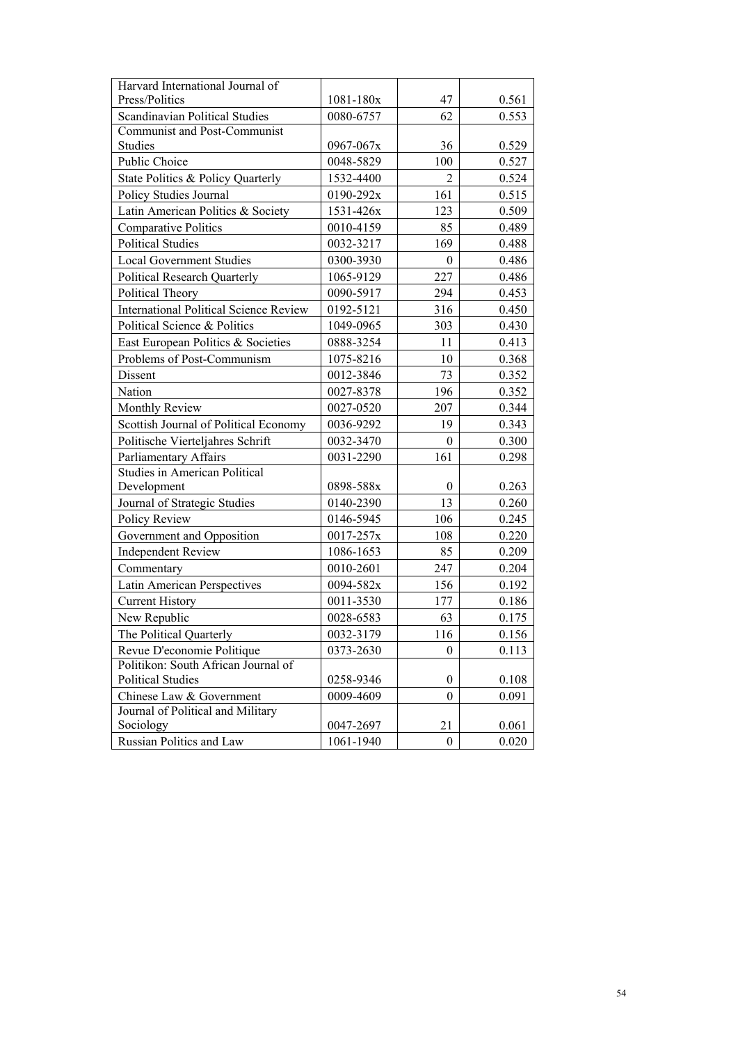| | | | |
|---|---|---|---|
| Harvard International Journal of Press/Politics | 1081-180x | 47 | 0.561 |
| Scandinavian Political Studies | 0080-6757 | 62 | 0.553 |
| Communist and Post-Communist Studies | 0967-067x | 36 | 0.529 |
| Public Choice | 0048-5829 | 100 | 0.527 |
| State Politics & Policy Quarterly | 1532-4400 | 2 | 0.524 |
| Policy Studies Journal | 0190-292x | 161 | 0.515 |
| Latin American Politics & Society | 1531-426x | 123 | 0.509 |
| Comparative Politics | 0010-4159 | 85 | 0.489 |
| Political Studies | 0032-3217 | 169 | 0.488 |
| Local Government Studies | 0300-3930 | 0 | 0.486 |
| Political Research Quarterly | 1065-9129 | 227 | 0.486 |
| Political Theory | 0090-5917 | 294 | 0.453 |
| International Political Science Review | 0192-5121 | 316 | 0.450 |
| Political Science & Politics | 1049-0965 | 303 | 0.430 |
| East European Politics & Societies | 0888-3254 | 11 | 0.413 |
| Problems of Post-Communism | 1075-8216 | 10 | 0.368 |
| Dissent | 0012-3846 | 73 | 0.352 |
| Nation | 0027-8378 | 196 | 0.352 |
| Monthly Review | 0027-0520 | 207 | 0.344 |
| Scottish Journal of Political Economy | 0036-9292 | 19 | 0.343 |
| Politische Vierteljahres Schrift | 0032-3470 | 0 | 0.300 |
| Parliamentary Affairs | 0031-2290 | 161 | 0.298 |
| Studies in American Political Development | 0898-588x | 0 | 0.263 |
| Journal of Strategic Studies | 0140-2390 | 13 | 0.260 |
| Policy Review | 0146-5945 | 106 | 0.245 |
| Government and Opposition | 0017-257x | 108 | 0.220 |
| Independent Review | 1086-1653 | 85 | 0.209 |
| Commentary | 0010-2601 | 247 | 0.204 |
| Latin American Perspectives | 0094-582x | 156 | 0.192 |
| Current History | 0011-3530 | 177 | 0.186 |
| New Republic | 0028-6583 | 63 | 0.175 |
| The Political Quarterly | 0032-3179 | 116 | 0.156 |
| Revue D'economie Politique | 0373-2630 | 0 | 0.113 |
| Politikon: South African Journal of Political Studies | 0258-9346 | 0 | 0.108 |
| Chinese Law & Government | 0009-4609 | 0 | 0.091 |
| Journal of Political and Military Sociology | 0047-2697 | 21 | 0.061 |
| Russian Politics and Law | 1061-1940 | 0 | 0.020 |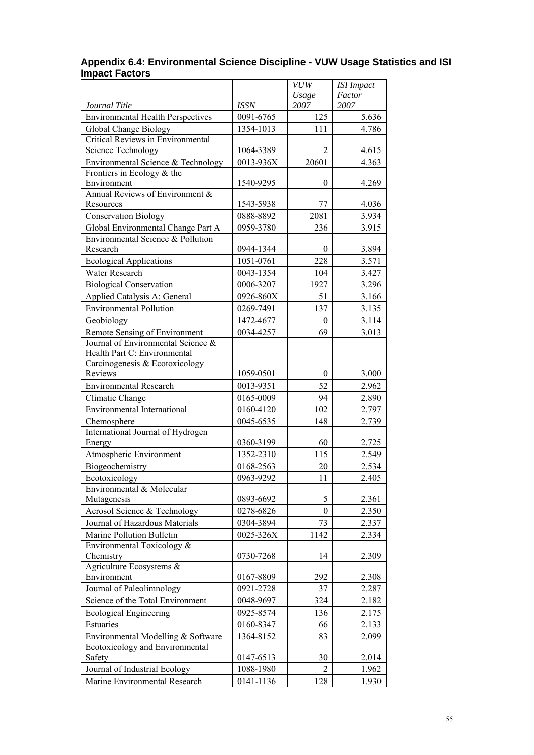## Appendix 6.4: Environmental Science Discipline - VUW Usage Statistics and ISI Impact Factors

| *Journal Title* | *ISSN* | *VUW Usage 2007* | *ISI Impact Factor 2007* |
|---|---|---|---|
| Environmental Health Perspectives | 0091-6765 | 125 | 5.636 |
| Global Change Biology | 1354-1013 | 111 | 4.786 |
| Critical Reviews in Environmental Science Technology | 1064-3389 | 2 | 4.615 |
| Environmental Science & Technology | 0013-936X | 20601 | 4.363 |
| Frontiers in Ecology & the Environment | 1540-9295 | 0 | 4.269 |
| Annual Reviews of Environment & Resources | 1543-5938 | 77 | 4.036 |
| Conservation Biology | 0888-8892 | 2081 | 3.934 |
| Global Environmental Change Part A | 0959-3780 | 236 | 3.915 |
| Environmental Science & Pollution Research | 0944-1344 | 0 | 3.894 |
| Ecological Applications | 1051-0761 | 228 | 3.571 |
| Water Research | 0043-1354 | 104 | 3.427 |
| Biological Conservation | 0006-3207 | 1927 | 3.296 |
| Applied Catalysis A: General | 0926-860X | 51 | 3.166 |
| Environmental Pollution | 0269-7491 | 137 | 3.135 |
| Geobiology | 1472-4677 | 0 | 3.114 |
| Remote Sensing of Environment | 0034-4257 | 69 | 3.013 |
| Journal of Environmental Science & Health Part C: Environmental Carcinogenesis & Ecotoxicology Reviews | 1059-0501 | 0 | 3.000 |
| Environmental Research | 0013-9351 | 52 | 2.962 |
| Climatic Change | 0165-0009 | 94 | 2.890 |
| Environmental International | 0160-4120 | 102 | 2.797 |
| Chemosphere | 0045-6535 | 148 | 2.739 |
| International Journal of Hydrogen Energy | 0360-3199 | 60 | 2.725 |
| Atmospheric Environment | 1352-2310 | 115 | 2.549 |
| Biogeochemistry | 0168-2563 | 20 | 2.534 |
| Ecotoxicology | 0963-9292 | 11 | 2.405 |
| Environmental & Molecular Mutagenesis | 0893-6692 | 5 | 2.361 |
| Aerosol Science & Technology | 0278-6826 | 0 | 2.350 |
| Journal of Hazardous Materials | 0304-3894 | 73 | 2.337 |
| Marine Pollution Bulletin | 0025-326X | 1142 | 2.334 |
| Environmental Toxicology & Chemistry | 0730-7268 | 14 | 2.309 |
| Agriculture Ecosystems & Environment | 0167-8809 | 292 | 2.308 |
| Journal of Paleolimnology | 0921-2728 | 37 | 2.287 |
| Science of the Total Environment | 0048-9697 | 324 | 2.182 |
| Ecological Engineering | 0925-8574 | 136 | 2.175 |
| Estuaries | 0160-8347 | 66 | 2.133 |
| Environmental Modelling & Software | 1364-8152 | 83 | 2.099 |
| Ecotoxicology and Environmental Safety | 0147-6513 | 30 | 2.014 |
| Journal of Industrial Ecology | 1088-1980 | 2 | 1.962 |
| Marine Environmental Research | 0141-1136 | 128 | 1.930 |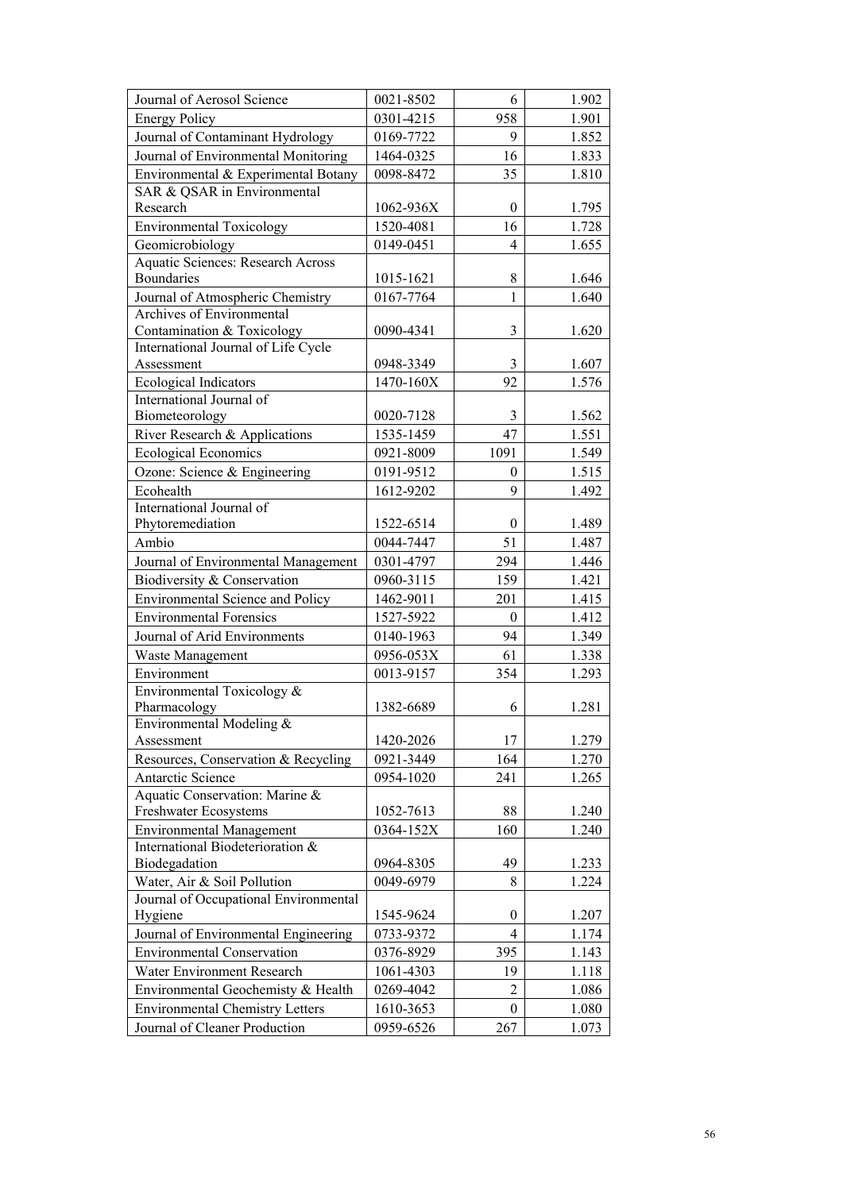| | | | |
|---|---|---|---|
| Journal of Aerosol Science | 0021-8502 | 6 | 1.902 |
| Energy Policy | 0301-4215 | 958 | 1.901 |
| Journal of Contaminant Hydrology | 0169-7722 | 9 | 1.852 |
| Journal of Environmental Monitoring | 1464-0325 | 16 | 1.833 |
| Environmental & Experimental Botany | 0098-8472 | 35 | 1.810 |
| SAR & QSAR in Environmental Research | 1062-936X | 0 | 1.795 |
| Environmental Toxicology | 1520-4081 | 16 | 1.728 |
| Geomicrobiology | 0149-0451 | 4 | 1.655 |
| Aquatic Sciences: Research Across Boundaries | 1015-1621 | 8 | 1.646 |
| Journal of Atmospheric Chemistry | 0167-7764 | 1 | 1.640 |
| Archives of Environmental Contamination & Toxicology | 0090-4341 | 3 | 1.620 |
| International Journal of Life Cycle Assessment | 0948-3349 | 3 | 1.607 |
| Ecological Indicators | 1470-160X | 92 | 1.576 |
| International Journal of Biometeorology | 0020-7128 | 3 | 1.562 |
| River Research & Applications | 1535-1459 | 47 | 1.551 |
| Ecological Economics | 0921-8009 | 1091 | 1.549 |
| Ozone: Science & Engineering | 0191-9512 | 0 | 1.515 |
| Ecohealth | 1612-9202 | 9 | 1.492 |
| International Journal of Phytoremediation | 1522-6514 | 0 | 1.489 |
| Ambio | 0044-7447 | 51 | 1.487 |
| Journal of Environmental Management | 0301-4797 | 294 | 1.446 |
| Biodiversity & Conservation | 0960-3115 | 159 | 1.421 |
| Environmental Science and Policy | 1462-9011 | 201 | 1.415 |
| Environmental Forensics | 1527-5922 | 0 | 1.412 |
| Journal of Arid Environments | 0140-1963 | 94 | 1.349 |
| Waste Management | 0956-053X | 61 | 1.338 |
| Environment | 0013-9157 | 354 | 1.293 |
| Environmental Toxicology & Pharmacology | 1382-6689 | 6 | 1.281 |
| Environmental Modeling & Assessment | 1420-2026 | 17 | 1.279 |
| Resources, Conservation & Recycling | 0921-3449 | 164 | 1.270 |
| Antarctic Science | 0954-1020 | 241 | 1.265 |
| Aquatic Conservation: Marine & Freshwater Ecosystems | 1052-7613 | 88 | 1.240 |
| Environmental Management | 0364-152X | 160 | 1.240 |
| International Biodeterioration & Biodegadation | 0964-8305 | 49 | 1.233 |
| Water, Air & Soil Pollution | 0049-6979 | 8 | 1.224 |
| Journal of Occupational Environmental Hygiene | 1545-9624 | 0 | 1.207 |
| Journal of Environmental Engineering | 0733-9372 | 4 | 1.174 |
| Environmental Conservation | 0376-8929 | 395 | 1.143 |
| Water Environment Research | 1061-4303 | 19 | 1.118 |
| Environmental Geochemisty & Health | 0269-4042 | 2 | 1.086 |
| Environmental Chemistry Letters | 1610-3653 | 0 | 1.080 |
| Journal of Cleaner Production | 0959-6526 | 267 | 1.073 |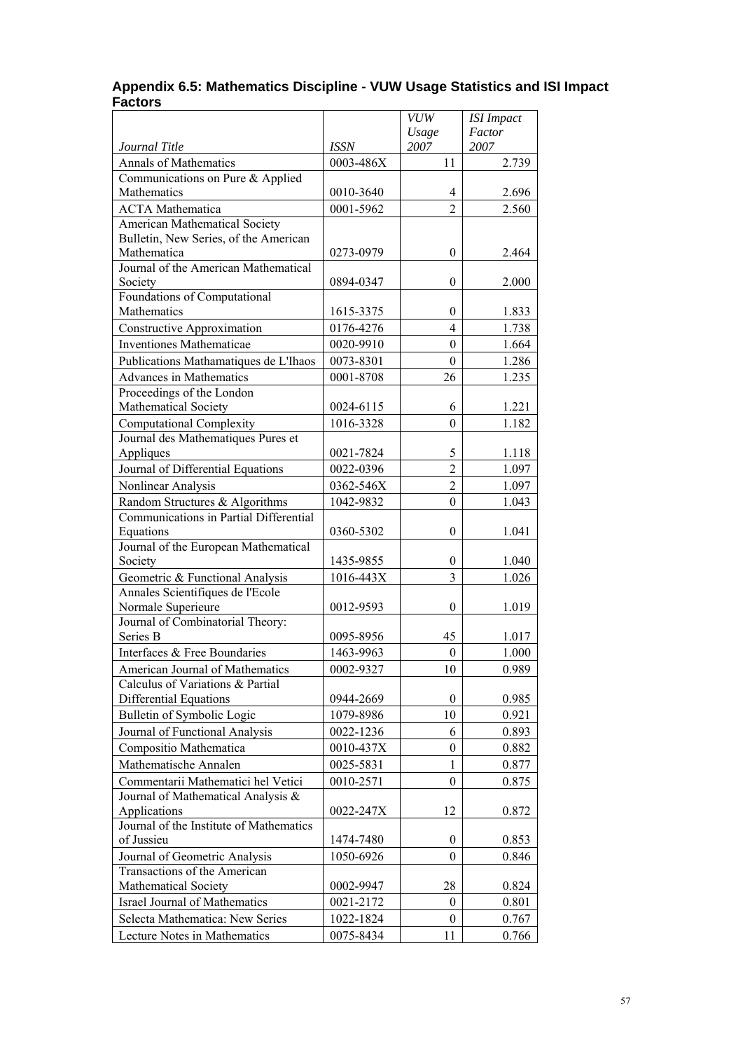## Appendix 6.5: Mathematics Discipline - VUW Usage Statistics and ISI Impact Factors

| *Journal Title* | *ISSN* | *VUW Usage 2007* | *ISI Impact Factor 2007* |
|---|---|---|---|
| Annals of Mathematics | 0003-486X | 11 | 2.739 |
| Communications on Pure & Applied Mathematics | 0010-3640 | 4 | 2.696 |
| ACTA Mathematica | 0001-5962 | 2 | 2.560 |
| American Mathematical Society Bulletin, New Series, of the American Mathematica | 0273-0979 | 0 | 2.464 |
| Journal of the American Mathematical Society | 0894-0347 | 0 | 2.000 |
| Foundations of Computational Mathematics | 1615-3375 | 0 | 1.833 |
| Constructive Approximation | 0176-4276 | 4 | 1.738 |
| Inventiones Mathematicae | 0020-9910 | 0 | 1.664 |
| Publications Mathamatiques de L'Ihaos | 0073-8301 | 0 | 1.286 |
| Advances in Mathematics | 0001-8708 | 26 | 1.235 |
| Proceedings of the London Mathematical Society | 0024-6115 | 6 | 1.221 |
| Computational Complexity | 1016-3328 | 0 | 1.182 |
| Journal des Mathematiques Pures et Appliques | 0021-7824 | 5 | 1.118 |
| Journal of Differential Equations | 0022-0396 | 2 | 1.097 |
| Nonlinear Analysis | 0362-546X | 2 | 1.097 |
| Random Structures & Algorithms | 1042-9832 | 0 | 1.043 |
| Communications in Partial Differential Equations | 0360-5302 | 0 | 1.041 |
| Journal of the European Mathematical Society | 1435-9855 | 0 | 1.040 |
| Geometric & Functional Analysis | 1016-443X | 3 | 1.026 |
| Annales Scientifiques de l'Ecole Normale Superieure | 0012-9593 | 0 | 1.019 |
| Journal of Combinatorial Theory: Series B | 0095-8956 | 45 | 1.017 |
| Interfaces & Free Boundaries | 1463-9963 | 0 | 1.000 |
| American Journal of Mathematics | 0002-9327 | 10 | 0.989 |
| Calculus of Variations & Partial Differential Equations | 0944-2669 | 0 | 0.985 |
| Bulletin of Symbolic Logic | 1079-8986 | 10 | 0.921 |
| Journal of Functional Analysis | 0022-1236 | 6 | 0.893 |
| Compositio Mathematica | 0010-437X | 0 | 0.882 |
| Mathematische Annalen | 0025-5831 | 1 | 0.877 |
| Commentarii Mathematici hel Vetici | 0010-2571 | 0 | 0.875 |
| Journal of Mathematical Analysis & Applications | 0022-247X | 12 | 0.872 |
| Journal of the Institute of Mathematics of Jussieu | 1474-7480 | 0 | 0.853 |
| Journal of Geometric Analysis | 1050-6926 | 0 | 0.846 |
| Transactions of the American Mathematical Society | 0002-9947 | 28 | 0.824 |
| Israel Journal of Mathematics | 0021-2172 | 0 | 0.801 |
| Selecta Mathematica: New Series | 1022-1824 | 0 | 0.767 |
| Lecture Notes in Mathematics | 0075-8434 | 11 | 0.766 |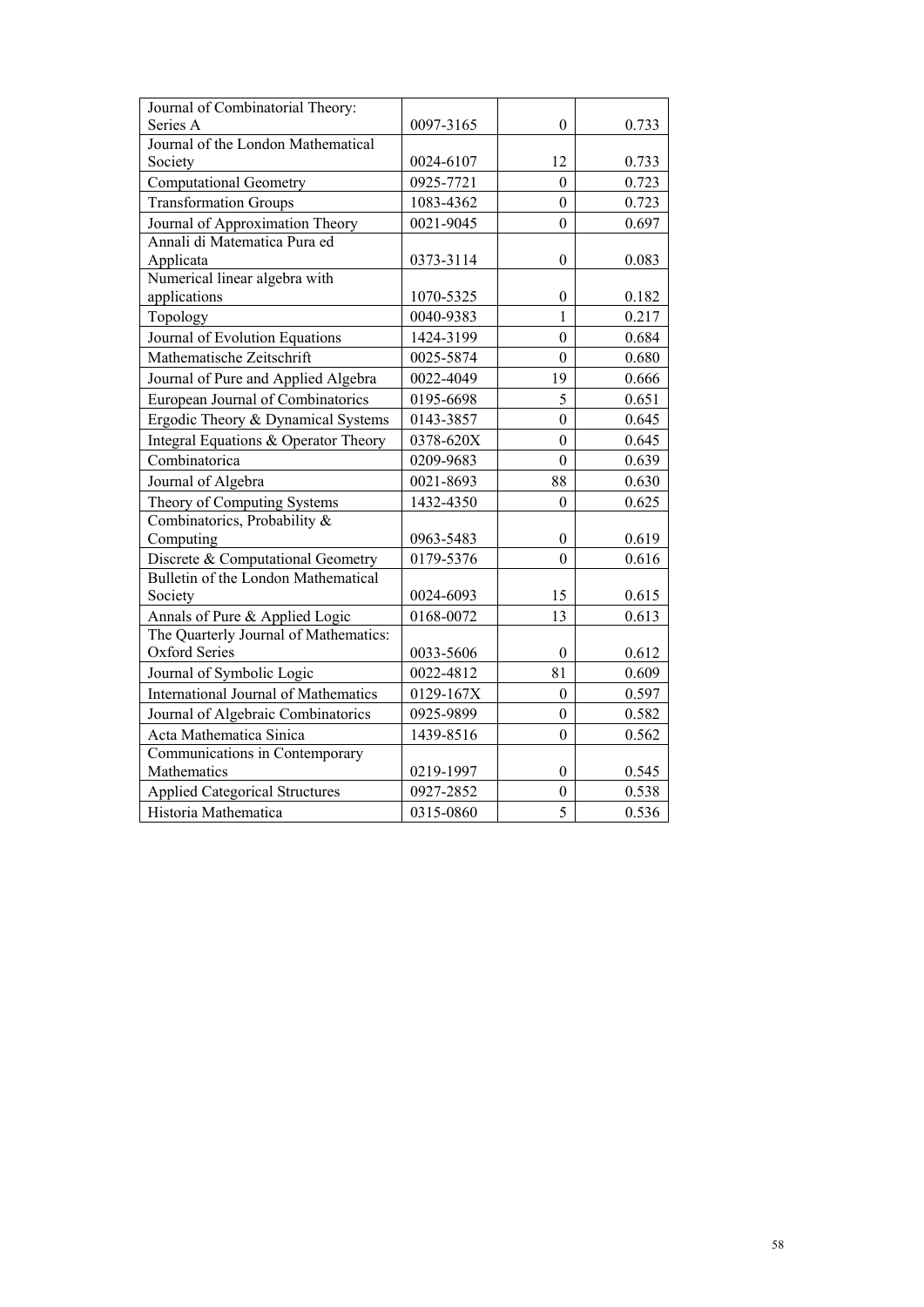| | | | |
|---|---|---|---|
| Journal of Combinatorial Theory: Series A | 0097-3165 | 0 | 0.733 |
| Journal of the London Mathematical Society | 0024-6107 | 12 | 0.733 |
| Computational Geometry | 0925-7721 | 0 | 0.723 |
| Transformation Groups | 1083-4362 | 0 | 0.723 |
| Journal of Approximation Theory | 0021-9045 | 0 | 0.697 |
| Annali di Matematica Pura ed Applicata | 0373-3114 | 0 | 0.083 |
| Numerical linear algebra with applications | 1070-5325 | 0 | 0.182 |
| Topology | 0040-9383 | 1 | 0.217 |
| Journal of Evolution Equations | 1424-3199 | 0 | 0.684 |
| Mathematische Zeitschrift | 0025-5874 | 0 | 0.680 |
| Journal of Pure and Applied Algebra | 0022-4049 | 19 | 0.666 |
| European Journal of Combinatorics | 0195-6698 | 5 | 0.651 |
| Ergodic Theory & Dynamical Systems | 0143-3857 | 0 | 0.645 |
| Integral Equations & Operator Theory | 0378-620X | 0 | 0.645 |
| Combinatorica | 0209-9683 | 0 | 0.639 |
| Journal of Algebra | 0021-8693 | 88 | 0.630 |
| Theory of Computing Systems | 1432-4350 | 0 | 0.625 |
| Combinatorics, Probability & Computing | 0963-5483 | 0 | 0.619 |
| Discrete & Computational Geometry | 0179-5376 | 0 | 0.616 |
| Bulletin of the London Mathematical Society | 0024-6093 | 15 | 0.615 |
| Annals of Pure & Applied Logic | 0168-0072 | 13 | 0.613 |
| The Quarterly Journal of Mathematics: Oxford Series | 0033-5606 | 0 | 0.612 |
| Journal of Symbolic Logic | 0022-4812 | 81 | 0.609 |
| International Journal of Mathematics | 0129-167X | 0 | 0.597 |
| Journal of Algebraic Combinatorics | 0925-9899 | 0 | 0.582 |
| Acta Mathematica Sinica | 1439-8516 | 0 | 0.562 |
| Communications in Contemporary Mathematics | 0219-1997 | 0 | 0.545 |
| Applied Categorical Structures | 0927-2852 | 0 | 0.538 |
| Historia Mathematica | 0315-0860 | 5 | 0.536 |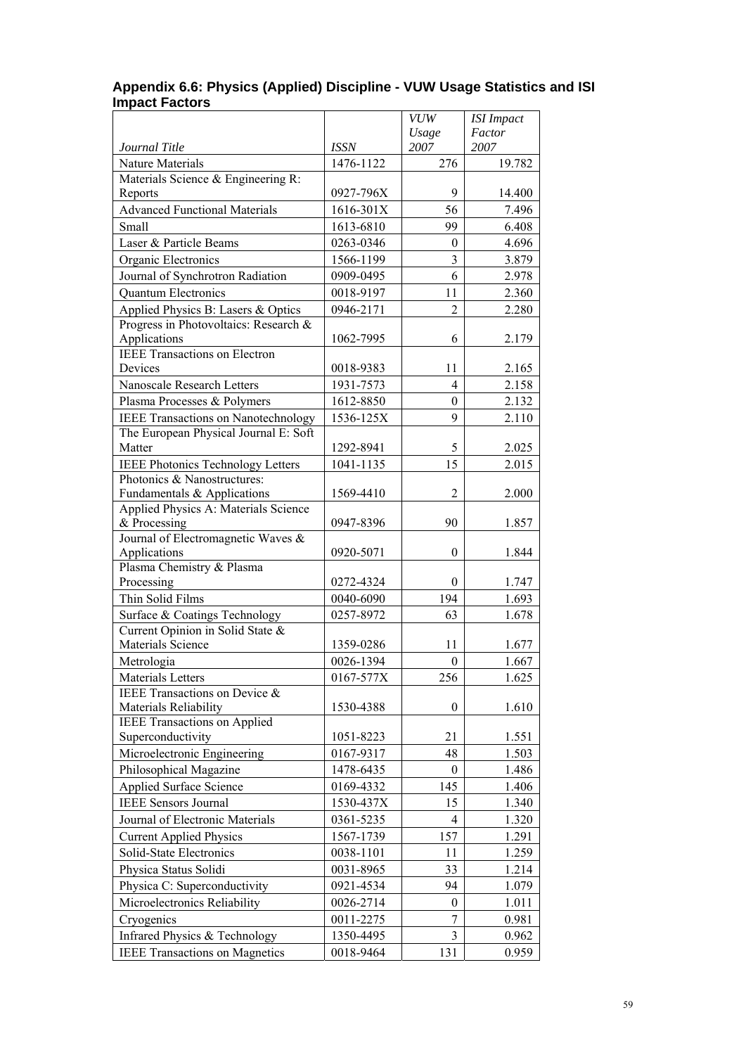### Appendix 6.6: Physics (Applied) Discipline - VUW Usage Statistics and ISI Impact Factors

| *Journal Title* | *ISSN* | *VUW Usage 2007* | *ISI Impact Factor 2007* |
|---|---|---|---|
| Nature Materials | 1476-1122 | 276 | 19.782 |
| Materials Science & Engineering R: Reports | 0927-796X | 9 | 14.400 |
| Advanced Functional Materials | 1616-301X | 56 | 7.496 |
| Small | 1613-6810 | 99 | 6.408 |
| Laser & Particle Beams | 0263-0346 | 0 | 4.696 |
| Organic Electronics | 1566-1199 | 3 | 3.879 |
| Journal of Synchrotron Radiation | 0909-0495 | 6 | 2.978 |
| Quantum Electronics | 0018-9197 | 11 | 2.360 |
| Applied Physics B: Lasers & Optics | 0946-2171 | 2 | 2.280 |
| Progress in Photovoltaics: Research & Applications | 1062-7995 | 6 | 2.179 |
| IEEE Transactions on Electron Devices | 0018-9383 | 11 | 2.165 |
| Nanoscale Research Letters | 1931-7573 | 4 | 2.158 |
| Plasma Processes & Polymers | 1612-8850 | 0 | 2.132 |
| IEEE Transactions on Nanotechnology | 1536-125X | 9 | 2.110 |
| The European Physical Journal E: Soft Matter | 1292-8941 | 5 | 2.025 |
| IEEE Photonics Technology Letters | 1041-1135 | 15 | 2.015 |
| Photonics & Nanostructures: Fundamentals & Applications | 1569-4410 | 2 | 2.000 |
| Applied Physics A: Materials Science & Processing | 0947-8396 | 90 | 1.857 |
| Journal of Electromagnetic Waves & Applications | 0920-5071 | 0 | 1.844 |
| Plasma Chemistry & Plasma Processing | 0272-4324 | 0 | 1.747 |
| Thin Solid Films | 0040-6090 | 194 | 1.693 |
| Surface & Coatings Technology | 0257-8972 | 63 | 1.678 |
| Current Opinion in Solid State & Materials Science | 1359-0286 | 11 | 1.677 |
| Metrologia | 0026-1394 | 0 | 1.667 |
| Materials Letters | 0167-577X | 256 | 1.625 |
| IEEE Transactions on Device & Materials Reliability | 1530-4388 | 0 | 1.610 |
| IEEE Transactions on Applied Superconductivity | 1051-8223 | 21 | 1.551 |
| Microelectronic Engineering | 0167-9317 | 48 | 1.503 |
| Philosophical Magazine | 1478-6435 | 0 | 1.486 |
| Applied Surface Science | 0169-4332 | 145 | 1.406 |
| IEEE Sensors Journal | 1530-437X | 15 | 1.340 |
| Journal of Electronic Materials | 0361-5235 | 4 | 1.320 |
| Current Applied Physics | 1567-1739 | 157 | 1.291 |
| Solid-State Electronics | 0038-1101 | 11 | 1.259 |
| Physica Status Solidi | 0031-8965 | 33 | 1.214 |
| Physica C: Superconductivity | 0921-4534 | 94 | 1.079 |
| Microelectronics Reliability | 0026-2714 | 0 | 1.011 |
| Cryogenics | 0011-2275 | 7 | 0.981 |
| Infrared Physics & Technology | 1350-4495 | 3 | 0.962 |
| IEEE Transactions on Magnetics | 0018-9464 | 131 | 0.959 |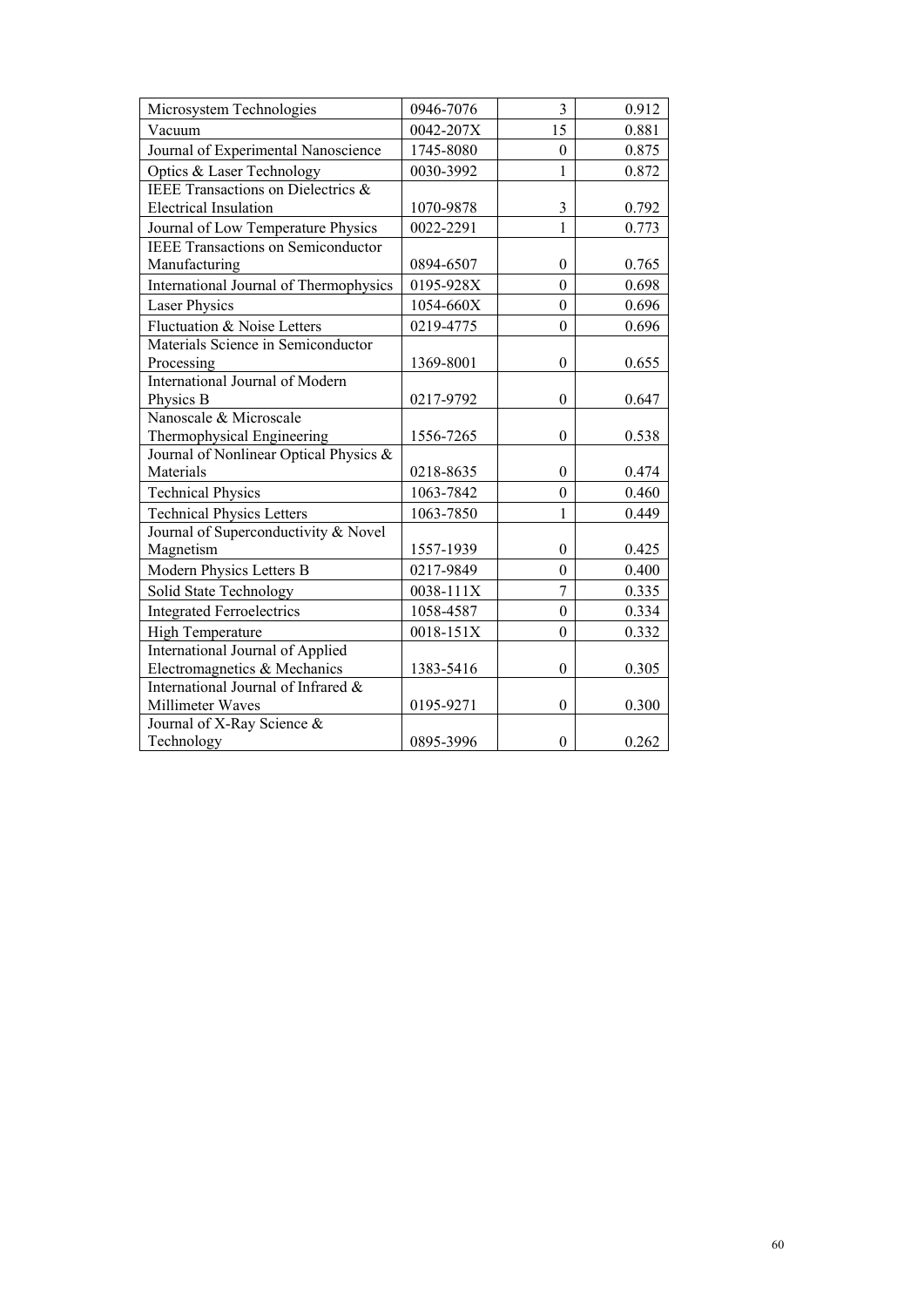| | | | |
|---|---|---|---|
| Microsystem Technologies | 0946-7076 | 3 | 0.912 |
| Vacuum | 0042-207X | 15 | 0.881 |
| Journal of Experimental Nanoscience | 1745-8080 | 0 | 0.875 |
| Optics & Laser Technology | 0030-3992 | 1 | 0.872 |
| IEEE Transactions on Dielectrics & Electrical Insulation | 1070-9878 | 3 | 0.792 |
| Journal of Low Temperature Physics | 0022-2291 | 1 | 0.773 |
| IEEE Transactions on Semiconductor Manufacturing | 0894-6507 | 0 | 0.765 |
| International Journal of Thermophysics | 0195-928X | 0 | 0.698 |
| Laser Physics | 1054-660X | 0 | 0.696 |
| Fluctuation & Noise Letters | 0219-4775 | 0 | 0.696 |
| Materials Science in Semiconductor Processing | 1369-8001 | 0 | 0.655 |
| International Journal of Modern Physics B | 0217-9792 | 0 | 0.647 |
| Nanoscale & Microscale Thermophysical Engineering | 1556-7265 | 0 | 0.538 |
| Journal of Nonlinear Optical Physics & Materials | 0218-8635 | 0 | 0.474 |
| Technical Physics | 1063-7842 | 0 | 0.460 |
| Technical Physics Letters | 1063-7850 | 1 | 0.449 |
| Journal of Superconductivity & Novel Magnetism | 1557-1939 | 0 | 0.425 |
| Modern Physics Letters B | 0217-9849 | 0 | 0.400 |
| Solid State Technology | 0038-111X | 7 | 0.335 |
| Integrated Ferroelectrics | 1058-4587 | 0 | 0.334 |
| High Temperature | 0018-151X | 0 | 0.332 |
| International Journal of Applied Electromagnetics & Mechanics | 1383-5416 | 0 | 0.305 |
| International Journal of Infrared & Millimeter Waves | 0195-9271 | 0 | 0.300 |
| Journal of X-Ray Science & Technology | 0895-3996 | 0 | 0.262 |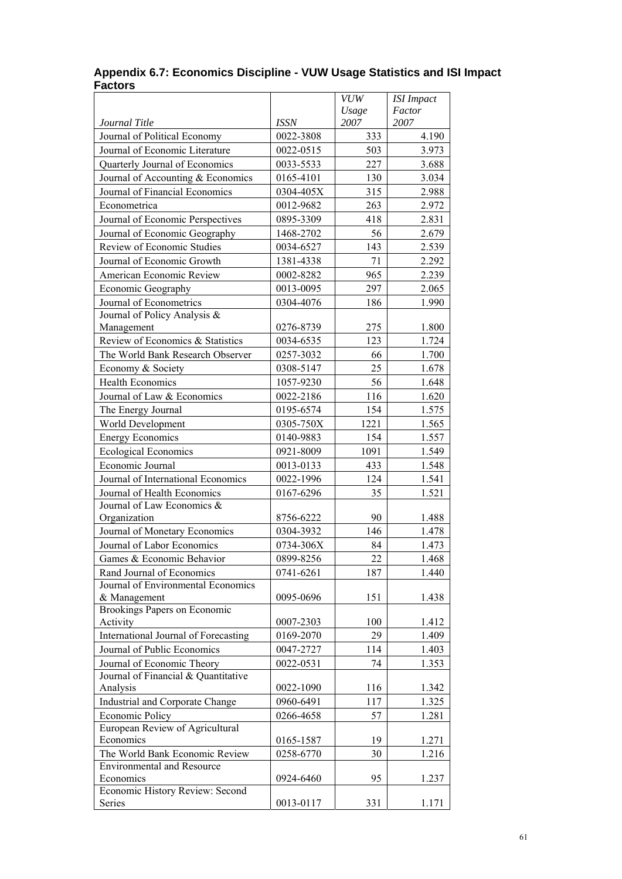## Appendix 6.7: Economics Discipline - VUW Usage Statistics and ISI Impact Factors

| *Journal Title* | *ISSN* | *VUW Usage 2007* | *ISI Impact Factor 2007* |
|---|---|---|---|
| Journal of Political Economy | 0022-3808 | 333 | 4.190 |
| Journal of Economic Literature | 0022-0515 | 503 | 3.973 |
| Quarterly Journal of Economics | 0033-5533 | 227 | 3.688 |
| Journal of Accounting & Economics | 0165-4101 | 130 | 3.034 |
| Journal of Financial Economics | 0304-405X | 315 | 2.988 |
| Econometrica | 0012-9682 | 263 | 2.972 |
| Journal of Economic Perspectives | 0895-3309 | 418 | 2.831 |
| Journal of Economic Geography | 1468-2702 | 56 | 2.679 |
| Review of Economic Studies | 0034-6527 | 143 | 2.539 |
| Journal of Economic Growth | 1381-4338 | 71 | 2.292 |
| American Economic Review | 0002-8282 | 965 | 2.239 |
| Economic Geography | 0013-0095 | 297 | 2.065 |
| Journal of Econometrics | 0304-4076 | 186 | 1.990 |
| Journal of Policy Analysis & Management | 0276-8739 | 275 | 1.800 |
| Review of Economics & Statistics | 0034-6535 | 123 | 1.724 |
| The World Bank Research Observer | 0257-3032 | 66 | 1.700 |
| Economy & Society | 0308-5147 | 25 | 1.678 |
| Health Economics | 1057-9230 | 56 | 1.648 |
| Journal of Law & Economics | 0022-2186 | 116 | 1.620 |
| The Energy Journal | 0195-6574 | 154 | 1.575 |
| World Development | 0305-750X | 1221 | 1.565 |
| Energy Economics | 0140-9883 | 154 | 1.557 |
| Ecological Economics | 0921-8009 | 1091 | 1.549 |
| Economic Journal | 0013-0133 | 433 | 1.548 |
| Journal of International Economics | 0022-1996 | 124 | 1.541 |
| Journal of Health Economics | 0167-6296 | 35 | 1.521 |
| Journal of Law Economics & Organization | 8756-6222 | 90 | 1.488 |
| Journal of Monetary Economics | 0304-3932 | 146 | 1.478 |
| Journal of Labor Economics | 0734-306X | 84 | 1.473 |
| Games & Economic Behavior | 0899-8256 | 22 | 1.468 |
| Rand Journal of Economics | 0741-6261 | 187 | 1.440 |
| Journal of Environmental Economics & Management | 0095-0696 | 151 | 1.438 |
| Brookings Papers on Economic Activity | 0007-2303 | 100 | 1.412 |
| International Journal of Forecasting | 0169-2070 | 29 | 1.409 |
| Journal of Public Economics | 0047-2727 | 114 | 1.403 |
| Journal of Economic Theory | 0022-0531 | 74 | 1.353 |
| Journal of Financial & Quantitative Analysis | 0022-1090 | 116 | 1.342 |
| Industrial and Corporate Change | 0960-6491 | 117 | 1.325 |
| Economic Policy | 0266-4658 | 57 | 1.281 |
| European Review of Agricultural Economics | 0165-1587 | 19 | 1.271 |
| The World Bank Economic Review | 0258-6770 | 30 | 1.216 |
| Environmental and Resource Economics | 0924-6460 | 95 | 1.237 |
| Economic History Review: Second Series | 0013-0117 | 331 | 1.171 |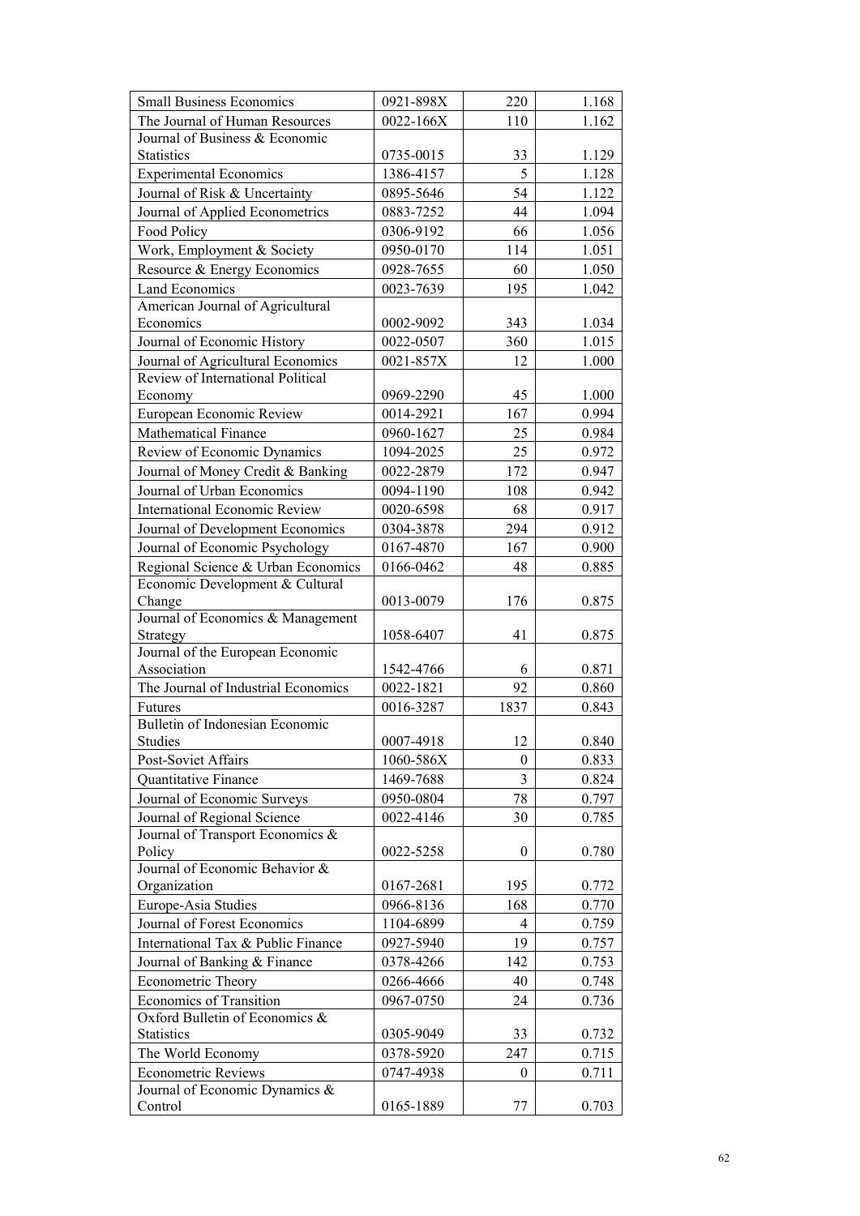| | | | |
|---|---|---|---|
| Small Business Economics | 0921-898X | 220 | 1.168 |
| The Journal of Human Resources | 0022-166X | 110 | 1.162 |
| Journal of Business & Economic Statistics | 0735-0015 | 33 | 1.129 |
| Experimental Economics | 1386-4157 | 5 | 1.128 |
| Journal of Risk & Uncertainty | 0895-5646 | 54 | 1.122 |
| Journal of Applied Econometrics | 0883-7252 | 44 | 1.094 |
| Food Policy | 0306-9192 | 66 | 1.056 |
| Work, Employment & Society | 0950-0170 | 114 | 1.051 |
| Resource & Energy Economics | 0928-7655 | 60 | 1.050 |
| Land Economics | 0023-7639 | 195 | 1.042 |
| American Journal of Agricultural Economics | 0002-9092 | 343 | 1.034 |
| Journal of Economic History | 0022-0507 | 360 | 1.015 |
| Journal of Agricultural Economics | 0021-857X | 12 | 1.000 |
| Review of International Political Economy | 0969-2290 | 45 | 1.000 |
| European Economic Review | 0014-2921 | 167 | 0.994 |
| Mathematical Finance | 0960-1627 | 25 | 0.984 |
| Review of Economic Dynamics | 1094-2025 | 25 | 0.972 |
| Journal of Money Credit & Banking | 0022-2879 | 172 | 0.947 |
| Journal of Urban Economics | 0094-1190 | 108 | 0.942 |
| International Economic Review | 0020-6598 | 68 | 0.917 |
| Journal of Development Economics | 0304-3878 | 294 | 0.912 |
| Journal of Economic Psychology | 0167-4870 | 167 | 0.900 |
| Regional Science & Urban Economics | 0166-0462 | 48 | 0.885 |
| Economic Development & Cultural Change | 0013-0079 | 176 | 0.875 |
| Journal of Economics & Management Strategy | 1058-6407 | 41 | 0.875 |
| Journal of the European Economic Association | 1542-4766 | 6 | 0.871 |
| The Journal of Industrial Economics | 0022-1821 | 92 | 0.860 |
| Futures | 0016-3287 | 1837 | 0.843 |
| Bulletin of Indonesian Economic Studies | 0007-4918 | 12 | 0.840 |
| Post-Soviet Affairs | 1060-586X | 0 | 0.833 |
| Quantitative Finance | 1469-7688 | 3 | 0.824 |
| Journal of Economic Surveys | 0950-0804 | 78 | 0.797 |
| Journal of Regional Science | 0022-4146 | 30 | 0.785 |
| Journal of Transport Economics & Policy | 0022-5258 | 0 | 0.780 |
| Journal of Economic Behavior & Organization | 0167-2681 | 195 | 0.772 |
| Europe-Asia Studies | 0966-8136 | 168 | 0.770 |
| Journal of Forest Economics | 1104-6899 | 4 | 0.759 |
| International Tax & Public Finance | 0927-5940 | 19 | 0.757 |
| Journal of Banking & Finance | 0378-4266 | 142 | 0.753 |
| Econometric Theory | 0266-4666 | 40 | 0.748 |
| Economics of Transition | 0967-0750 | 24 | 0.736 |
| Oxford Bulletin of Economics & Statistics | 0305-9049 | 33 | 0.732 |
| The World Economy | 0378-5920 | 247 | 0.715 |
| Econometric Reviews | 0747-4938 | 0 | 0.711 |
| Journal of Economic Dynamics & Control | 0165-1889 | 77 | 0.703 |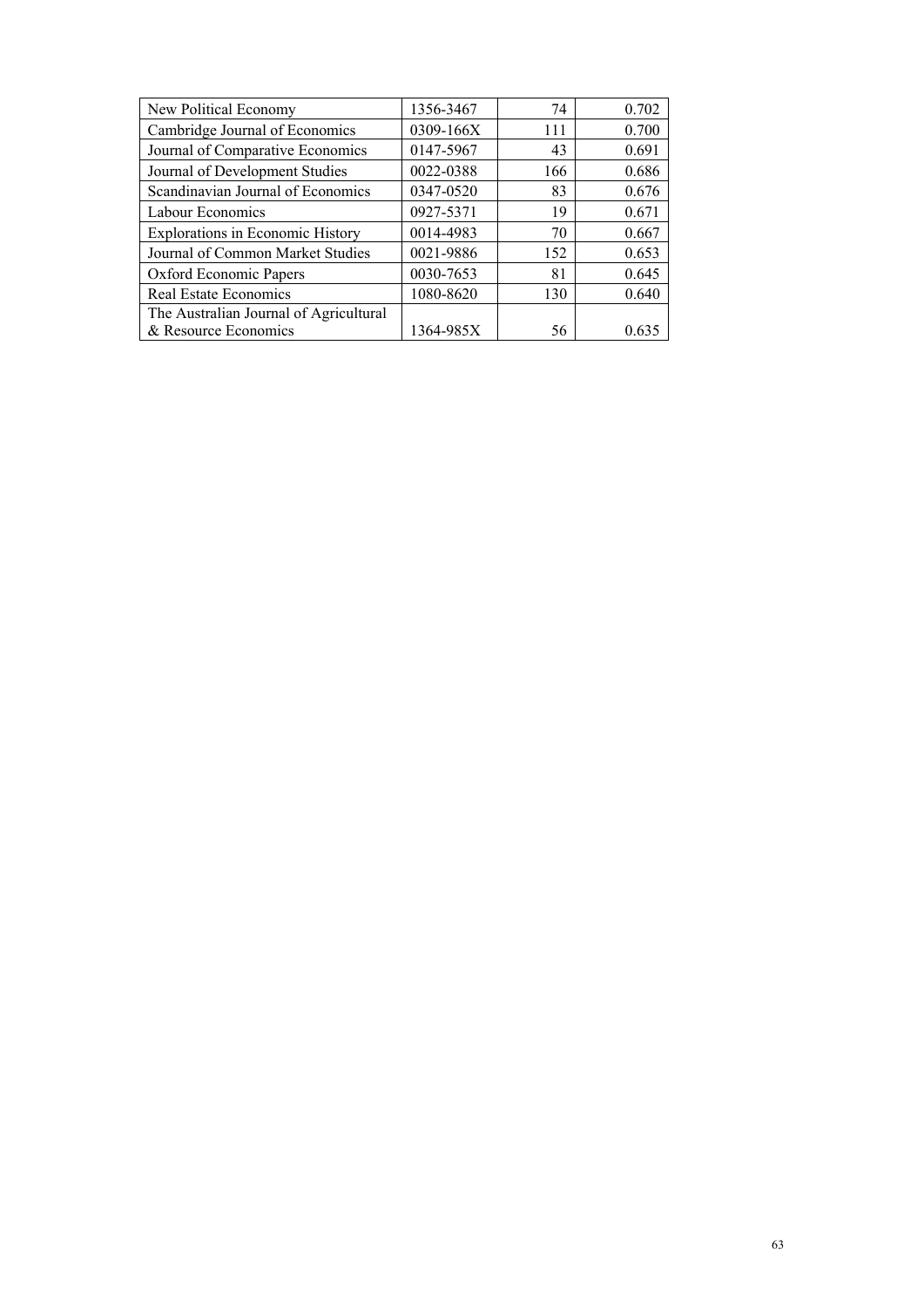| New Political Economy | 1356-3467 | 74 | 0.702 |
|---|---|---|---|
| Cambridge Journal of Economics | 0309-166X | 111 | 0.700 |
| Journal of Comparative Economics | 0147-5967 | 43 | 0.691 |
| Journal of Development Studies | 0022-0388 | 166 | 0.686 |
| Scandinavian Journal of Economics | 0347-0520 | 83 | 0.676 |
| Labour Economics | 0927-5371 | 19 | 0.671 |
| Explorations in Economic History | 0014-4983 | 70 | 0.667 |
| Journal of Common Market Studies | 0021-9886 | 152 | 0.653 |
| Oxford Economic Papers | 0030-7653 | 81 | 0.645 |
| Real Estate Economics | 1080-8620 | 130 | 0.640 |
| The Australian Journal of Agricultural & Resource Economics | 1364-985X | 56 | 0.635 |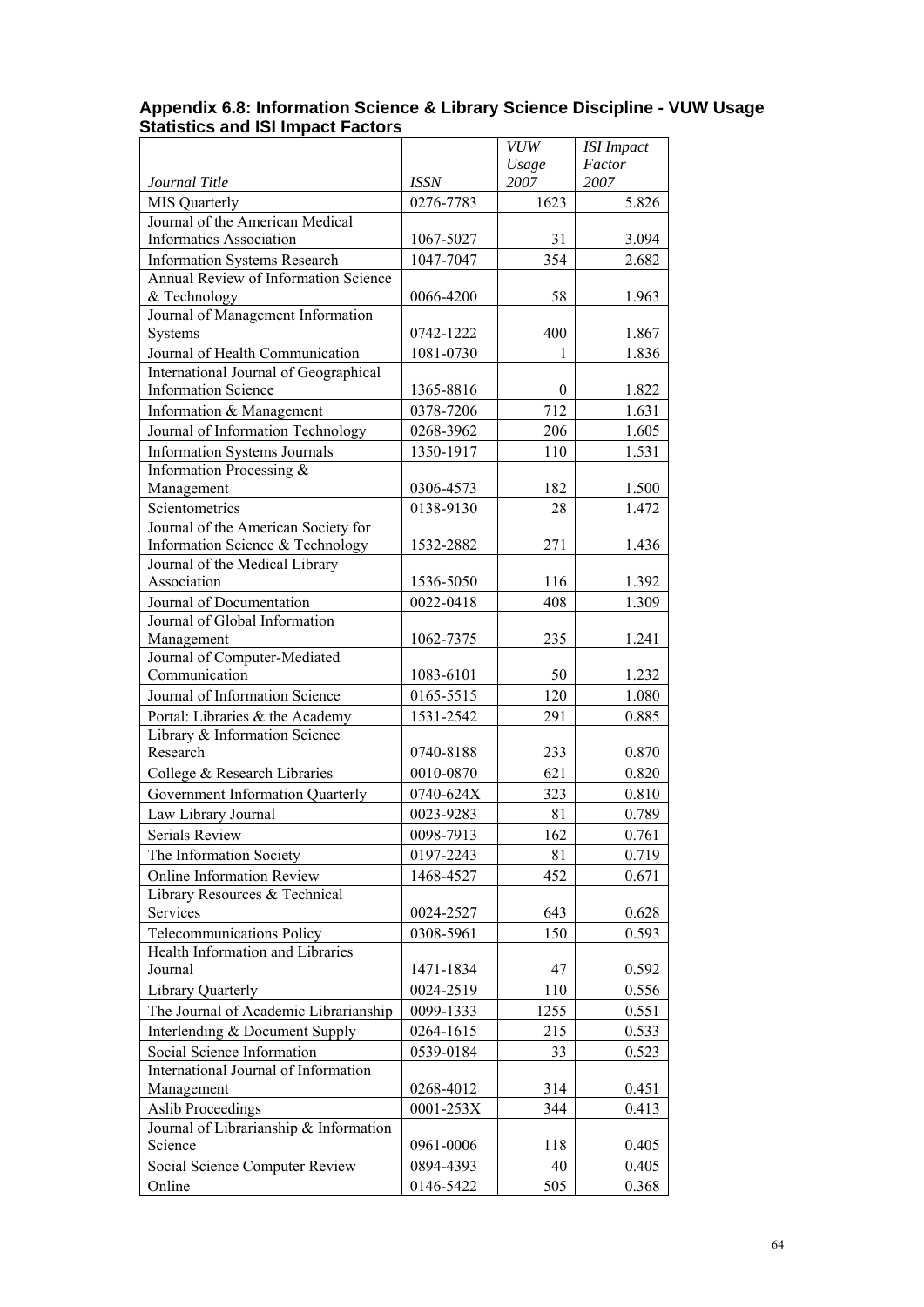## Appendix 6.8: Information Science & Library Science Discipline - VUW Usage Statistics and ISI Impact Factors

| *Journal Title* | *ISSN* | *VUW Usage 2007* | *ISI Impact Factor 2007* |
|---|---|---|---|
| MIS Quarterly | 0276-7783 | 1623 | 5.826 |
| Journal of the American Medical Informatics Association | 1067-5027 | 31 | 3.094 |
| Information Systems Research | 1047-7047 | 354 | 2.682 |
| Annual Review of Information Science & Technology | 0066-4200 | 58 | 1.963 |
| Journal of Management Information Systems | 0742-1222 | 400 | 1.867 |
| Journal of Health Communication | 1081-0730 | 1 | 1.836 |
| International Journal of Geographical Information Science | 1365-8816 | 0 | 1.822 |
| Information & Management | 0378-7206 | 712 | 1.631 |
| Journal of Information Technology | 0268-3962 | 206 | 1.605 |
| Information Systems Journals | 1350-1917 | 110 | 1.531 |
| Information Processing & Management | 0306-4573 | 182 | 1.500 |
| Scientometrics | 0138-9130 | 28 | 1.472 |
| Journal of the American Society for Information Science & Technology | 1532-2882 | 271 | 1.436 |
| Journal of the Medical Library Association | 1536-5050 | 116 | 1.392 |
| Journal of Documentation | 0022-0418 | 408 | 1.309 |
| Journal of Global Information Management | 1062-7375 | 235 | 1.241 |
| Journal of Computer-Mediated Communication | 1083-6101 | 50 | 1.232 |
| Journal of Information Science | 0165-5515 | 120 | 1.080 |
| Portal: Libraries & the Academy | 1531-2542 | 291 | 0.885 |
| Library & Information Science Research | 0740-8188 | 233 | 0.870 |
| College & Research Libraries | 0010-0870 | 621 | 0.820 |
| Government Information Quarterly | 0740-624X | 323 | 0.810 |
| Law Library Journal | 0023-9283 | 81 | 0.789 |
| Serials Review | 0098-7913 | 162 | 0.761 |
| The Information Society | 0197-2243 | 81 | 0.719 |
| Online Information Review | 1468-4527 | 452 | 0.671 |
| Library Resources & Technical Services | 0024-2527 | 643 | 0.628 |
| Telecommunications Policy | 0308-5961 | 150 | 0.593 |
| Health Information and Libraries Journal | 1471-1834 | 47 | 0.592 |
| Library Quarterly | 0024-2519 | 110 | 0.556 |
| The Journal of Academic Librarianship | 0099-1333 | 1255 | 0.551 |
| Interlending & Document Supply | 0264-1615 | 215 | 0.533 |
| Social Science Information | 0539-0184 | 33 | 0.523 |
| International Journal of Information Management | 0268-4012 | 314 | 0.451 |
| Aslib Proceedings | 0001-253X | 344 | 0.413 |
| Journal of Librarianship & Information Science | 0961-0006 | 118 | 0.405 |
| Social Science Computer Review | 0894-4393 | 40 | 0.405 |
| Online | 0146-5422 | 505 | 0.368 |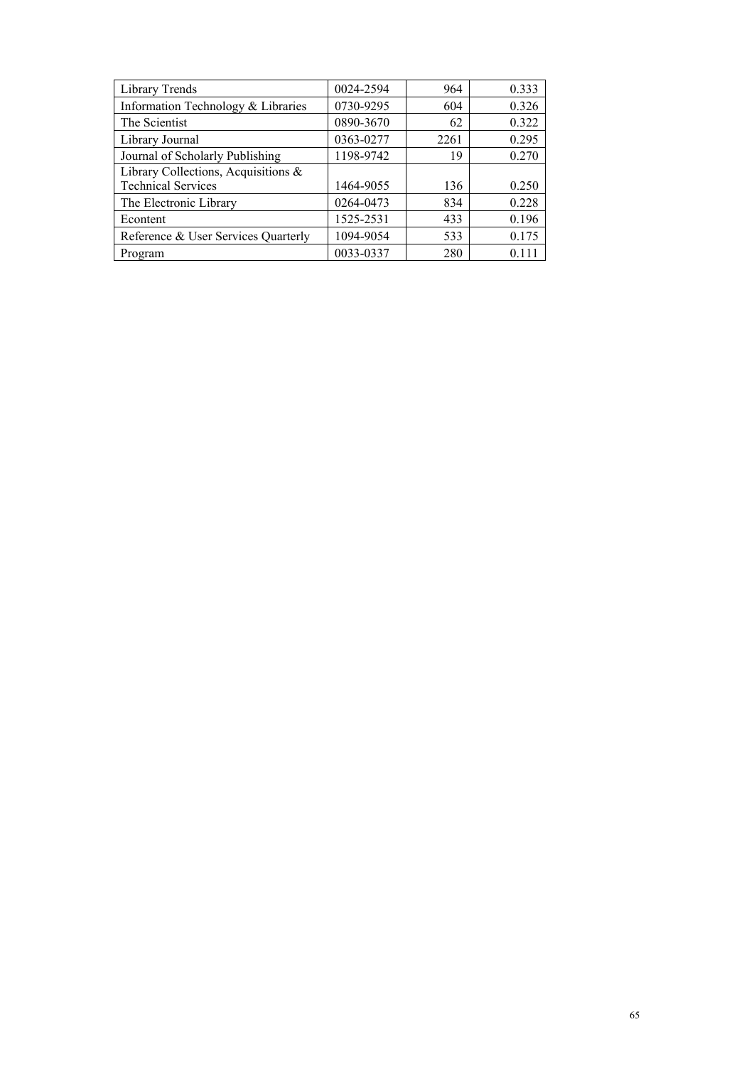| | | | |
|---|---|---|---|
| Library Trends | 0024-2594 | 964 | 0.333 |
| Information Technology & Libraries | 0730-9295 | 604 | 0.326 |
| The Scientist | 0890-3670 | 62 | 0.322 |
| Library Journal | 0363-0277 | 2261 | 0.295 |
| Journal of Scholarly Publishing | 1198-9742 | 19 | 0.270 |
| Library Collections, Acquisitions & Technical Services | 1464-9055 | 136 | 0.250 |
| The Electronic Library | 0264-0473 | 834 | 0.228 |
| Econtent | 1525-2531 | 433 | 0.196 |
| Reference & User Services Quarterly | 1094-9054 | 533 | 0.175 |
| Program | 0033-0337 | 280 | 0.111 |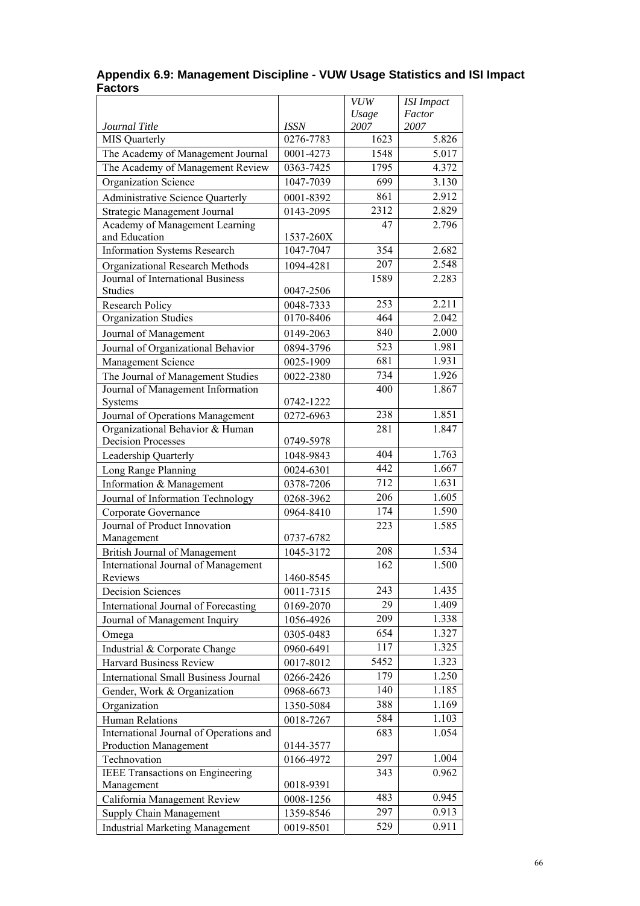### Appendix 6.9: Management Discipline - VUW Usage Statistics and ISI Impact Factors

| *Journal Title* | *ISSN* | *VUW Usage 2007* | *ISI Impact Factor 2007* |
|---|---|---|---|
| MIS Quarterly | 0276-7783 | 1623 | 5.826 |
| The Academy of Management Journal | 0001-4273 | 1548 | 5.017 |
| The Academy of Management Review | 0363-7425 | 1795 | 4.372 |
| Organization Science | 1047-7039 | 699 | 3.130 |
| Administrative Science Quarterly | 0001-8392 | 861 | 2.912 |
| Strategic Management Journal | 0143-2095 | 2312 | 2.829 |
| Academy of Management Learning and Education | 1537-260X | 47 | 2.796 |
| Information Systems Research | 1047-7047 | 354 | 2.682 |
| Organizational Research Methods | 1094-4281 | 207 | 2.548 |
| Journal of International Business Studies | 0047-2506 | 1589 | 2.283 |
| Research Policy | 0048-7333 | 253 | 2.211 |
| Organization Studies | 0170-8406 | 464 | 2.042 |
| Journal of Management | 0149-2063 | 840 | 2.000 |
| Journal of Organizational Behavior | 0894-3796 | 523 | 1.981 |
| Management Science | 0025-1909 | 681 | 1.931 |
| The Journal of Management Studies | 0022-2380 | 734 | 1.926 |
| Journal of Management Information Systems | 0742-1222 | 400 | 1.867 |
| Journal of Operations Management | 0272-6963 | 238 | 1.851 |
| Organizational Behavior & Human Decision Processes | 0749-5978 | 281 | 1.847 |
| Leadership Quarterly | 1048-9843 | 404 | 1.763 |
| Long Range Planning | 0024-6301 | 442 | 1.667 |
| Information & Management | 0378-7206 | 712 | 1.631 |
| Journal of Information Technology | 0268-3962 | 206 | 1.605 |
| Corporate Governance | 0964-8410 | 174 | 1.590 |
| Journal of Product Innovation Management | 0737-6782 | 223 | 1.585 |
| British Journal of Management | 1045-3172 | 208 | 1.534 |
| International Journal of Management Reviews | 1460-8545 | 162 | 1.500 |
| Decision Sciences | 0011-7315 | 243 | 1.435 |
| International Journal of Forecasting | 0169-2070 | 29 | 1.409 |
| Journal of Management Inquiry | 1056-4926 | 209 | 1.338 |
| Omega | 0305-0483 | 654 | 1.327 |
| Industrial & Corporate Change | 0960-6491 | 117 | 1.325 |
| Harvard Business Review | 0017-8012 | 5452 | 1.323 |
| International Small Business Journal | 0266-2426 | 179 | 1.250 |
| Gender, Work & Organization | 0968-6673 | 140 | 1.185 |
| Organization | 1350-5084 | 388 | 1.169 |
| Human Relations | 0018-7267 | 584 | 1.103 |
| International Journal of Operations and Production Management | 0144-3577 | 683 | 1.054 |
| Technovation | 0166-4972 | 297 | 1.004 |
| IEEE Transactions on Engineering Management | 0018-9391 | 343 | 0.962 |
| California Management Review | 0008-1256 | 483 | 0.945 |
| Supply Chain Management | 1359-8546 | 297 | 0.913 |
| Industrial Marketing Management | 0019-8501 | 529 | 0.911 |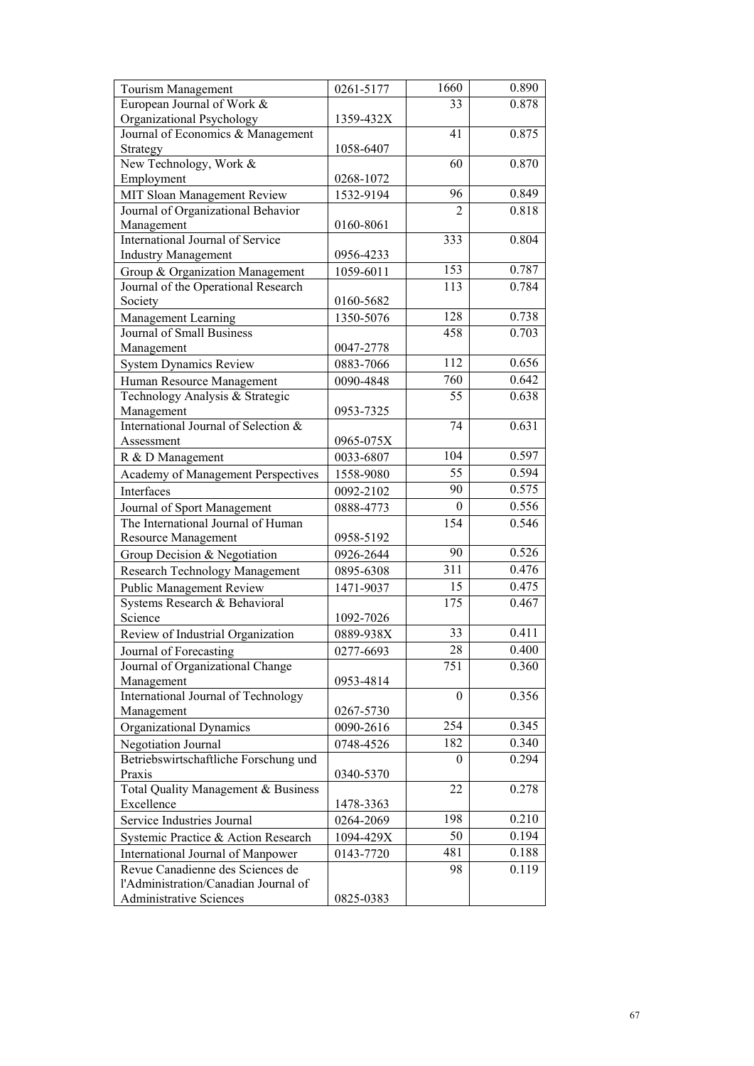| | | | |
|---|---|---|---|
| Tourism Management | 0261-5177 | 1660 | 0.890 |
| European Journal of Work & Organizational Psychology | 1359-432X | 33 | 0.878 |
| Journal of Economics & Management Strategy | 1058-6407 | 41 | 0.875 |
| New Technology, Work & Employment | 0268-1072 | 60 | 0.870 |
| MIT Sloan Management Review | 1532-9194 | 96 | 0.849 |
| Journal of Organizational Behavior Management | 0160-8061 | 2 | 0.818 |
| International Journal of Service Industry Management | 0956-4233 | 333 | 0.804 |
| Group & Organization Management | 1059-6011 | 153 | 0.787 |
| Journal of the Operational Research Society | 0160-5682 | 113 | 0.784 |
| Management Learning | 1350-5076 | 128 | 0.738 |
| Journal of Small Business Management | 0047-2778 | 458 | 0.703 |
| System Dynamics Review | 0883-7066 | 112 | 0.656 |
| Human Resource Management | 0090-4848 | 760 | 0.642 |
| Technology Analysis & Strategic Management | 0953-7325 | 55 | 0.638 |
| International Journal of Selection & Assessment | 0965-075X | 74 | 0.631 |
| R & D Management | 0033-6807 | 104 | 0.597 |
| Academy of Management Perspectives | 1558-9080 | 55 | 0.594 |
| Interfaces | 0092-2102 | 90 | 0.575 |
| Journal of Sport Management | 0888-4773 | 0 | 0.556 |
| The International Journal of Human Resource Management | 0958-5192 | 154 | 0.546 |
| Group Decision & Negotiation | 0926-2644 | 90 | 0.526 |
| Research Technology Management | 0895-6308 | 311 | 0.476 |
| Public Management Review | 1471-9037 | 15 | 0.475 |
| Systems Research & Behavioral Science | 1092-7026 | 175 | 0.467 |
| Review of Industrial Organization | 0889-938X | 33 | 0.411 |
| Journal of Forecasting | 0277-6693 | 28 | 0.400 |
| Journal of Organizational Change Management | 0953-4814 | 751 | 0.360 |
| International Journal of Technology Management | 0267-5730 | 0 | 0.356 |
| Organizational Dynamics | 0090-2616 | 254 | 0.345 |
| Negotiation Journal | 0748-4526 | 182 | 0.340 |
| Betriebswirtschaftliche Forschung und Praxis | 0340-5370 | 0 | 0.294 |
| Total Quality Management & Business Excellence | 1478-3363 | 22 | 0.278 |
| Service Industries Journal | 0264-2069 | 198 | 0.210 |
| Systemic Practice & Action Research | 1094-429X | 50 | 0.194 |
| International Journal of Manpower | 0143-7720 | 481 | 0.188 |
| Revue Canadienne des Sciences de l'Administration/Canadian Journal of Administrative Sciences | 0825-0383 | 98 | 0.119 |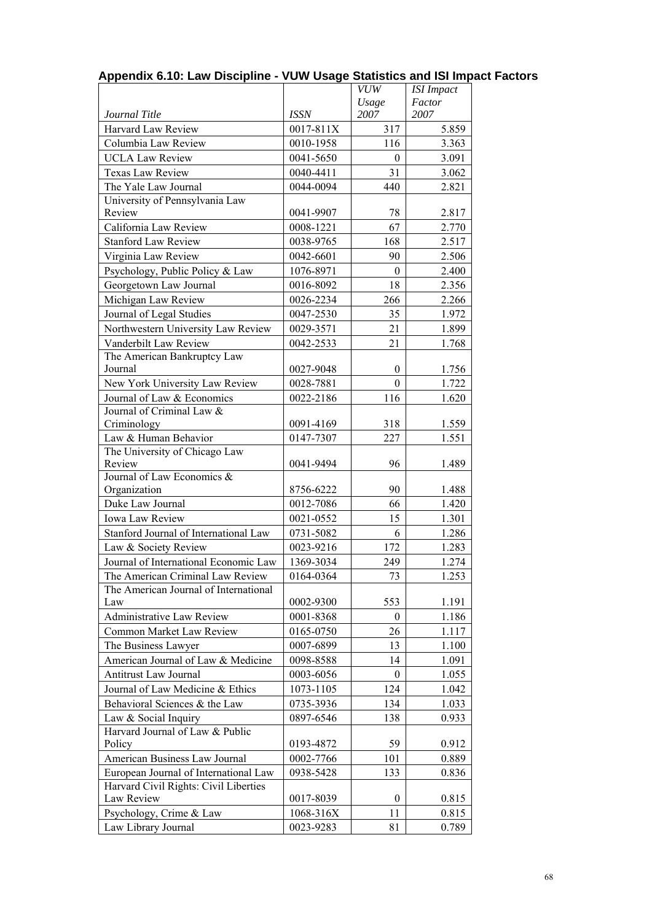# Appendix 6.10: Law Discipline - VUW Usage Statistics and ISI Impact Factors

| *Journal Title* | *ISSN* | *VUW Usage 2007* | *ISI Impact Factor 2007* |
|---|---|---|---|
| Harvard Law Review | 0017-811X | 317 | 5.859 |
| Columbia Law Review | 0010-1958 | 116 | 3.363 |
| UCLA Law Review | 0041-5650 | 0 | 3.091 |
| Texas Law Review | 0040-4411 | 31 | 3.062 |
| The Yale Law Journal | 0044-0094 | 440 | 2.821 |
| University of Pennsylvania Law Review | 0041-9907 | 78 | 2.817 |
| California Law Review | 0008-1221 | 67 | 2.770 |
| Stanford Law Review | 0038-9765 | 168 | 2.517 |
| Virginia Law Review | 0042-6601 | 90 | 2.506 |
| Psychology, Public Policy & Law | 1076-8971 | 0 | 2.400 |
| Georgetown Law Journal | 0016-8092 | 18 | 2.356 |
| Michigan Law Review | 0026-2234 | 266 | 2.266 |
| Journal of Legal Studies | 0047-2530 | 35 | 1.972 |
| Northwestern University Law Review | 0029-3571 | 21 | 1.899 |
| Vanderbilt Law Review | 0042-2533 | 21 | 1.768 |
| The American Bankruptcy Law Journal | 0027-9048 | 0 | 1.756 |
| New York University Law Review | 0028-7881 | 0 | 1.722 |
| Journal of Law & Economics | 0022-2186 | 116 | 1.620 |
| Journal of Criminal Law & Criminology | 0091-4169 | 318 | 1.559 |
| Law & Human Behavior | 0147-7307 | 227 | 1.551 |
| The University of Chicago Law Review | 0041-9494 | 96 | 1.489 |
| Journal of Law Economics & Organization | 8756-6222 | 90 | 1.488 |
| Duke Law Journal | 0012-7086 | 66 | 1.420 |
| Iowa Law Review | 0021-0552 | 15 | 1.301 |
| Stanford Journal of International Law | 0731-5082 | 6 | 1.286 |
| Law & Society Review | 0023-9216 | 172 | 1.283 |
| Journal of International Economic Law | 1369-3034 | 249 | 1.274 |
| The American Criminal Law Review | 0164-0364 | 73 | 1.253 |
| The American Journal of International Law | 0002-9300 | 553 | 1.191 |
| Administrative Law Review | 0001-8368 | 0 | 1.186 |
| Common Market Law Review | 0165-0750 | 26 | 1.117 |
| The Business Lawyer | 0007-6899 | 13 | 1.100 |
| American Journal of Law & Medicine | 0098-8588 | 14 | 1.091 |
| Antitrust Law Journal | 0003-6056 | 0 | 1.055 |
| Journal of Law Medicine & Ethics | 1073-1105 | 124 | 1.042 |
| Behavioral Sciences & the Law | 0735-3936 | 134 | 1.033 |
| Law & Social Inquiry | 0897-6546 | 138 | 0.933 |
| Harvard Journal of Law & Public Policy | 0193-4872 | 59 | 0.912 |
| American Business Law Journal | 0002-7766 | 101 | 0.889 |
| European Journal of International Law | 0938-5428 | 133 | 0.836 |
| Harvard Civil Rights: Civil Liberties Law Review | 0017-8039 | 0 | 0.815 |
| Psychology, Crime & Law | 1068-316X | 11 | 0.815 |
| Law Library Journal | 0023-9283 | 81 | 0.789 |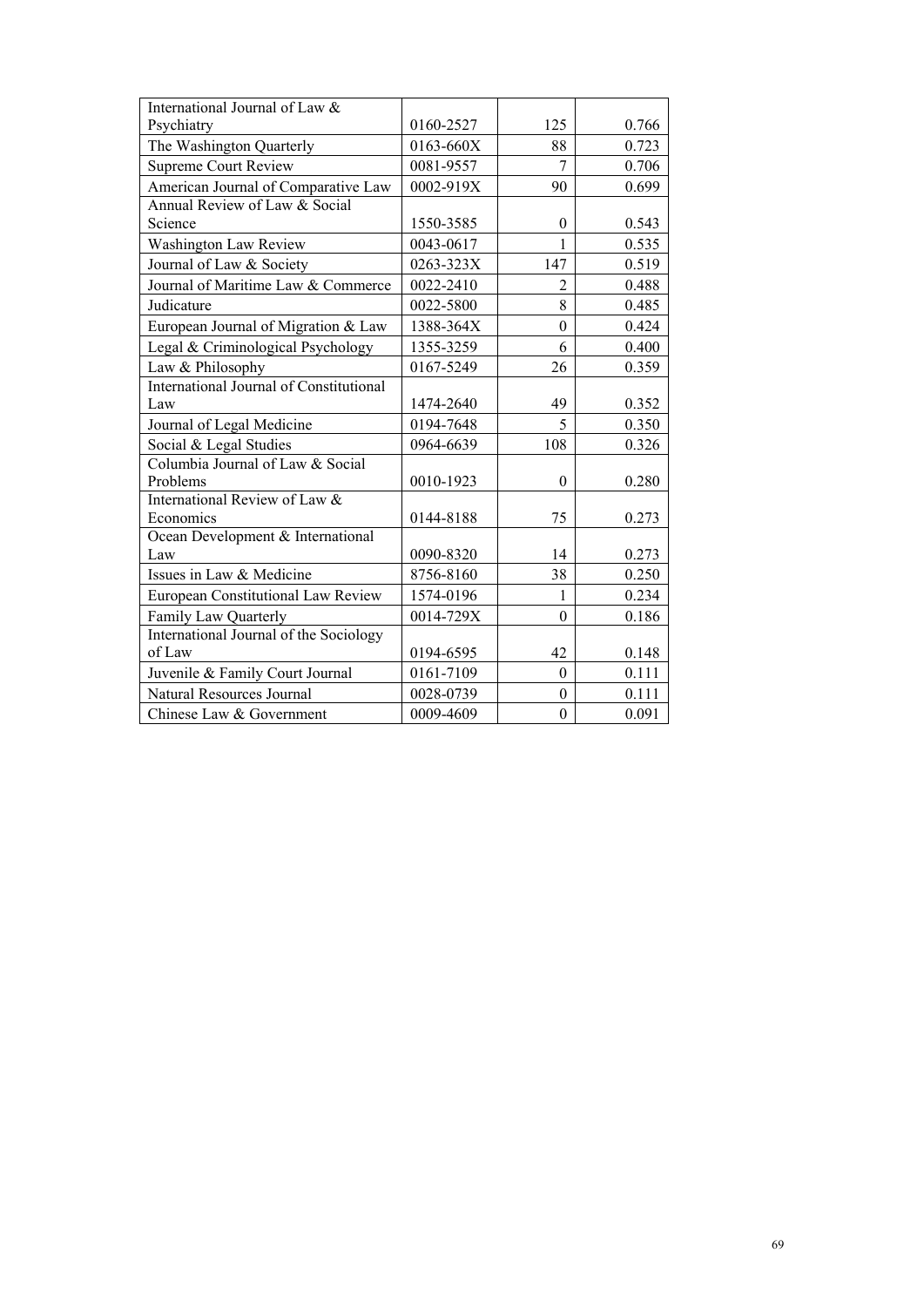| | | | |
|---|---|---|---|
| International Journal of Law & Psychiatry | 0160-2527 | 125 | 0.766 |
| The Washington Quarterly | 0163-660X | 88 | 0.723 |
| Supreme Court Review | 0081-9557 | 7 | 0.706 |
| American Journal of Comparative Law | 0002-919X | 90 | 0.699 |
| Annual Review of Law & Social Science | 1550-3585 | 0 | 0.543 |
| Washington Law Review | 0043-0617 | 1 | 0.535 |
| Journal of Law & Society | 0263-323X | 147 | 0.519 |
| Journal of Maritime Law & Commerce | 0022-2410 | 2 | 0.488 |
| Judicature | 0022-5800 | 8 | 0.485 |
| European Journal of Migration & Law | 1388-364X | 0 | 0.424 |
| Legal & Criminological Psychology | 1355-3259 | 6 | 0.400 |
| Law & Philosophy | 0167-5249 | 26 | 0.359 |
| International Journal of Constitutional Law | 1474-2640 | 49 | 0.352 |
| Journal of Legal Medicine | 0194-7648 | 5 | 0.350 |
| Social & Legal Studies | 0964-6639 | 108 | 0.326 |
| Columbia Journal of Law & Social Problems | 0010-1923 | 0 | 0.280 |
| International Review of Law & Economics | 0144-8188 | 75 | 0.273 |
| Ocean Development & International Law | 0090-8320 | 14 | 0.273 |
| Issues in Law & Medicine | 8756-8160 | 38 | 0.250 |
| European Constitutional Law Review | 1574-0196 | 1 | 0.234 |
| Family Law Quarterly | 0014-729X | 0 | 0.186 |
| International Journal of the Sociology of Law | 0194-6595 | 42 | 0.148 |
| Juvenile & Family Court Journal | 0161-7109 | 0 | 0.111 |
| Natural Resources Journal | 0028-0739 | 0 | 0.111 |
| Chinese Law & Government | 0009-4609 | 0 | 0.091 |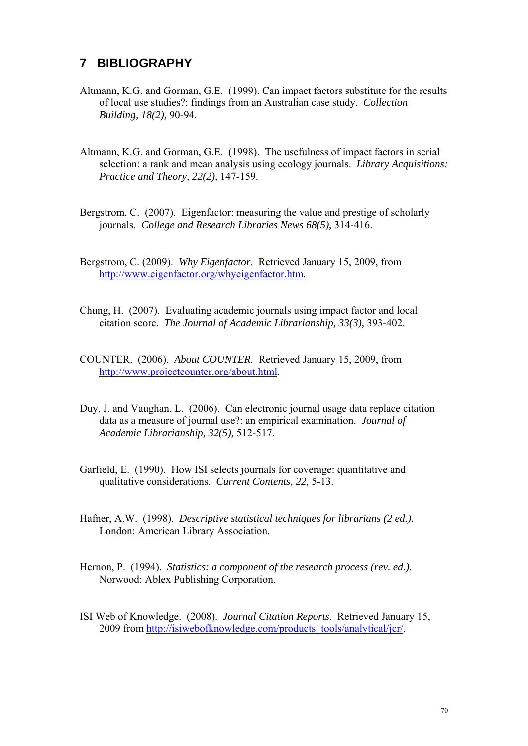## 7 BIBLIOGRAPHY

Altmann, K.G. and Gorman, G.E. (1999). Can impact factors substitute for the results of local use studies?: findings from an Australian case study. *Collection Building, 18(2),* 90-94.

Altmann, K.G. and Gorman, G.E. (1998). The usefulness of impact factors in serial selection: a rank and mean analysis using ecology journals. *Library Acquisitions: Practice and Theory, 22(2),* 147-159.

Bergstrom, C. (2007). Eigenfactor: measuring the value and prestige of scholarly journals. *College and Research Libraries News 68(5),* 314-416.

Bergstrom, C. (2009). *Why Eigenfactor*. Retrieved January 15, 2009, from http://www.eigenfactor.org/whyeigenfactor.htm.

Chung, H. (2007). Evaluating academic journals using impact factor and local citation score. *The Journal of Academic Librarianship, 33(3),* 393-402.

COUNTER. (2006). *About COUNTER.* Retrieved January 15, 2009, from http://www.projectcounter.org/about.html.

Duy, J. and Vaughan, L. (2006). Can electronic journal usage data replace citation data as a measure of journal use?: an empirical examination. *Journal of Academic Librarianship, 32(5),* 512-517.

Garfield, E. (1990). How ISI selects journals for coverage: quantitative and qualitative considerations. *Current Contents, 22,* 5-13.

Hafner, A.W. (1998). *Descriptive statistical techniques for librarians (2 ed.).* London: American Library Association.

Hernon, P. (1994). *Statistics: a component of the research process (rev. ed.).* Norwood: Ablex Publishing Corporation.

ISI Web of Knowledge. (2008). *Journal Citation Reports.* Retrieved January 15, 2009 from http://isiwebofknowledge.com/products_tools/analytical/jcr/.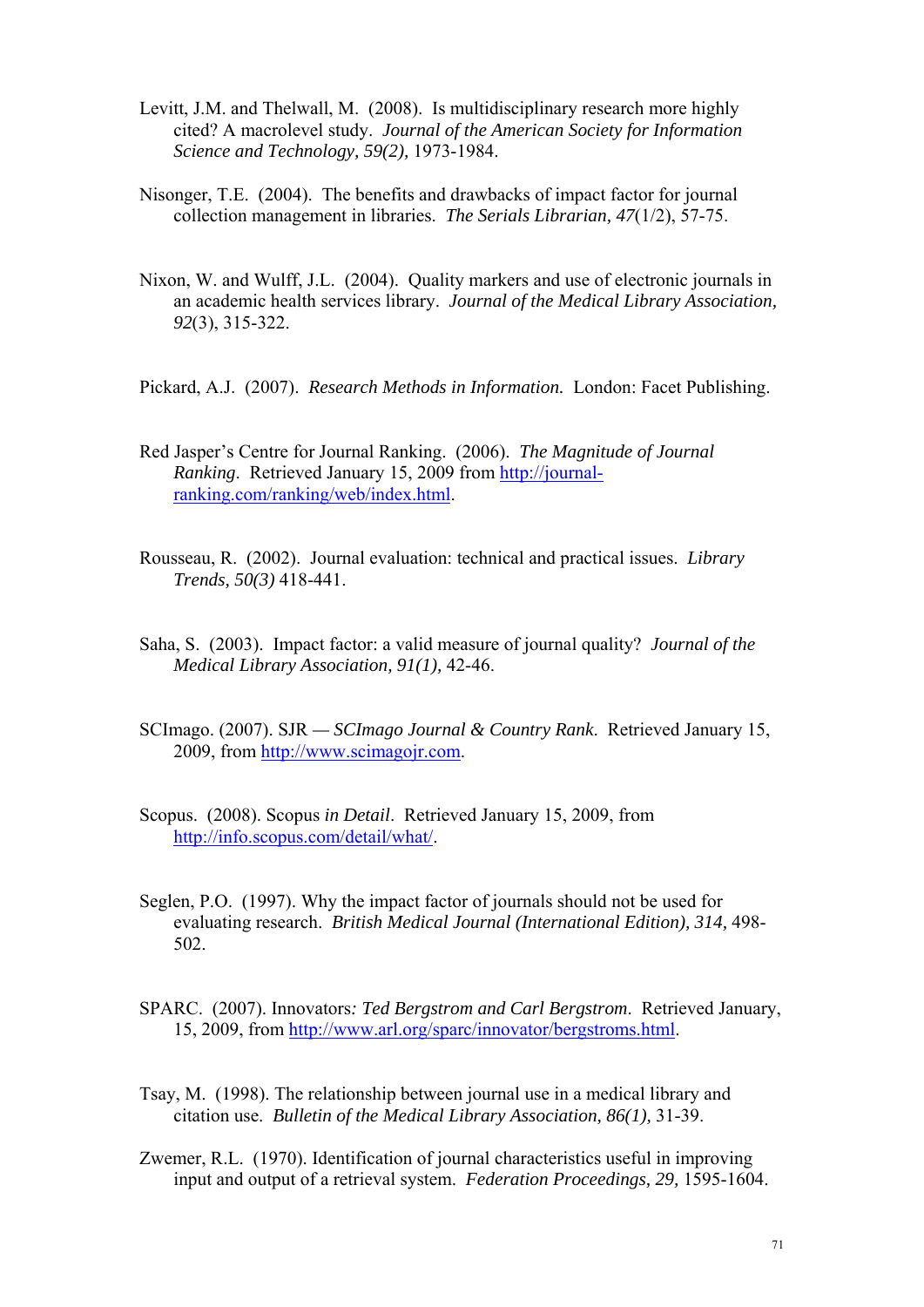Levitt, J.M. and Thelwall, M. (2008). Is multidisciplinary research more highly cited? A macrolevel study. *Journal of the American Society for Information Science and Technology, 59(2),* 1973-1984.

Nisonger, T.E. (2004). The benefits and drawbacks of impact factor for journal collection management in libraries. *The Serials Librarian, 47*(1/2), 57-75.

Nixon, W. and Wulff, J.L. (2004). Quality markers and use of electronic journals in an academic health services library. *Journal of the Medical Library Association, 92*(3), 315-322.

Pickard, A.J. (2007). *Research Methods in Information.* London: Facet Publishing.

Red Jasper's Centre for Journal Ranking. (2006). *The Magnitude of Journal Ranking*. Retrieved January 15, 2009 from http://journal-ranking.com/ranking/web/index.html.

Rousseau, R. (2002). Journal evaluation: technical and practical issues. *Library Trends, 50(3)* 418-441.

Saha, S. (2003). Impact factor: a valid measure of journal quality? *Journal of the Medical Library Association, 91(1),* 42-46.

SCImago. (2007). SJR — *SCImago Journal & Country Rank*. Retrieved January 15, 2009, from http://www.scimagojr.com.

Scopus. (2008). Scopus *in Detail*. Retrieved January 15, 2009, from http://info.scopus.com/detail/what/.

Seglen, P.O. (1997). Why the impact factor of journals should not be used for evaluating research. *British Medical Journal (International Edition), 314,* 498-502.

SPARC. (2007). Innovators*: Ted Bergstrom and Carl Bergstrom*. Retrieved January, 15, 2009, from http://www.arl.org/sparc/innovator/bergstroms.html.

Tsay, M. (1998). The relationship between journal use in a medical library and citation use. *Bulletin of the Medical Library Association, 86(1),* 31-39.

Zwemer, R.L. (1970). Identification of journal characteristics useful in improving input and output of a retrieval system. *Federation Proceedings, 29,* 1595-1604.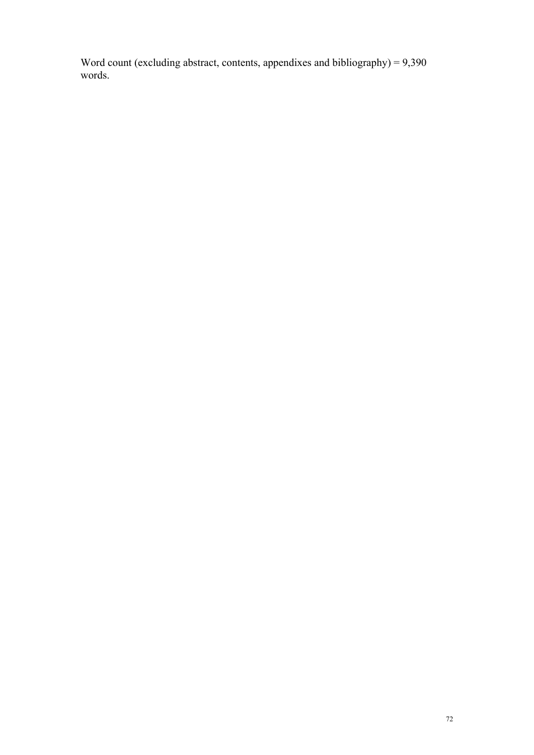Word count (excluding abstract, contents, appendixes and bibliography) = 9,390 words.